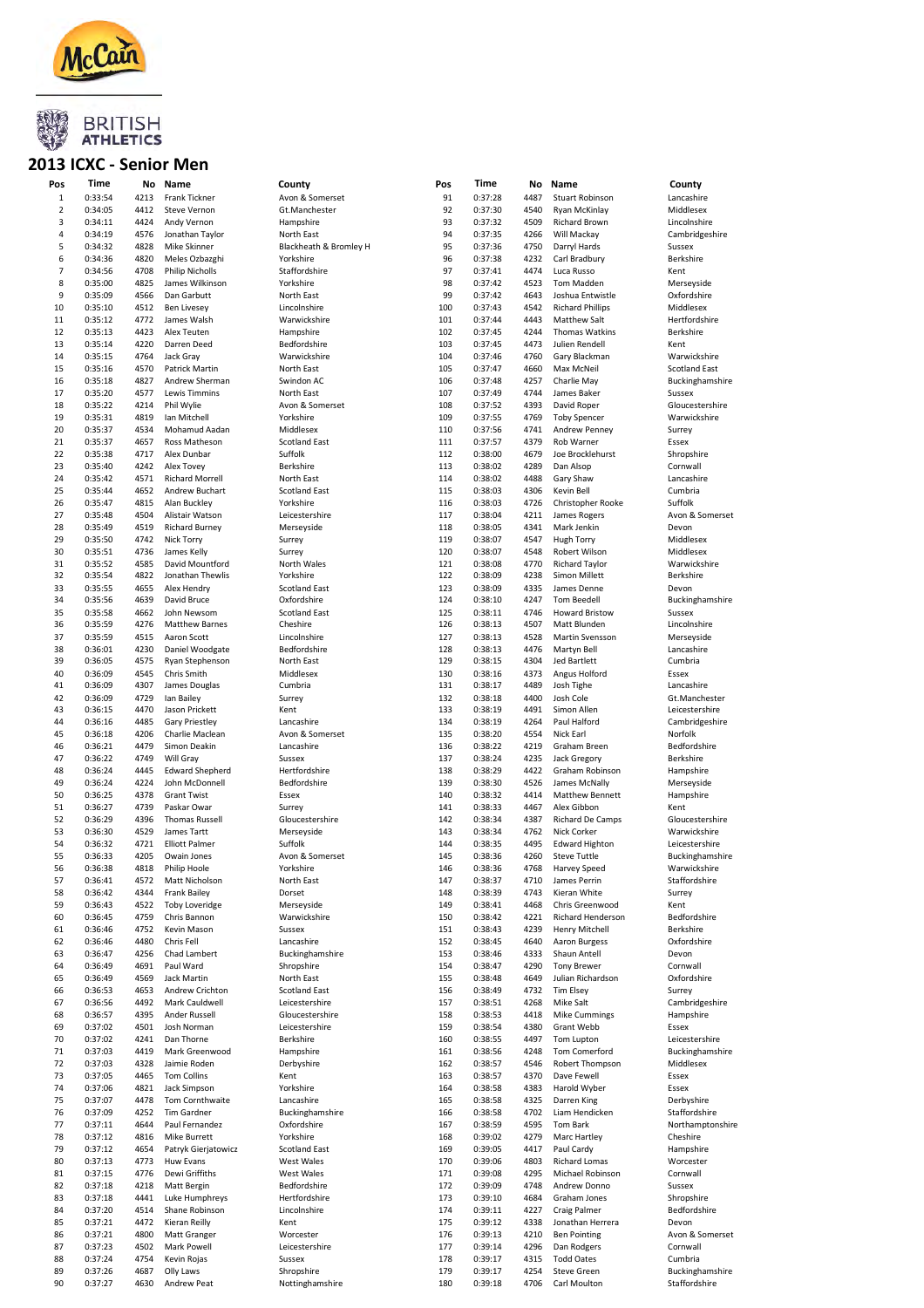McCain

BRITISH ATHLETICS

# 2013 ICXC - Senior Men

| Pos | Time | No | Name | County |
|---|---|---|---|---|
| 1 | 0:33:54 | 4213 | Frank Tickner | Avon & Somerset |
| 2 | 0:34:05 | 4412 | Steve Vernon | Gt.Manchester |
| 3 | 0:34:11 | 4424 | Andy Vernon | Hampshire |
| 4 | 0:34:19 | 4576 | Jonathan Taylor | North East |
| 5 | 0:34:32 | 4828 | Mike Skinner | Blackheath & Bromley H |
| 6 | 0:34:36 | 4820 | Meles Ozbazghi | Yorkshire |
| 7 | 0:34:56 | 4708 | Philip Nicholls | Staffordshire |
| 8 | 0:35:00 | 4825 | James Wilkinson | Yorkshire |
| 9 | 0:35:09 | 4566 | Dan Garbutt | North East |
| 10 | 0:35:10 | 4512 | Ben Livesey | Lincolnshire |
| 11 | 0:35:12 | 4772 | James Walsh | Warwickshire |
| 12 | 0:35:13 | 4423 | Alex Teuten | Hampshire |
| 13 | 0:35:14 | 4220 | Darren Deed | Bedfordshire |
| 14 | 0:35:15 | 4764 | Jack Gray | Warwickshire |
| 15 | 0:35:16 | 4570 | Patrick Martin | North East |
| 16 | 0:35:18 | 4827 | Andrew Sherman | Swindon AC |
| 17 | 0:35:20 | 4577 | Lewis Timmins | North East |
| 18 | 0:35:22 | 4214 | Phil Wylie | Avon & Somerset |
| 19 | 0:35:31 | 4819 | Ian Mitchell | Yorkshire |
| 20 | 0:35:37 | 4534 | Mohamud Aadan | Middlesex |
| 21 | 0:35:37 | 4657 | Ross Matheson | Scotland East |
| 22 | 0:35:38 | 4717 | Alex Dunbar | Suffolk |
| 23 | 0:35:40 | 4242 | Alex Tovey | Berkshire |
| 24 | 0:35:42 | 4571 | Richard Morrell | North East |
| 25 | 0:35:44 | 4652 | Andrew Buchart | Scotland East |
| 26 | 0:35:47 | 4815 | Alan Buckley | Yorkshire |
| 27 | 0:35:48 | 4504 | Alistair Watson | Leicestershire |
| 28 | 0:35:49 | 4519 | Richard Burney | Merseyside |
| 29 | 0:35:50 | 4742 | Nick Torry | Surrey |
| 30 | 0:35:51 | 4736 | James Kelly | Surrey |
| 31 | 0:35:52 | 4585 | David Mountford | North Wales |
| 32 | 0:35:54 | 4822 | Jonathan Thewlis | Yorkshire |
| 33 | 0:35:55 | 4655 | Alex Hendry | Scotland East |
| 34 | 0:35:56 | 4639 | David Bruce | Oxfordshire |
| 35 | 0:35:58 | 4662 | John Newsom | Scotland East |
| 36 | 0:35:59 | 4276 | Matthew Barnes | Cheshire |
| 37 | 0:35:59 | 4515 | Aaron Scott | Lincolnshire |
| 38 | 0:36:01 | 4230 | Daniel Woodgate | Bedfordshire |
| 39 | 0:36:05 | 4575 | Ryan Stephenson | North East |
| 40 | 0:36:09 | 4545 | Chris Smith | Middlesex |
| 41 | 0:36:09 | 4307 | James Douglas | Cumbria |
| 42 | 0:36:09 | 4729 | Ian Bailey | Surrey |
| 43 | 0:36:15 | 4470 | Jason Prickett | Kent |
| 44 | 0:36:16 | 4485 | Gary Priestley | Lancashire |
| 45 | 0:36:18 | 4206 | Charlie Maclean | Avon & Somerset |
| 46 | 0:36:21 | 4479 | Simon Deakin | Lancashire |
| 47 | 0:36:22 | 4749 | Will Gray | Sussex |
| 48 | 0:36:24 | 4445 | Edward Shepherd | Hertfordshire |
| 49 | 0:36:24 | 4224 | John McDonnell | Bedfordshire |
| 50 | 0:36:25 | 4378 | Grant Twist | Essex |
| 51 | 0:36:27 | 4739 | Paskar Owar | Surrey |
| 52 | 0:36:29 | 4396 | Thomas Russell | Gloucestershire |
| 53 | 0:36:30 | 4529 | James Tartt | Merseyside |
| 54 | 0:36:32 | 4721 | Elliott Palmer | Suffolk |
| 55 | 0:36:33 | 4205 | Owain Jones | Avon & Somerset |
| 56 | 0:36:38 | 4818 | Philip Hoole | Yorkshire |
| 57 | 0:36:41 | 4572 | Matt Nicholson | North East |
| 58 | 0:36:42 | 4344 | Frank Bailey | Dorset |
| 59 | 0:36:43 | 4522 | Toby Loveridge | Merseyside |
| 60 | 0:36:45 | 4759 | Chris Bannon | Warwickshire |
| 61 | 0:36:46 | 4752 | Kevin Mason | Sussex |
| 62 | 0:36:46 | 4480 | Chris Fell | Lancashire |
| 63 | 0:36:47 | 4256 | Chad Lambert | Buckinghamshire |
| 64 | 0:36:49 | 4691 | Paul Ward | Shropshire |
| 65 | 0:36:49 | 4569 | Jack Martin | North East |
| 66 | 0:36:53 | 4653 | Andrew Crichton | Scotland East |
| 67 | 0:36:56 | 4492 | Mark Cauldwell | Leicestershire |
| 68 | 0:36:57 | 4395 | Ander Russell | Gloucestershire |
| 69 | 0:37:02 | 4501 | Josh Norman | Leicestershire |
| 70 | 0:37:02 | 4241 | Dan Thorne | Berkshire |
| 71 | 0:37:03 | 4419 | Mark Greenwood | Hampshire |
| 72 | 0:37:03 | 4328 | Jaimie Roden | Derbyshire |
| 73 | 0:37:05 | 4465 | Tom Collins | Kent |
| 74 | 0:37:06 | 4821 | Jack Simpson | Yorkshire |
| 75 | 0:37:07 | 4478 | Tom Cornthwaite | Lancashire |
| 76 | 0:37:09 | 4252 | Tim Gardner | Buckinghamshire |
| 77 | 0:37:11 | 4644 | Paul Fernandez | Oxfordshire |
| 78 | 0:37:12 | 4816 | Mike Burrett | Yorkshire |
| 79 | 0:37:12 | 4654 | Patryk Gierjatowicz | Scotland East |
| 80 | 0:37:13 | 4773 | Huw Evans | West Wales |
| 81 | 0:37:15 | 4776 | Dewi Griffiths | West Wales |
| 82 | 0:37:18 | 4218 | Matt Bergin | Bedfordshire |
| 83 | 0:37:18 | 4441 | Luke Humphreys | Hertfordshire |
| 84 | 0:37:20 | 4514 | Shane Robinson | Lincolnshire |
| 85 | 0:37:21 | 4472 | Kieran Reilly | Kent |
| 86 | 0:37:21 | 4800 | Matt Granger | Worcester |
| 87 | 0:37:23 | 4502 | Mark Powell | Leicestershire |
| 88 | 0:37:24 | 4754 | Kevin Rojas | Sussex |
| 89 | 0:37:26 | 4687 | Olly Laws | Shropshire |
| 90 | 0:37:27 | 4630 | Andrew Peat | Nottinghamshire |
| 91 | 0:37:28 | 4487 | Stuart Robinson | Lancashire |
| 92 | 0:37:30 | 4540 | Ryan McKinlay | Middlesex |
| 93 | 0:37:32 | 4509 | Richard Brown | Lincolnshire |
| 94 | 0:37:35 | 4266 | Will Mackay | Cambridgeshire |
| 95 | 0:37:36 | 4750 | Darryl Hards | Sussex |
| 96 | 0:37:38 | 4232 | Carl Bradbury | Berkshire |
| 97 | 0:37:41 | 4474 | Luca Russo | Kent |
| 98 | 0:37:42 | 4523 | Tom Madden | Merseyside |
| 99 | 0:37:42 | 4643 | Joshua Entwistle | Oxfordshire |
| 100 | 0:37:43 | 4542 | Richard Phillips | Middlesex |
| 101 | 0:37:44 | 4443 | Matthew Salt | Hertfordshire |
| 102 | 0:37:45 | 4244 | Thomas Watkins | Berkshire |
| 103 | 0:37:45 | 4473 | Julien Rendell | Kent |
| 104 | 0:37:46 | 4760 | Gary Blackman | Warwickshire |
| 105 | 0:37:47 | 4660 | Max McNeil | Scotland East |
| 106 | 0:37:48 | 4257 | Charlie May | Buckinghamshire |
| 107 | 0:37:49 | 4744 | James Baker | Sussex |
| 108 | 0:37:52 | 4393 | David Roper | Gloucestershire |
| 109 | 0:37:55 | 4769 | Toby Spencer | Warwickshire |
| 110 | 0:37:56 | 4741 | Andrew Penney | Surrey |
| 111 | 0:37:57 | 4379 | Rob Warner | Essex |
| 112 | 0:38:00 | 4679 | Joe Brocklehurst | Shropshire |
| 113 | 0:38:02 | 4289 | Dan Alsop | Cornwall |
| 114 | 0:38:02 | 4488 | Gary Shaw | Lancashire |
| 115 | 0:38:03 | 4306 | Kevin Bell | Cumbria |
| 116 | 0:38:03 | 4726 | Christopher Rooke | Suffolk |
| 117 | 0:38:04 | 4211 | James Rogers | Avon & Somerset |
| 118 | 0:38:05 | 4341 | Mark Jenkin | Devon |
| 119 | 0:38:07 | 4547 | Hugh Torry | Middlesex |
| 120 | 0:38:07 | 4548 | Robert Wilson | Middlesex |
| 121 | 0:38:08 | 4770 | Richard Taylor | Warwickshire |
| 122 | 0:38:09 | 4238 | Simon Millett | Berkshire |
| 123 | 0:38:09 | 4335 | James Denne | Devon |
| 124 | 0:38:10 | 4247 | Tom Beedell | Buckinghamshire |
| 125 | 0:38:11 | 4746 | Howard Bristow | Sussex |
| 126 | 0:38:13 | 4507 | Matt Blunden | Lincolnshire |
| 127 | 0:38:13 | 4528 | Martin Svensson | Merseyside |
| 128 | 0:38:13 | 4476 | Martyn Bell | Lancashire |
| 129 | 0:38:15 | 4304 | Jed Bartlett | Cumbria |
| 130 | 0:38:16 | 4373 | Angus Holford | Essex |
| 131 | 0:38:17 | 4489 | Josh Tighe | Lancashire |
| 132 | 0:38:18 | 4400 | Josh Cole | Gt.Manchester |
| 133 | 0:38:19 | 4491 | Simon Allen | Leicestershire |
| 134 | 0:38:19 | 4264 | Paul Halford | Cambridgeshire |
| 135 | 0:38:20 | 4554 | Nick Earl | Norfolk |
| 136 | 0:38:22 | 4219 | Graham Breen | Bedfordshire |
| 137 | 0:38:24 | 4235 | Jack Gregory | Berkshire |
| 138 | 0:38:29 | 4422 | Graham Robinson | Hampshire |
| 139 | 0:38:30 | 4526 | James McNally | Merseyside |
| 140 | 0:38:32 | 4414 | Matthew Bennett | Hampshire |
| 141 | 0:38:33 | 4467 | Alex Gibbon | Kent |
| 142 | 0:38:34 | 4387 | Richard De Camps | Gloucestershire |
| 143 | 0:38:34 | 4762 | Nick Corker | Warwickshire |
| 144 | 0:38:35 | 4495 | Edward Highton | Leicestershire |
| 145 | 0:38:36 | 4260 | Steve Tuttle | Buckinghamshire |
| 146 | 0:38:36 | 4768 | Harvey Speed | Warwickshire |
| 147 | 0:38:37 | 4710 | James Perrin | Staffordshire |
| 148 | 0:38:39 | 4743 | Kieran White | Surrey |
| 149 | 0:38:41 | 4468 | Chris Greenwood | Kent |
| 150 | 0:38:42 | 4221 | Richard Henderson | Bedfordshire |
| 151 | 0:38:43 | 4239 | Henry Mitchell | Berkshire |
| 152 | 0:38:45 | 4640 | Aaron Burgess | Oxfordshire |
| 153 | 0:38:46 | 4333 | Shaun Antell | Devon |
| 154 | 0:38:47 | 4290 | Tony Brewer | Cornwall |
| 155 | 0:38:48 | 4649 | Julian Richardson | Oxfordshire |
| 156 | 0:38:49 | 4732 | Tim Elsey | Surrey |
| 157 | 0:38:51 | 4268 | Mike Salt | Cambridgeshire |
| 158 | 0:38:53 | 4418 | Mike Cummings | Hampshire |
| 159 | 0:38:54 | 4380 | Grant Webb | Essex |
| 160 | 0:38:55 | 4497 | Tom Lupton | Leicestershire |
| 161 | 0:38:56 | 4248 | Tom Comerford | Buckinghamshire |
| 162 | 0:38:57 | 4546 | Robert Thompson | Middlesex |
| 163 | 0:38:57 | 4370 | Dave Fewell | Essex |
| 164 | 0:38:58 | 4383 | Harold Wyber | Essex |
| 165 | 0:38:58 | 4325 | Darren King | Derbyshire |
| 166 | 0:38:58 | 4702 | Liam Hendicken | Staffordshire |
| 167 | 0:38:59 | 4595 | Tom Bark | Northamptonshire |
| 168 | 0:39:02 | 4279 | Marc Hartley | Cheshire |
| 169 | 0:39:05 | 4417 | Paul Cardy | Hampshire |
| 170 | 0:39:06 | 4803 | Richard Lomas | Worcester |
| 171 | 0:39:08 | 4295 | Michael Robinson | Cornwall |
| 172 | 0:39:09 | 4748 | Andrew Donno | Sussex |
| 173 | 0:39:10 | 4684 | Graham Jones | Shropshire |
| 174 | 0:39:11 | 4227 | Craig Palmer | Bedfordshire |
| 175 | 0:39:12 | 4338 | Jonathan Herrera | Devon |
| 176 | 0:39:13 | 4210 | Ben Pointing | Avon & Somerset |
| 177 | 0:39:14 | 4296 | Dan Rodgers | Cornwall |
| 178 | 0:39:17 | 4315 | Todd Oates | Cumbria |
| 179 | 0:39:17 | 4254 | Steve Green | Buckinghamshire |
| 180 | 0:39:18 | 4706 | Carl Moulton | Staffordshire |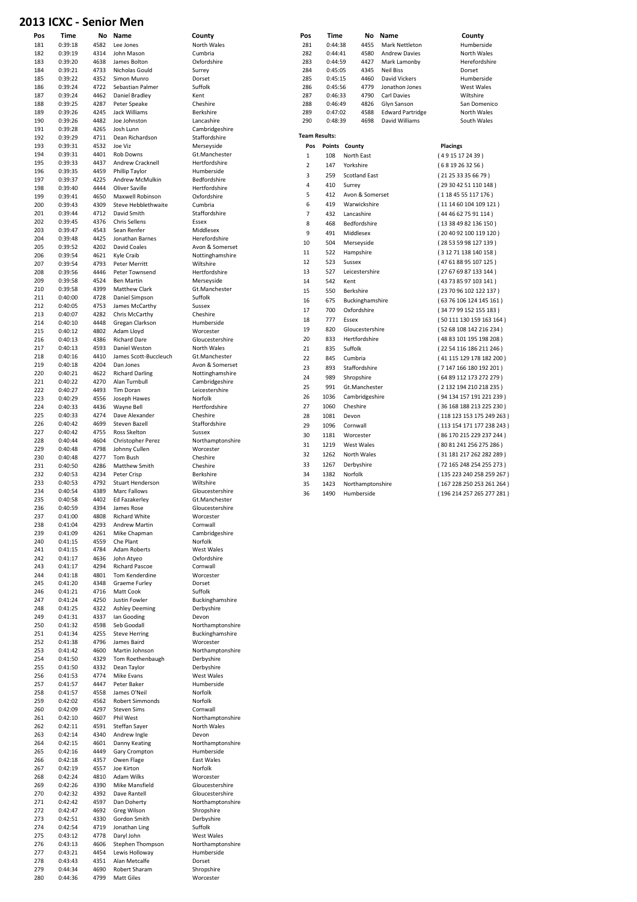# 2013 ICXC - Senior Men

| Pos | Time | No | Name | County |
|---|---|---|---|---|
| 181 | 0:39:18 | 4582 | Lee Jones | North Wales |
| 182 | 0:39:19 | 4314 | John Mason | Cumbria |
| 183 | 0:39:20 | 4638 | James Bolton | Oxfordshire |
| 184 | 0:39:21 | 4733 | Nicholas Gould | Surrey |
| 185 | 0:39:22 | 4352 | Simon Munro | Dorset |
| 186 | 0:39:24 | 4722 | Sebastian Palmer | Suffolk |
| 187 | 0:39:24 | 4462 | Daniel Bradley | Kent |
| 188 | 0:39:25 | 4287 | Peter Speake | Cheshire |
| 189 | 0:39:26 | 4245 | Jack Williams | Berkshire |
| 190 | 0:39:26 | 4482 | Joe Johnston | Lancashire |
| 191 | 0:39:28 | 4265 | Josh Lunn | Cambridgeshire |
| 192 | 0:39:29 | 4711 | Dean Richardson | Staffordshire |
| 193 | 0:39:31 | 4532 | Joe Viz | Merseyside |
| 194 | 0:39:31 | 4401 | Rob Downs | Gt.Manchester |
| 195 | 0:39:33 | 4437 | Andrew Cracknell | Hertfordshire |
| 196 | 0:39:35 | 4459 | Phillip Taylor | Humberside |
| 197 | 0:39:37 | 4225 | Andrew McMulkin | Bedfordshire |
| 198 | 0:39:40 | 4444 | Oliver Saville | Hertfordshire |
| 199 | 0:39:41 | 4650 | Maxwell Robinson | Oxfordshire |
| 200 | 0:39:43 | 4309 | Steve Hebblethwaite | Cumbria |
| 201 | 0:39:44 | 4712 | David Smith | Staffordshire |
| 202 | 0:39:45 | 4376 | Chris Sellens | Essex |
| 203 | 0:39:47 | 4543 | Sean Renfer | Middlesex |
| 204 | 0:39:48 | 4425 | Jonathan Barnes | Herefordshire |
| 205 | 0:39:52 | 4202 | David Coales | Avon & Somerset |
| 206 | 0:39:54 | 4621 | Kyle Craib | Nottinghamshire |
| 207 | 0:39:54 | 4793 | Peter Merritt | Wiltshire |
| 208 | 0:39:56 | 4446 | Peter Townsend | Hertfordshire |
| 209 | 0:39:58 | 4524 | Ben Martin | Merseyside |
| 210 | 0:39:58 | 4399 | Matthew Clark | Gt.Manchester |
| 211 | 0:40:00 | 4728 | Daniel Simpson | Suffolk |
| 212 | 0:40:05 | 4753 | James McCarthy | Sussex |
| 213 | 0:40:07 | 4282 | Chris McCarthy | Cheshire |
| 214 | 0:40:10 | 4448 | Gregan Clarkson | Humberside |
| 215 | 0:40:12 | 4802 | Adam Lloyd | Worcester |
| 216 | 0:40:13 | 4386 | Richard Dare | Gloucestershire |
| 217 | 0:40:13 | 4593 | Daniel Weston | North Wales |
| 218 | 0:40:16 | 4410 | James Scott-Buccleuch | Gt.Manchester |
| 219 | 0:40:18 | 4204 | Dan Jones | Avon & Somerset |
| 220 | 0:40:21 | 4622 | Richard Darling | Nottinghamshire |
| 221 | 0:40:22 | 4270 | Alan Turnbull | Cambridgeshire |
| 222 | 0:40:27 | 4493 | Tim Doran | Leicestershire |
| 223 | 0:40:29 | 4556 | Joseph Hawes | Norfolk |
| 224 | 0:40:33 | 4436 | Wayne Bell | Hertfordshire |
| 225 | 0:40:33 | 4274 | Dave Alexander | Cheshire |
| 226 | 0:40:42 | 4699 | Steven Bazell | Staffordshire |
| 227 | 0:40:42 | 4755 | Ross Skelton | Sussex |
| 228 | 0:40:44 | 4604 | Christopher Perez | Northamptonshire |
| 229 | 0:40:48 | 4798 | Johnny Cullen | Worcester |
| 230 | 0:40:48 | 4277 | Tom Bush | Cheshire |
| 231 | 0:40:50 | 4286 | Matthew Smith | Cheshire |
| 232 | 0:40:53 | 4234 | Peter Crisp | Berkshire |
| 233 | 0:40:53 | 4792 | Stuart Henderson | Wiltshire |
| 234 | 0:40:54 | 4389 | Marc Fallows | Gloucestershire |
| 235 | 0:40:58 | 4402 | Ed Fazakerley | Gt.Manchester |
| 236 | 0:40:59 | 4394 | James Rose | Gloucestershire |
| 237 | 0:41:00 | 4808 | Richard White | Worcester |
| 238 | 0:41:04 | 4293 | Andrew Martin | Cornwall |
| 239 | 0:41:09 | 4261 | Mike Chapman | Cambridgeshire |
| 240 | 0:41:15 | 4559 | Che Plant | Norfolk |
| 241 | 0:41:15 | 4784 | Adam Roberts | West Wales |
| 242 | 0:41:17 | 4636 | John Atyeo | Oxfordshire |
| 243 | 0:41:17 | 4294 | Richard Pascoe | Cornwall |
| 244 | 0:41:18 | 4801 | Tom Kenderdine | Worcester |
| 245 | 0:41:20 | 4348 | Graeme Furley | Dorset |
| 246 | 0:41:21 | 4716 | Matt Cook | Suffolk |
| 247 | 0:41:24 | 4250 | Justin Fowler | Buckinghamshire |
| 248 | 0:41:25 | 4322 | Ashley Deeming | Derbyshire |
| 249 | 0:41:31 | 4337 | Ian Gooding | Devon |
| 250 | 0:41:32 | 4598 | Seb Goodall | Northamptonshire |
| 251 | 0:41:34 | 4255 | Steve Herring | Buckinghamshire |
| 252 | 0:41:38 | 4796 | James Baird | Worcester |
| 253 | 0:41:42 | 4600 | Martin Johnson | Northamptonshire |
| 254 | 0:41:50 | 4329 | Tom Roethenbaugh | Derbyshire |
| 255 | 0:41:50 | 4332 | Dean Taylor | Derbyshire |
| 256 | 0:41:53 | 4774 | Mike Evans | West Wales |
| 257 | 0:41:57 | 4447 | Peter Baker | Humberside |
| 258 | 0:41:57 | 4558 | James O'Neil | Norfolk |
| 259 | 0:42:02 | 4562 | Robert Simmonds | Norfolk |
| 260 | 0:42:09 | 4297 | Steven Sims | Cornwall |
| 261 | 0:42:10 | 4607 | Phil West | Northamptonshire |
| 262 | 0:42:11 | 4591 | Steffan Sayer | North Wales |
| 263 | 0:42:14 | 4340 | Andrew Ingle | Devon |
| 264 | 0:42:15 | 4601 | Danny Keating | Northamptonshire |
| 265 | 0:42:16 | 4449 | Gary Crompton | Humberside |
| 266 | 0:42:18 | 4357 | Owen Flage | East Wales |
| 267 | 0:42:19 | 4557 | Joe Kirton | Norfolk |
| 268 | 0:42:24 | 4810 | Adam Wilks | Worcester |
| 269 | 0:42:26 | 4390 | Mike Mansfield | Gloucestershire |
| 270 | 0:42:32 | 4392 | Dave Rantell | Gloucestershire |
| 271 | 0:42:42 | 4597 | Dan Doherty | Northamptonshire |
| 272 | 0:42:47 | 4692 | Greg Wilson | Shropshire |
| 273 | 0:42:51 | 4330 | Gordon Smith | Derbyshire |
| 274 | 0:42:54 | 4719 | Jonathan Ling | Suffolk |
| 275 | 0:43:12 | 4778 | Daryl John | West Wales |
| 276 | 0:43:13 | 4606 | Stephen Thompson | Northamptonshire |
| 277 | 0:43:21 | 4454 | Lewis Holloway | Humberside |
| 278 | 0:43:43 | 4351 | Alan Metcalfe | Dorset |
| 279 | 0:44:34 | 4690 | Robert Sharam | Shropshire |
| 280 | 0:44:36 | 4799 | Matt Giles | Worcester |
| 281 | 0:44:38 | 4455 | Mark Nettleton | Humberside |
| 282 | 0:44:41 | 4580 | Andrew Davies | North Wales |
| 283 | 0:44:59 | 4427 | Mark Lamonby | Herefordshire |
| 284 | 0:45:05 | 4345 | Neil Biss | Dorset |
| 285 | 0:45:15 | 4460 | David Vickers | Humberside |
| 286 | 0:45:56 | 4779 | Jonathon Jones | West Wales |
| 287 | 0:46:33 | 4790 | Carl Davies | Wiltshire |
| 288 | 0:46:49 | 4826 | Glyn Sanson | San Domenico |
| 289 | 0:47:02 | 4588 | Edward Partridge | North Wales |
| 290 | 0:48:39 | 4698 | David Williams | South Wales |

**Team Results:**

| Pos | Points | County | Placings |
|---|---|---|---|
| 1 | 108 | North East | ( 4 9 15 17 24 39 ) |
| 2 | 147 | Yorkshire | ( 6 8 19 26 32 56 ) |
| 3 | 259 | Scotland East | ( 21 25 33 35 66 79 ) |
| 4 | 410 | Surrey | ( 29 30 42 51 110 148 ) |
| 5 | 412 | Avon & Somerset | ( 1 18 45 55 117 176 ) |
| 6 | 419 | Warwickshire | ( 11 14 60 104 109 121 ) |
| 7 | 432 | Lancashire | ( 44 46 62 75 91 114 ) |
| 8 | 468 | Bedfordshire | ( 13 38 49 82 136 150 ) |
| 9 | 491 | Middlesex | ( 20 40 92 100 119 120 ) |
| 10 | 504 | Merseyside | ( 28 53 59 98 127 139 ) |
| 11 | 522 | Hampshire | ( 3 12 71 138 140 158 ) |
| 12 | 523 | Sussex | ( 47 61 88 95 107 125 ) |
| 13 | 527 | Leicestershire | ( 27 67 69 87 133 144 ) |
| 14 | 542 | Kent | ( 43 73 85 97 103 141 ) |
| 15 | 550 | Berkshire | ( 23 70 96 102 122 137 ) |
| 16 | 675 | Buckinghamshire | ( 63 76 106 124 145 161 ) |
| 17 | 700 | Oxfordshire | ( 34 77 99 152 155 183 ) |
| 18 | 777 | Essex | ( 50 111 130 159 163 164 ) |
| 19 | 820 | Gloucestershire | ( 52 68 108 142 216 234 ) |
| 20 | 833 | Hertfordshire | ( 48 83 101 195 198 208 ) |
| 21 | 835 | Suffolk | ( 22 54 116 186 211 246 ) |
| 22 | 845 | Cumbria | ( 41 115 129 178 182 200 ) |
| 23 | 893 | Staffordshire | ( 7 147 166 180 192 201 ) |
| 24 | 989 | Shropshire | ( 64 89 112 173 272 279 ) |
| 25 | 991 | Gt.Manchester | ( 2 132 194 210 218 235 ) |
| 26 | 1036 | Cambridgeshire | ( 94 134 157 191 221 239 ) |
| 27 | 1060 | Cheshire | ( 36 168 188 213 225 230 ) |
| 28 | 1081 | Devon | ( 118 123 153 175 249 263 ) |
| 29 | 1096 | Cornwall | ( 113 154 171 177 238 243 ) |
| 30 | 1181 | Worcester | ( 86 170 215 229 237 244 ) |
| 31 | 1219 | West Wales | ( 80 81 241 256 275 286 ) |
| 32 | 1262 | North Wales | ( 31 181 217 262 282 289 ) |
| 33 | 1267 | Derbyshire | ( 72 165 248 254 255 273 ) |
| 34 | 1382 | Norfolk | ( 135 223 240 258 259 267 ) |
| 35 | 1423 | Northamptonshire | ( 167 228 250 253 261 264 ) |
| 36 | 1490 | Humberside | ( 196 214 257 265 277 281 ) |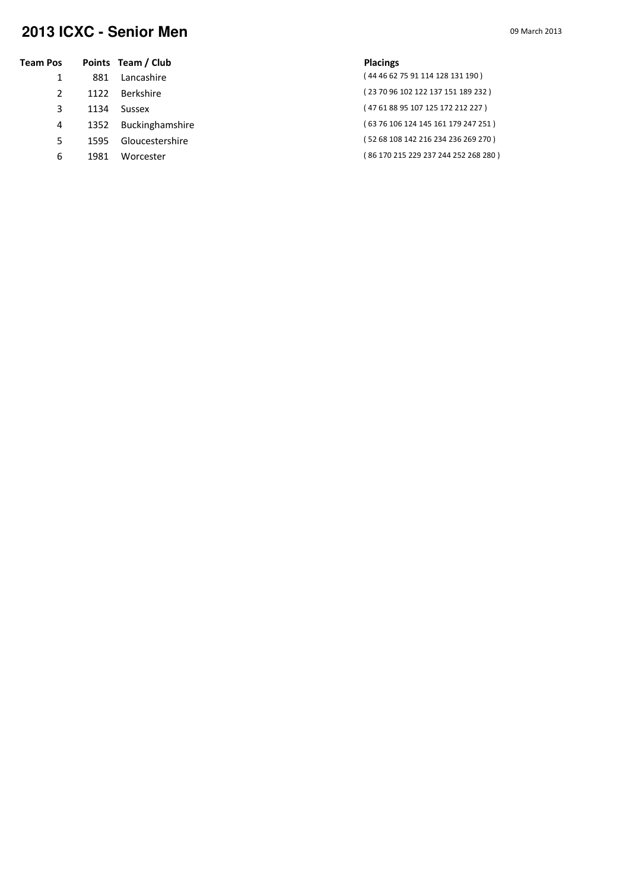# 2013 ICXC - Senior Men

09 March 2013

| Team Pos | Points | Team / Club | Placings |
|---|---|---|---|
| 1 | 881 | Lancashire | ( 44 46 62 75 91 114 128 131 190 ) |
| 2 | 1122 | Berkshire | ( 23 70 96 102 122 137 151 189 232 ) |
| 3 | 1134 | Sussex | ( 47 61 88 95 107 125 172 212 227 ) |
| 4 | 1352 | Buckinghamshire | ( 63 76 106 124 145 161 179 247 251 ) |
| 5 | 1595 | Gloucestershire | ( 52 68 108 142 216 234 236 269 270 ) |
| 6 | 1981 | Worcester | ( 86 170 215 229 237 244 252 268 280 ) |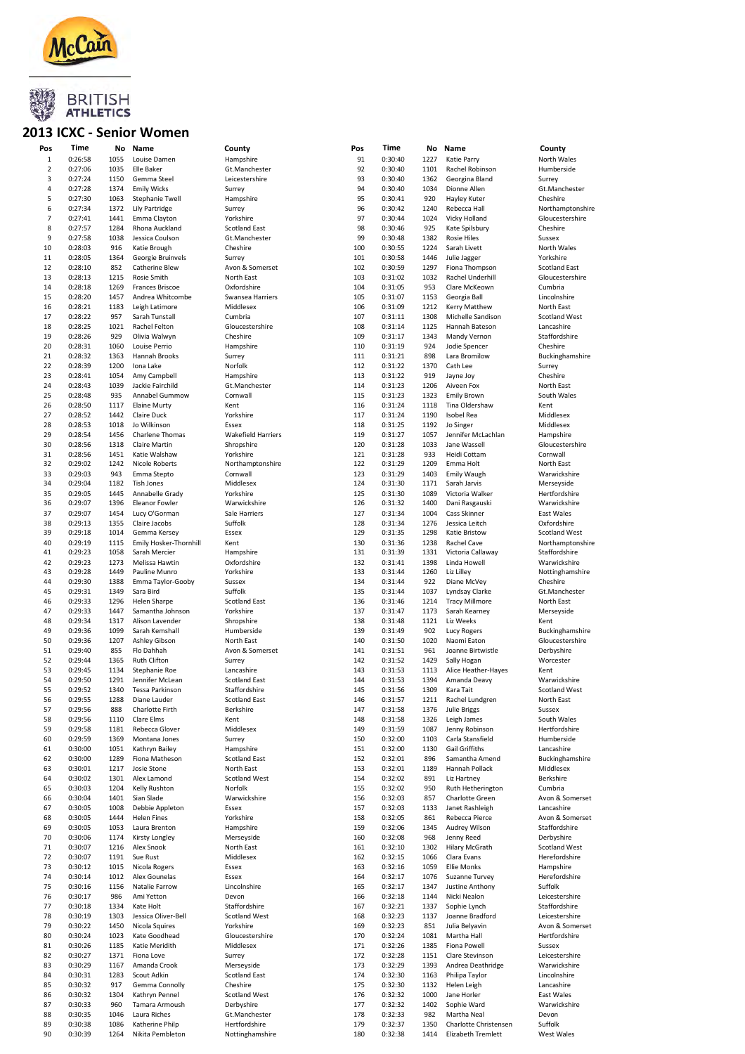# 2013 ICXC - Senior Women

| Pos | Time | No | Name | County |
|---|---|---|---|---|
| 1 | 0:26:58 | 1055 | Louise Damen | Hampshire |
| 2 | 0:27:06 | 1035 | Elle Baker | Gt.Manchester |
| 3 | 0:27:24 | 1150 | Gemma Steel | Leicestershire |
| 4 | 0:27:28 | 1374 | Emily Wicks | Surrey |
| 5 | 0:27:30 | 1063 | Stephanie Twell | Hampshire |
| 6 | 0:27:34 | 1372 | Lily Partridge | Surrey |
| 7 | 0:27:41 | 1441 | Emma Clayton | Yorkshire |
| 8 | 0:27:57 | 1284 | Rhona Auckland | Scotland East |
| 9 | 0:27:58 | 1038 | Jessica Coulson | Gt.Manchester |
| 10 | 0:28:03 | 916 | Katie Brough | Cheshire |
| 11 | 0:28:05 | 1364 | Georgie Bruinvels | Surrey |
| 12 | 0:28:10 | 852 | Catherine Blew | Avon & Somerset |
| 13 | 0:28:13 | 1215 | Rosie Smith | North East |
| 14 | 0:28:18 | 1269 | Frances Briscoe | Oxfordshire |
| 15 | 0:28:20 | 1457 | Andrea Whitcombe | Swansea Harriers |
| 16 | 0:28:21 | 1183 | Leigh Latimore | Middlesex |
| 17 | 0:28:22 | 957 | Sarah Tunstall | Cumbria |
| 18 | 0:28:25 | 1021 | Rachel Felton | Gloucestershire |
| 19 | 0:28:26 | 929 | Olivia Walwyn | Cheshire |
| 20 | 0:28:31 | 1060 | Louise Perrio | Hampshire |
| 21 | 0:28:32 | 1363 | Hannah Brooks | Surrey |
| 22 | 0:28:39 | 1200 | Iona Lake | Norfolk |
| 23 | 0:28:41 | 1054 | Amy Campbell | Hampshire |
| 24 | 0:28:43 | 1039 | Jackie Fairchild | Gt.Manchester |
| 25 | 0:28:48 | 935 | Annabel Gummow | Cornwall |
| 26 | 0:28:50 | 1117 | Elaine Murty | Kent |
| 27 | 0:28:52 | 1442 | Claire Duck | Yorkshire |
| 28 | 0:28:53 | 1018 | Jo Wilkinson | Essex |
| 29 | 0:28:54 | 1456 | Charlene Thomas | Wakefield Harriers |
| 30 | 0:28:56 | 1318 | Claire Martin | Shropshire |
| 31 | 0:28:56 | 1451 | Katie Walshaw | Yorkshire |
| 32 | 0:29:02 | 1242 | Nicole Roberts | Northamptonshire |
| 33 | 0:29:03 | 943 | Emma Stepto | Cornwall |
| 34 | 0:29:04 | 1182 | Tish Jones | Middlesex |
| 35 | 0:29:05 | 1445 | Annabelle Grady | Yorkshire |
| 36 | 0:29:07 | 1396 | Eleanor Fowler | Warwickshire |
| 37 | 0:29:07 | 1454 | Lucy O'Gorman | Sale Harriers |
| 38 | 0:29:13 | 1355 | Claire Jacobs | Suffolk |
| 39 | 0:29:18 | 1014 | Gemma Kersey | Essex |
| 40 | 0:29:19 | 1115 | Emily Hosker-Thornhill | Kent |
| 41 | 0:29:23 | 1058 | Sarah Mercier | Hampshire |
| 42 | 0:29:23 | 1273 | Melissa Hawtin | Oxfordshire |
| 43 | 0:29:28 | 1449 | Pauline Munro | Yorkshire |
| 44 | 0:29:30 | 1388 | Emma Taylor-Gooby | Sussex |
| 45 | 0:29:31 | 1349 | Sara Bird | Suffolk |
| 46 | 0:29:33 | 1296 | Helen Sharpe | Scotland East |
| 47 | 0:29:33 | 1447 | Samantha Johnson | Yorkshire |
| 48 | 0:29:34 | 1317 | Alison Lavender | Shropshire |
| 49 | 0:29:36 | 1099 | Sarah Kemshall | Humberside |
| 50 | 0:29:36 | 1207 | Ashley Gibson | North East |
| 51 | 0:29:40 | 855 | Flo Dahhah | Avon & Somerset |
| 52 | 0:29:44 | 1365 | Ruth Clifton | Surrey |
| 53 | 0:29:45 | 1134 | Stephanie Roe | Lancashire |
| 54 | 0:29:50 | 1291 | Jennifer McLean | Scotland East |
| 55 | 0:29:52 | 1340 | Tessa Parkinson | Staffordshire |
| 56 | 0:29:55 | 1288 | Diane Lauder | Scotland East |
| 57 | 0:29:56 | 888 | Charlotte Firth | Berkshire |
| 58 | 0:29:56 | 1110 | Clare Elms | Kent |
| 59 | 0:29:58 | 1181 | Rebecca Glover | Middlesex |
| 60 | 0:29:59 | 1369 | Montana Jones | Surrey |
| 61 | 0:30:00 | 1051 | Kathryn Bailey | Hampshire |
| 62 | 0:30:00 | 1289 | Fiona Matheson | Scotland East |
| 63 | 0:30:01 | 1217 | Josie Stone | North East |
| 64 | 0:30:02 | 1301 | Alex Lamond | Scotland West |
| 65 | 0:30:03 | 1204 | Kelly Rushton | Norfolk |
| 66 | 0:30:04 | 1401 | Sian Slade | Warwickshire |
| 67 | 0:30:05 | 1008 | Debbie Appleton | Essex |
| 68 | 0:30:05 | 1444 | Helen Fines | Yorkshire |
| 69 | 0:30:05 | 1053 | Laura Brenton | Hampshire |
| 70 | 0:30:06 | 1174 | Kirsty Longley | Merseyside |
| 71 | 0:30:07 | 1216 | Alex Snook | North East |
| 72 | 0:30:07 | 1191 | Sue Rust | Middlesex |
| 73 | 0:30:12 | 1015 | Nicola Rogers | Essex |
| 74 | 0:30:14 | 1012 | Alex Gounelas | Essex |
| 75 | 0:30:16 | 1156 | Natalie Farrow | Lincolnshire |
| 76 | 0:30:17 | 986 | Ami Yetton | Devon |
| 77 | 0:30:18 | 1334 | Kate Holt | Staffordshire |
| 78 | 0:30:19 | 1303 | Jessica Oliver-Bell | Scotland West |
| 79 | 0:30:22 | 1450 | Nicola Squires | Yorkshire |
| 80 | 0:30:24 | 1023 | Kate Goodhead | Gloucestershire |
| 81 | 0:30:26 | 1185 | Katie Meridith | Middlesex |
| 82 | 0:30:27 | 1371 | Fiona Love | Surrey |
| 83 | 0:30:29 | 1167 | Amanda Crook | Merseyside |
| 84 | 0:30:31 | 1283 | Scout Adkin | Scotland East |
| 85 | 0:30:32 | 917 | Gemma Connolly | Cheshire |
| 86 | 0:30:32 | 1304 | Kathryn Pennel | Scotland West |
| 87 | 0:30:33 | 960 | Tamara Armoush | Derbyshire |
| 88 | 0:30:35 | 1046 | Laura Riches | Gt.Manchester |
| 89 | 0:30:38 | 1086 | Katherine Philp | Hertfordshire |
| 90 | 0:30:39 | 1264 | Nikita Pembleton | Nottinghamshire |
| 91 | 0:30:40 | 1227 | Katie Parry | North Wales |
| 92 | 0:30:40 | 1101 | Rachel Robinson | Humberside |
| 93 | 0:30:40 | 1362 | Georgina Bland | Surrey |
| 94 | 0:30:40 | 1034 | Dionne Allen | Gt.Manchester |
| 95 | 0:30:41 | 920 | Hayley Kuter | Cheshire |
| 96 | 0:30:42 | 1240 | Rebecca Hall | Northamptonshire |
| 97 | 0:30:44 | 1024 | Vicky Holland | Gloucestershire |
| 98 | 0:30:46 | 925 | Kate Spilsbury | Cheshire |
| 99 | 0:30:48 | 1382 | Rosie Hiles | Sussex |
| 100 | 0:30:55 | 1224 | Sarah Livett | North Wales |
| 101 | 0:30:58 | 1446 | Julie Jagger | Yorkshire |
| 102 | 0:30:59 | 1297 | Fiona Thompson | Scotland East |
| 103 | 0:31:02 | 1032 | Rachel Underhill | Gloucestershire |
| 104 | 0:31:05 | 953 | Clare McKeown | Cumbria |
| 105 | 0:31:07 | 1153 | Georgia Ball | Lincolnshire |
| 106 | 0:31:09 | 1212 | Kerry Matthew | North East |
| 107 | 0:31:11 | 1308 | Michelle Sandison | Scotland West |
| 108 | 0:31:14 | 1125 | Hannah Bateson | Lancashire |
| 109 | 0:31:17 | 1343 | Mandy Vernon | Staffordshire |
| 110 | 0:31:19 | 924 | Jodie Spencer | Cheshire |
| 111 | 0:31:21 | 898 | Lara Bromilow | Buckinghamshire |
| 112 | 0:31:22 | 1370 | Cath Lee | Surrey |
| 113 | 0:31:22 | 919 | Jayne Joy | Cheshire |
| 114 | 0:31:23 | 1206 | Aiveen Fox | North East |
| 115 | 0:31:23 | 1323 | Emily Brown | South Wales |
| 116 | 0:31:24 | 1118 | Tina Oldershaw | Kent |
| 117 | 0:31:24 | 1190 | Isobel Rea | Middlesex |
| 118 | 0:31:25 | 1192 | Jo Singer | Middlesex |
| 119 | 0:31:27 | 1057 | Jennifer McLachlan | Hampshire |
| 120 | 0:31:28 | 1033 | Jane Wassell | Gloucestershire |
| 121 | 0:31:28 | 933 | Heidi Cottam | Cornwall |
| 122 | 0:31:29 | 1209 | Emma Holt | North East |
| 123 | 0:31:29 | 1403 | Emily Waugh | Warwickshire |
| 124 | 0:31:30 | 1171 | Sarah Jarvis | Merseyside |
| 125 | 0:31:30 | 1089 | Victoria Walker | Hertfordshire |
| 126 | 0:31:32 | 1400 | Dani Rasgauski | Warwickshire |
| 127 | 0:31:34 | 1004 | Cass Skinner | East Wales |
| 128 | 0:31:34 | 1276 | Jessica Leitch | Oxfordshire |
| 129 | 0:31:35 | 1298 | Katie Bristow | Scotland West |
| 130 | 0:31:36 | 1238 | Rachel Cave | Northamptonshire |
| 131 | 0:31:39 | 1331 | Victoria Callaway | Staffordshire |
| 132 | 0:31:41 | 1398 | Linda Howell | Warwickshire |
| 133 | 0:31:44 | 1260 | Liz Lilley | Nottinghamshire |
| 134 | 0:31:44 | 922 | Diane McVey | Cheshire |
| 135 | 0:31:44 | 1037 | Lyndsay Clarke | Gt.Manchester |
| 136 | 0:31:46 | 1214 | Tracy Millmore | North East |
| 137 | 0:31:47 | 1173 | Sarah Kearney | Merseyside |
| 138 | 0:31:48 | 1121 | Liz Weeks | Kent |
| 139 | 0:31:49 | 902 | Lucy Rogers | Buckinghamshire |
| 140 | 0:31:50 | 1020 | Naomi Eaton | Gloucestershire |
| 141 | 0:31:51 | 961 | Joanne Birtwistle | Derbyshire |
| 142 | 0:31:52 | 1429 | Sally Hogan | Worcester |
| 143 | 0:31:53 | 1113 | Alice Heather-Hayes | Kent |
| 144 | 0:31:53 | 1394 | Amanda Deavy | Warwickshire |
| 145 | 0:31:56 | 1309 | Kara Tait | Scotland West |
| 146 | 0:31:57 | 1211 | Rachel Lundgren | North East |
| 147 | 0:31:58 | 1376 | Julie Briggs | Sussex |
| 148 | 0:31:58 | 1326 | Leigh James | South Wales |
| 149 | 0:31:59 | 1087 | Jenny Robinson | Hertfordshire |
| 150 | 0:32:00 | 1103 | Carla Stansfield | Humberside |
| 151 | 0:32:00 | 1130 | Gail Griffiths | Lancashire |
| 152 | 0:32:01 | 896 | Samantha Amend | Buckinghamshire |
| 153 | 0:32:01 | 1189 | Hannah Pollack | Middlesex |
| 154 | 0:32:02 | 891 | Liz Hartney | Berkshire |
| 155 | 0:32:02 | 950 | Ruth Hetherington | Cumbria |
| 156 | 0:32:03 | 857 | Charlotte Green | Avon & Somerset |
| 157 | 0:32:03 | 1133 | Janet Rashleigh | Lancashire |
| 158 | 0:32:05 | 861 | Rebecca Pierce | Avon & Somerset |
| 159 | 0:32:06 | 1345 | Audrey Wilson | Staffordshire |
| 160 | 0:32:08 | 968 | Jenny Reed | Derbyshire |
| 161 | 0:32:10 | 1302 | Hilary McGrath | Scotland West |
| 162 | 0:32:15 | 1066 | Clara Evans | Herefordshire |
| 163 | 0:32:16 | 1059 | Ellie Monks | Hampshire |
| 164 | 0:32:17 | 1076 | Suzanne Turvey | Herefordshire |
| 165 | 0:32:17 | 1347 | Justine Anthony | Suffolk |
| 166 | 0:32:18 | 1144 | Nicki Nealon | Leicestershire |
| 167 | 0:32:21 | 1337 | Sophie Lynch | Staffordshire |
| 168 | 0:32:23 | 1137 | Joanne Bradford | Leicestershire |
| 169 | 0:32:23 | 851 | Julia Belyavin | Avon & Somerset |
| 170 | 0:32:24 | 1081 | Martha Hall | Hertfordshire |
| 171 | 0:32:26 | 1385 | Fiona Powell | Sussex |
| 172 | 0:32:28 | 1151 | Clare Stevinson | Leicestershire |
| 173 | 0:32:29 | 1393 | Andrea Deathridge | Warwickshire |
| 174 | 0:32:30 | 1163 | Philipa Taylor | Lincolnshire |
| 175 | 0:32:30 | 1132 | Helen Leigh | Lancashire |
| 176 | 0:32:32 | 1000 | Jane Horler | East Wales |
| 177 | 0:32:32 | 1402 | Sophie Ward | Warwickshire |
| 178 | 0:32:33 | 982 | Martha Neal | Devon |
| 179 | 0:32:37 | 1350 | Charlotte Christensen | Suffolk |
| 180 | 0:32:38 | 1414 | Elizabeth Tremlett | West Wales |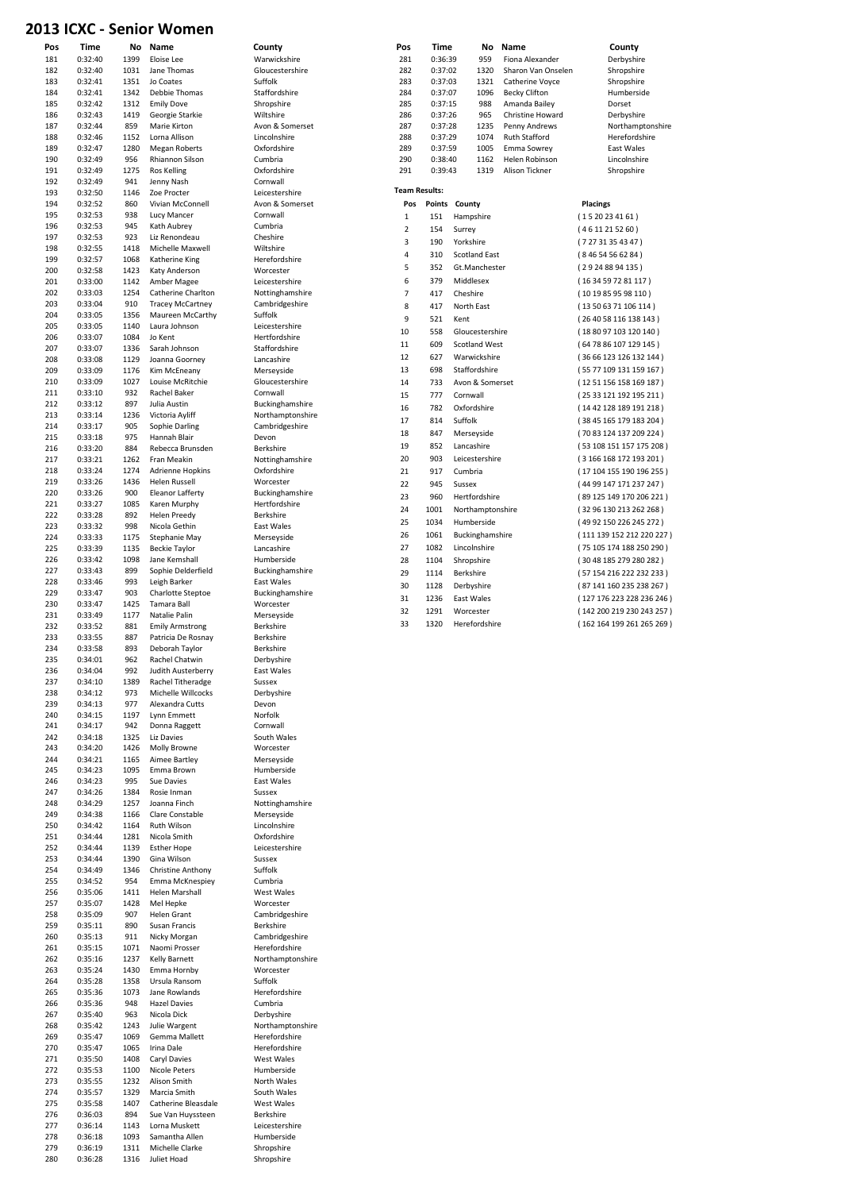# 2013 ICXC - Senior Women

| Pos | Time | No | Name | County |
|---|---|---|---|---|
| 181 | 0:32:40 | 1399 | Eloise Lee | Warwickshire |
| 182 | 0:32:40 | 1031 | Jane Thomas | Gloucestershire |
| 183 | 0:32:41 | 1351 | Jo Coates | Suffolk |
| 184 | 0:32:41 | 1342 | Debbie Thomas | Staffordshire |
| 185 | 0:32:42 | 1312 | Emily Dove | Shropshire |
| 186 | 0:32:43 | 1419 | Georgie Starkie | Wiltshire |
| 187 | 0:32:44 | 859 | Marie Kirton | Avon & Somerset |
| 188 | 0:32:46 | 1152 | Lorna Allison | Lincolnshire |
| 189 | 0:32:47 | 1280 | Megan Roberts | Oxfordshire |
| 190 | 0:32:49 | 956 | Rhiannon Silson | Cumbria |
| 191 | 0:32:49 | 1275 | Ros Kelling | Oxfordshire |
| 192 | 0:32:49 | 941 | Jenny Nash | Cornwall |
| 193 | 0:32:50 | 1146 | Zoe Procter | Leicestershire |
| 194 | 0:32:52 | 860 | Vivian McConnell | Avon & Somerset |
| 195 | 0:32:53 | 938 | Lucy Mancer | Cornwall |
| 196 | 0:32:53 | 945 | Kath Aubrey | Cumbria |
| 197 | 0:32:53 | 923 | Liz Renondeau | Cheshire |
| 198 | 0:32:55 | 1418 | Michelle Maxwell | Wiltshire |
| 199 | 0:32:57 | 1068 | Katherine King | Herefordshire |
| 200 | 0:32:58 | 1423 | Katy Anderson | Worcester |
| 201 | 0:33:00 | 1142 | Amber Magee | Leicestershire |
| 202 | 0:33:03 | 1254 | Catherine Charlton | Nottinghamshire |
| 203 | 0:33:04 | 910 | Tracey McCartney | Cambridgeshire |
| 204 | 0:33:05 | 1356 | Maureen McCarthy | Suffolk |
| 205 | 0:33:05 | 1140 | Laura Johnson | Leicestershire |
| 206 | 0:33:07 | 1084 | Jo Kent | Hertfordshire |
| 207 | 0:33:07 | 1336 | Sarah Johnson | Staffordshire |
| 208 | 0:33:08 | 1129 | Joanna Goorney | Lancashire |
| 209 | 0:33:09 | 1176 | Kim McEneany | Merseyside |
| 210 | 0:33:09 | 1027 | Louise McRitchie | Gloucestershire |
| 211 | 0:33:10 | 932 | Rachel Baker | Cornwall |
| 212 | 0:33:12 | 897 | Julia Austin | Buckinghamshire |
| 213 | 0:33:14 | 1236 | Victoria Ayliff | Northamptonshire |
| 214 | 0:33:17 | 905 | Sophie Darling | Cambridgeshire |
| 215 | 0:33:18 | 975 | Hannah Blair | Devon |
| 216 | 0:33:20 | 884 | Rebecca Brunsden | Berkshire |
| 217 | 0:33:21 | 1262 | Fran Meakin | Nottinghamshire |
| 218 | 0:33:24 | 1274 | Adrienne Hopkins | Oxfordshire |
| 219 | 0:33:26 | 1436 | Helen Russell | Worcester |
| 220 | 0:33:26 | 900 | Eleanor Lafferty | Buckinghamshire |
| 221 | 0:33:27 | 1085 | Karen Murphy | Hertfordshire |
| 222 | 0:33:28 | 892 | Helen Preedy | Berkshire |
| 223 | 0:33:32 | 998 | Nicola Gethin | East Wales |
| 224 | 0:33:33 | 1175 | Stephanie May | Merseyside |
| 225 | 0:33:39 | 1135 | Beckie Taylor | Lancashire |
| 226 | 0:33:42 | 1098 | Jane Kemshall | Humberside |
| 227 | 0:33:43 | 899 | Sophie Delderfield | Buckinghamshire |
| 228 | 0:33:46 | 993 | Leigh Barker | East Wales |
| 229 | 0:33:47 | 903 | Charlotte Steptoe | Buckinghamshire |
| 230 | 0:33:47 | 1425 | Tamara Ball | Worcester |
| 231 | 0:33:49 | 1177 | Natalie Palin | Merseyside |
| 232 | 0:33:52 | 881 | Emily Armstrong | Berkshire |
| 233 | 0:33:55 | 887 | Patricia De Rosnay | Berkshire |
| 234 | 0:33:58 | 893 | Deborah Taylor | Berkshire |
| 235 | 0:34:01 | 962 | Rachel Chatwin | Derbyshire |
| 236 | 0:34:04 | 992 | Judith Austerberry | East Wales |
| 237 | 0:34:10 | 1389 | Rachel Titheradge | Sussex |
| 238 | 0:34:12 | 973 | Michelle Willcocks | Derbyshire |
| 239 | 0:34:13 | 977 | Alexandra Cutts | Devon |
| 240 | 0:34:15 | 1197 | Lynn Emmett | Norfolk |
| 241 | 0:34:17 | 942 | Donna Raggett | Cornwall |
| 242 | 0:34:18 | 1325 | Liz Davies | South Wales |
| 243 | 0:34:20 | 1426 | Molly Browne | Worcester |
| 244 | 0:34:21 | 1165 | Aimee Bartley | Merseyside |
| 245 | 0:34:23 | 1095 | Emma Brown | Humberside |
| 246 | 0:34:23 | 995 | Sue Davies | East Wales |
| 247 | 0:34:26 | 1384 | Rosie Inman | Sussex |
| 248 | 0:34:29 | 1257 | Joanna Finch | Nottinghamshire |
| 249 | 0:34:38 | 1166 | Clare Constable | Merseyside |
| 250 | 0:34:42 | 1164 | Ruth Wilson | Lincolnshire |
| 251 | 0:34:44 | 1281 | Nicola Smith | Oxfordshire |
| 252 | 0:34:44 | 1139 | Esther Hope | Leicestershire |
| 253 | 0:34:44 | 1390 | Gina Wilson | Sussex |
| 254 | 0:34:49 | 1346 | Christine Anthony | Suffolk |
| 255 | 0:34:52 | 954 | Emma McKnespiey | Cumbria |
| 256 | 0:35:06 | 1411 | Helen Marshall | West Wales |
| 257 | 0:35:07 | 1428 | Mel Hepke | Worcester |
| 258 | 0:35:09 | 907 | Helen Grant | Cambridgeshire |
| 259 | 0:35:11 | 890 | Susan Francis | Berkshire |
| 260 | 0:35:13 | 911 | Nicky Morgan | Cambridgeshire |
| 261 | 0:35:15 | 1071 | Naomi Prosser | Herefordshire |
| 262 | 0:35:16 | 1237 | Kelly Barnett | Northamptonshire |
| 263 | 0:35:24 | 1430 | Emma Hornby | Worcester |
| 264 | 0:35:28 | 1358 | Ursula Ransom | Suffolk |
| 265 | 0:35:36 | 1073 | Jane Rowlands | Herefordshire |
| 266 | 0:35:36 | 948 | Hazel Davies | Cumbria |
| 267 | 0:35:40 | 963 | Nicola Dick | Derbyshire |
| 268 | 0:35:42 | 1243 | Julie Wargent | Northamptonshire |
| 269 | 0:35:47 | 1069 | Gemma Mallett | Herefordshire |
| 270 | 0:35:47 | 1065 | Irina Dale | Herefordshire |
| 271 | 0:35:50 | 1408 | Caryl Davies | West Wales |
| 272 | 0:35:53 | 1100 | Nicole Peters | Humberside |
| 273 | 0:35:55 | 1232 | Alison Smith | North Wales |
| 274 | 0:35:57 | 1329 | Marcia Smith | South Wales |
| 275 | 0:35:58 | 1407 | Catherine Bleasdale | West Wales |
| 276 | 0:36:03 | 894 | Sue Van Huyssteen | Berkshire |
| 277 | 0:36:14 | 1143 | Lorna Muskett | Leicestershire |
| 278 | 0:36:18 | 1093 | Samantha Allen | Humberside |
| 279 | 0:36:19 | 1311 | Michelle Clarke | Shropshire |
| 280 | 0:36:28 | 1316 | Juliet Hoad | Shropshire |
| 281 | 0:36:39 | 959 | Fiona Alexander | Derbyshire |
| 282 | 0:37:02 | 1320 | Sharon Van Onselen | Shropshire |
| 283 | 0:37:03 | 1321 | Catherine Voyce | Shropshire |
| 284 | 0:37:07 | 1096 | Becky Clifton | Humberside |
| 285 | 0:37:15 | 988 | Amanda Bailey | Dorset |
| 286 | 0:37:26 | 965 | Christine Howard | Derbyshire |
| 287 | 0:37:28 | 1235 | Penny Andrews | Northamptonshire |
| 288 | 0:37:29 | 1074 | Ruth Stafford | Herefordshire |
| 289 | 0:37:59 | 1005 | Emma Sowrey | East Wales |
| 290 | 0:38:40 | 1162 | Helen Robinson | Lincolnshire |
| 291 | 0:39:43 | 1319 | Alison Tickner | Shropshire |

**Team Results:**

| Pos | Points | County | Placings |
|---|---|---|---|
| 1 | 151 | Hampshire | ( 1 5 20 23 41 61 ) |
| 2 | 154 | Surrey | ( 4 6 11 21 52 60 ) |
| 3 | 190 | Yorkshire | ( 7 27 31 35 43 47 ) |
| 4 | 310 | Scotland East | ( 8 46 54 56 62 84 ) |
| 5 | 352 | Gt.Manchester | ( 2 9 24 88 94 135 ) |
| 6 | 379 | Middlesex | ( 16 34 59 72 81 117 ) |
| 7 | 417 | Cheshire | ( 10 19 85 95 98 110 ) |
| 8 | 417 | North East | ( 13 50 63 71 106 114 ) |
| 9 | 521 | Kent | ( 26 40 58 116 138 143 ) |
| 10 | 558 | Gloucestershire | ( 18 80 97 103 120 140 ) |
| 11 | 609 | Scotland West | ( 64 78 86 107 129 145 ) |
| 12 | 627 | Warwickshire | ( 36 66 123 126 132 144 ) |
| 13 | 698 | Staffordshire | ( 55 77 109 131 159 167 ) |
| 14 | 733 | Avon & Somerset | ( 12 51 156 158 169 187 ) |
| 15 | 777 | Cornwall | ( 25 33 121 192 195 211 ) |
| 16 | 782 | Oxfordshire | ( 14 42 128 189 191 218 ) |
| 17 | 814 | Suffolk | ( 38 45 165 179 183 204 ) |
| 18 | 847 | Merseyside | ( 70 83 124 137 209 224 ) |
| 19 | 852 | Lancashire | ( 53 108 151 157 175 208 ) |
| 20 | 903 | Leicestershire | ( 3 166 168 172 193 201 ) |
| 21 | 917 | Cumbria | ( 17 104 155 190 196 255 ) |
| 22 | 945 | Sussex | ( 44 99 147 171 237 247 ) |
| 23 | 960 | Hertfordshire | ( 89 125 149 170 206 221 ) |
| 24 | 1001 | Northamptonshire | ( 32 96 130 213 262 268 ) |
| 25 | 1034 | Humberside | ( 49 92 150 226 245 272 ) |
| 26 | 1061 | Buckinghamshire | ( 111 139 152 212 220 227 ) |
| 27 | 1082 | Lincolnshire | ( 75 105 174 188 250 290 ) |
| 28 | 1104 | Shropshire | ( 30 48 185 279 280 282 ) |
| 29 | 1114 | Berkshire | ( 57 154 216 222 232 233 ) |
| 30 | 1128 | Derbyshire | ( 87 141 160 235 238 267 ) |
| 31 | 1236 | East Wales | ( 127 176 223 228 236 246 ) |
| 32 | 1291 | Worcester | ( 142 200 219 230 243 257 ) |
| 33 | 1320 | Herefordshire | ( 162 164 199 261 265 269 ) |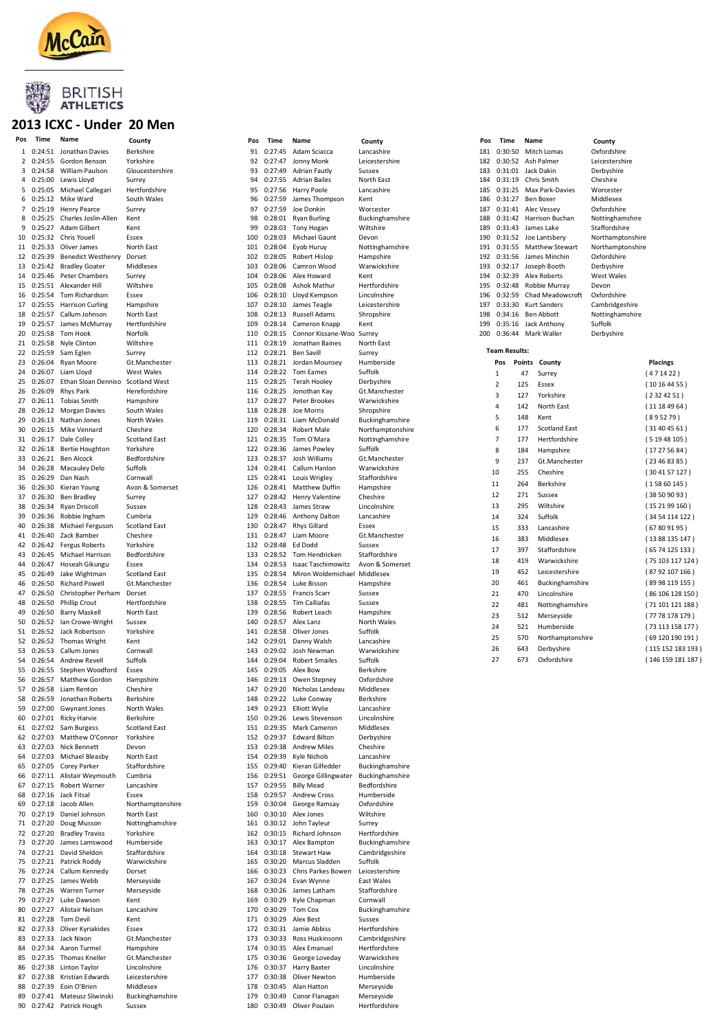# 2013 ICXC - Under 20 Men

| Pos | Time | Name | County |
|---|---|---|---|
| 1 | 0:24:51 | Jonathan Davies | Berkshire |
| 2 | 0:24:55 | Gordon Benson | Yorkshire |
| 3 | 0:24:58 | William Paulson | Gloucestershire |
| 4 | 0:25:00 | Lewis Lloyd | Surrey |
| 5 | 0:25:05 | Michael Callegari | Hertfordshire |
| 6 | 0:25:12 | Mike Ward | South Wales |
| 7 | 0:25:19 | Henry Pearce | Surrey |
| 8 | 0:25:25 | Charles Joslin-Allen | Kent |
| 9 | 0:25:27 | Adam Gilbert | Kent |
| 10 | 0:25:32 | Chris Youell | Essex |
| 11 | 0:25:33 | Oliver James | North East |
| 12 | 0:25:39 | Benedict Westhenry | Dorset |
| 13 | 0:25:42 | Bradley Goater | Middlesex |
| 14 | 0:25:46 | Peter Chambers | Surrey |
| 15 | 0:25:51 | Alexander Hill | Wiltshire |
| 16 | 0:25:54 | Tom Richardson | Essex |
| 17 | 0:25:55 | Harrison Curling | Hampshire |
| 18 | 0:25:57 | Callum Johnson | North East |
| 19 | 0:25:57 | James McMurray | Hertfordshire |
| 20 | 0:25:58 | Tom Hook | Norfolk |
| 21 | 0:25:58 | Nyle Clinton | Wiltshire |
| 22 | 0:25:59 | Sam Eglen | Surrey |
| 23 | 0:26:04 | Ryan Moore | Gt.Manchester |
| 24 | 0:26:07 | Liam Lloyd | West Wales |
| 25 | 0:26:07 | Ethan Sloan Denniso | Scotland West |
| 26 | 0:26:09 | Rhys Park | Herefordshire |
| 27 | 0:26:11 | Tobias Smith | Hampshire |
| 28 | 0:26:12 | Morgan Davies | South Wales |
| 29 | 0:26:13 | Nathan Jones | North Wales |
| 30 | 0:26:15 | Mike Vennard | Cheshire |
| 31 | 0:26:17 | Dale Colley | Scotland East |
| 32 | 0:26:18 | Bertie Houghton | Yorkshire |
| 33 | 0:26:21 | Ben Alcock | Bedfordshire |
| 34 | 0:26:28 | Macauley Delo | Suffolk |
| 35 | 0:26:29 | Dan Nash | Cornwall |
| 36 | 0:26:30 | Kieran Young | Avon & Somerset |
| 37 | 0:26:30 | Ben Bradley | Surrey |
| 38 | 0:26:34 | Ryan Driscoll | Sussex |
| 39 | 0:26:36 | Robbie Ingham | Cumbria |
| 40 | 0:26:38 | Michael Ferguson | Scotland East |
| 41 | 0:26:40 | Zack Bamber | Cheshire |
| 42 | 0:26:42 | Fergus Roberts | Yorkshire |
| 43 | 0:26:45 | Michael Harrison | Bedfordshire |
| 44 | 0:26:47 | Hoseah Gikungu | Essex |
| 45 | 0:26:49 | Jake Wightman | Scotland East |
| 46 | 0:26:50 | Richard Powell | Gt.Manchester |
| 47 | 0:26:50 | Christopher Perham | Dorset |
| 48 | 0:26:50 | Phillip Crout | Hertfordshire |
| 49 | 0:26:50 | Barry Maskell | North East |
| 50 | 0:26:52 | Ian Crowe-Wright | Sussex |
| 51 | 0:26:52 | Jack Robertson | Yorkshire |
| 52 | 0:26:52 | Thomas Wright | Kent |
| 53 | 0:26:53 | Callum Jones | Cornwall |
| 54 | 0:26:54 | Andrew Revell | Suffolk |
| 55 | 0:26:55 | Stephen Woodford | Essex |
| 56 | 0:26:57 | Matthew Gordon | Hampshire |
| 57 | 0:26:58 | Liam Renton | Cheshire |
| 58 | 0:26:59 | Jonathan Roberts | Berkshire |
| 59 | 0:27:00 | Gwynant Jones | North Wales |
| 60 | 0:27:01 | Ricky Harvie | Berkshire |
| 61 | 0:27:02 | Sam Burgess | Scotland East |
| 62 | 0:27:03 | Matthew O'Connor | Yorkshire |
| 63 | 0:27:03 | Nick Bennett | Devon |
| 64 | 0:27:03 | Michael Bleasby | North East |
| 65 | 0:27:05 | Corey Parker | Staffordshire |
| 66 | 0:27:11 | Alistair Weymouth | Cumbria |
| 67 | 0:27:15 | Robert Warner | Lancashire |
| 68 | 0:27:16 | Jack Fitsal | Essex |
| 69 | 0:27:18 | Jacob Allen | Northamptonshire |
| 70 | 0:27:20 | Daniel Johnson | North East |
| 71 | 0:27:20 | Doug Musson | Nottinghamshire |
| 72 | 0:27:20 | Bradley Travis | Yorkshire |
| 73 | 0:27:20 | James Lamswood | Humberside |
| 74 | 0:27:21 | David Sheldon | Staffordshire |
| 75 | 0:27:21 | Patrick Roddy | Warwickshire |
| 76 | 0:27:24 | Callum Kennedy | Dorset |
| 77 | 0:27:25 | James Webb | Merseyside |
| 78 | 0:27:26 | Warren Turner | Merseyside |
| 79 | 0:27:27 | Luke Dawson | Kent |
| 80 | 0:27:27 | Alistair Nelson | Lancashire |
| 81 | 0:27:28 | Tom Devil | Kent |
| 82 | 0:27:33 | Oliver Kyriakides | Essex |
| 83 | 0:27:33 | Jack Nixon | Gt.Manchester |
| 84 | 0:27:34 | Aaron Turmel | Hampshire |
| 85 | 0:27:35 | Thomas Kneller | Gt.Manchester |
| 86 | 0:27:38 | Linton Taylor | Lincolnshire |
| 87 | 0:27:38 | Kristian Edwards | Leicestershire |
| 88 | 0:27:39 | Eoin O'Brien | Middlesex |
| 89 | 0:27:41 | Mateusz Sliwinski | Buckinghamshire |
| 90 | 0:27:42 | Patrick Hough | Sussex |
| 91 | 0:27:45 | Adam Sciacca | Lancashire |
| 92 | 0:27:47 | Jonny Monk | Leicestershire |
| 93 | 0:27:49 | Adrian Faulty | Sussex |
| 94 | 0:27:55 | Adrian Bailes | North East |
| 95 | 0:27:56 | Harry Poole | Lancashire |
| 96 | 0:27:59 | James Thompson | Kent |
| 97 | 0:27:59 | Joe Donkin | Worcester |
| 98 | 0:28:01 | Ryan Burling | Buckinghamshire |
| 99 | 0:28:03 | Tony Hogan | Wiltshire |
| 100 | 0:28:03 | Michael Gaunt | Devon |
| 101 | 0:28:04 | Eyob Huruy | Nottinghamshire |
| 102 | 0:28:05 | Robert Hislop | Hampshire |
| 103 | 0:28:06 | Camron Wood | Warwickshire |
| 104 | 0:28:06 | Alex Howard | Kent |
| 105 | 0:28:08 | Ashok Mathur | Hertfordshire |
| 106 | 0:28:10 | Lloyd Kempson | Lincolnshire |
| 107 | 0:28:10 | James Teagle | Leicestershire |
| 108 | 0:28:13 | Russell Adams | Shropshire |
| 109 | 0:28:14 | Cameron Knapp | Kent |
| 110 | 0:28:15 | Connor Kissane-Woo | Surrey |
| 111 | 0:28:19 | Jonathan Baines | North East |
| 112 | 0:28:21 | Ben Savill | Surrey |
| 113 | 0:28:21 | Jordan Mounsey | Humberside |
| 114 | 0:28:22 | Tom Eames | Suffolk |
| 115 | 0:28:25 | Terah Hooley | Derbyshire |
| 116 | 0:28:25 | Jonothan Kay | Gt.Manchester |
| 117 | 0:28:27 | Peter Brookes | Warwickshire |
| 118 | 0:28:28 | Joe Morris | Shropshire |
| 119 | 0:28:31 | Liam McDonald | Buckinghamshire |
| 120 | 0:28:34 | Richard Male | Northamptonshire |
| 121 | 0:28:35 | Tom O'Mara | Nottinghamshire |
| 122 | 0:28:36 | James Powley | Suffolk |
| 123 | 0:28:37 | Josh Williams | Gt.Manchester |
| 124 | 0:28:41 | Callum Hanlon | Warwickshire |
| 125 | 0:28:41 | Louis Wrigley | Staffordshire |
| 126 | 0:28:41 | Matthew Duffin | Hampshire |
| 127 | 0:28:42 | Henry Valentine | Cheshire |
| 128 | 0:28:43 | James Straw | Lincolnshire |
| 129 | 0:28:46 | Anthony Dalton | Lancashire |
| 130 | 0:28:47 | Rhys Gillard | Essex |
| 131 | 0:28:47 | Liam Moore | Gt.Manchester |
| 132 | 0:28:48 | Ed Dodd | Sussex |
| 133 | 0:28:52 | Tom Hendricken | Staffordshire |
| 134 | 0:28:53 | Isaac Taschimowitz | Avon & Somerset |
| 135 | 0:28:54 | Miron Woldemichael | Middlesex |
| 136 | 0:28:54 | Luke Bisson | Hampshire |
| 137 | 0:28:55 | Francis Scarr | Sussex |
| 138 | 0:28:55 | Tim Calliafas | Sussex |
| 139 | 0:28:56 | Robert Leach | Hampshire |
| 140 | 0:28:57 | Alex Lanz | North Wales |
| 141 | 0:28:58 | Oliver Jones | Suffolk |
| 142 | 0:29:01 | Danny Walsh | Lancashire |
| 143 | 0:29:02 | Josh Newman | Warwickshire |
| 144 | 0:29:04 | Robert Smailes | Suffolk |
| 145 | 0:29:05 | Alex Bow | Berkshire |
| 146 | 0:29:13 | Owen Stepney | Oxfordshire |
| 147 | 0:29:20 | Nicholas Landeau | Middlesex |
| 148 | 0:29:22 | Luke Conway | Berkshire |
| 149 | 0:29:23 | Elliott Wylie | Lancashire |
| 150 | 0:29:26 | Lewis Stevenson | Lincolnshire |
| 151 | 0:29:35 | Mark Cameron | Middlesex |
| 152 | 0:29:37 | Edward Bilton | Derbyshire |
| 153 | 0:29:38 | Andrew Miles | Cheshire |
| 154 | 0:29:39 | Kyle Nichols | Lancashire |
| 155 | 0:29:40 | Kieran Gilfedder | Buckinghamshire |
| 156 | 0:29:51 | George Gillingwater | Buckinghamshire |
| 157 | 0:29:55 | Billy Mead | Bedfordshire |
| 158 | 0:29:57 | Andrew Cross | Humberside |
| 159 | 0:30:04 | George Ramsay | Oxfordshire |
| 160 | 0:30:10 | Alex Jones | Wiltshire |
| 161 | 0:30:12 | John Tayleur | Surrey |
| 162 | 0:30:15 | Richard Johnson | Hertfordshire |
| 163 | 0:30:17 | Alex Bampton | Buckinghamshire |
| 164 | 0:30:18 | Stewart Haw | Cambridgeshire |
| 165 | 0:30:20 | Marcus Sladden | Suffolk |
| 166 | 0:30:23 | Chris Parkes Bowen | Leicestershire |
| 167 | 0:30:24 | Evan Wynne | East Wales |
| 168 | 0:30:26 | James Latham | Staffordshire |
| 169 | 0:30:29 | Kyle Chapman | Cornwall |
| 170 | 0:30:29 | Tom Cox | Buckinghamshire |
| 171 | 0:30:29 | Alex Best | Sussex |
| 172 | 0:30:31 | Jamie Abbiss | Hertfordshire |
| 173 | 0:30:33 | Ross Huskinsonn | Cambridgeshire |
| 174 | 0:30:35 | Alex Emanuel | Hertfordshire |
| 175 | 0:30:36 | George Loveday | Warwickshire |
| 176 | 0:30:37 | Harry Baxter | Lincolnshire |
| 177 | 0:30:38 | Oliver Newton | Humberside |
| 178 | 0:30:45 | Alan Hatton | Merseyside |
| 179 | 0:30:49 | Conor Flanagan | Merseyside |
| 180 | 0:30:49 | Oliver Poulain | Hertfordshire |
| 181 | 0:30:50 | Mitch Lomas | Oxfordshire |
| 182 | 0:30:52 | Ash Palmer | Leicestershire |
| 183 | 0:31:01 | Jack Dakin | Derbyshire |
| 184 | 0:31:19 | Chris Smith | Cheshire |
| 185 | 0:31:25 | Max Park-Davies | Worcester |
| 186 | 0:31:27 | Ben Boxer | Middlesex |
| 187 | 0:31:41 | Alec Vessey | Oxfordshire |
| 188 | 0:31:42 | Harrison Buchan | Nottinghamshire |
| 189 | 0:31:43 | James Lake | Staffordshire |
| 190 | 0:31:52 | Joe Lantsbery | Northamptonshire |
| 191 | 0:31:55 | Matthew Stewart | Northamptonshire |
| 192 | 0:31:56 | James Minchin | Oxfordshire |
| 193 | 0:32:17 | Joseph Booth | Derbyshire |
| 194 | 0:32:39 | Alex Roberts | West Wales |
| 195 | 0:32:48 | Robbie Murray | Devon |
| 196 | 0:32:59 | Chad Meadowcroft | Oxfordshire |
| 197 | 0:33:30 | Kurt Sanders | Cambridgeshire |
| 198 | 0:34:16 | Ben Abbott | Nottinghamshire |
| 199 | 0:35:16 | Jack Anthony | Suffolk |
| 200 | 0:36:44 | Mark Waller | Derbyshire |

**Team Results:**

| Pos | Points | County | Placings |
|---|---|---|---|
| 1 | 47 | Surrey | ( 4 7 14 22 ) |
| 2 | 125 | Essex | ( 10 16 44 55 ) |
| 3 | 127 | Yorkshire | ( 2 32 42 51 ) |
| 4 | 142 | North East | ( 11 18 49 64 ) |
| 5 | 148 | Kent | ( 8 9 52 79 ) |
| 6 | 177 | Scotland East | ( 31 40 45 61 ) |
| 7 | 177 | Hertfordshire | ( 5 19 48 105 ) |
| 8 | 184 | Hampshire | ( 17 27 56 84 ) |
| 9 | 237 | Gt.Manchester | ( 23 46 83 85 ) |
| 10 | 255 | Cheshire | ( 30 41 57 127 ) |
| 11 | 264 | Berkshire | ( 1 58 60 145 ) |
| 12 | 271 | Sussex | ( 38 50 90 93 ) |
| 13 | 295 | Wiltshire | ( 15 21 99 160 ) |
| 14 | 324 | Suffolk | ( 34 54 114 122 ) |
| 15 | 333 | Lancashire | ( 67 80 91 95 ) |
| 16 | 383 | Middlesex | ( 13 88 135 147 ) |
| 17 | 397 | Staffordshire | ( 65 74 125 133 ) |
| 18 | 419 | Warwickshire | ( 75 103 117 124 ) |
| 19 | 452 | Leicestershire | ( 87 92 107 166 ) |
| 20 | 461 | Buckinghamshire | ( 89 98 119 155 ) |
| 21 | 470 | Lincolnshire | ( 86 106 128 150 ) |
| 22 | 481 | Nottinghamshire | ( 71 101 121 188 ) |
| 23 | 512 | Merseyside | ( 77 78 178 179 ) |
| 24 | 521 | Humberside | ( 73 113 158 177 ) |
| 25 | 570 | Northamptonshire | ( 69 120 190 191 ) |
| 26 | 643 | Derbyshire | ( 115 152 183 193 ) |
| 27 | 673 | Oxfordshire | ( 146 159 181 187 ) |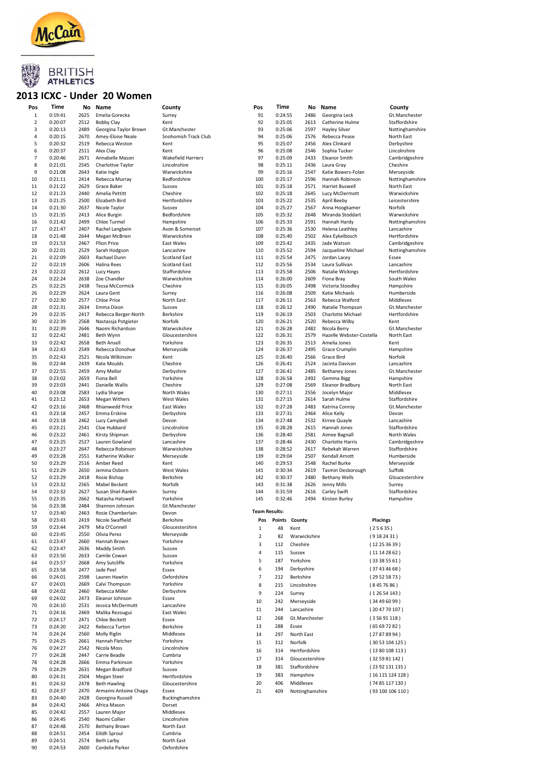# 2013 ICXC - Under 20 Women

| Pos | Time | No | Name | County |
|---|---|---|---|---|
| 1 | 0:19:41 | 2625 | Emelia Gorecka | Surrey |
| 2 | 0:20:07 | 2512 | Bobby Clay | Kent |
| 3 | 0:20:13 | 2489 | Georgina Taylor Brown | Gt.Manchester |
| 4 | 0:20:15 | 2670 | Amey-Eloise Neale | Snohomish Track Club |
| 5 | 0:20:32 | 2519 | Rebecca Weston | Kent |
| 6 | 0:20:37 | 2511 | Alex Clay | Kent |
| 7 | 0:20:46 | 2671 | Annabelle Mason | Wakefield Harriers |
| 8 | 0:21:01 | 2545 | Charlottve Taylor | Lincolnshire |
| 9 | 0:21:08 | 2643 | Katie Ingle | Warwickshire |
| 10 | 0:21:11 | 2414 | Rebecca Murray | Bedfordshire |
| 11 | 0:21:22 | 2629 | Grace Baker | Sussex |
| 12 | 0:21:23 | 2440 | Amelia Pettitt | Cheshire |
| 13 | 0:21:25 | 2500 | Elizabeth Bird | Hertfordshire |
| 14 | 0:21:30 | 2637 | Nicole Taylor | Sussex |
| 15 | 0:21:35 | 2413 | Alice Burgin | Bedfordshire |
| 16 | 0:21:42 | 2499 | Chloe Turmel | Hampshire |
| 17 | 0:21:47 | 2407 | Rachel Langbein | Avon & Somerset |
| 18 | 0:21:48 | 2644 | Megan McBrien | Warwickshire |
| 19 | 0:21:53 | 2467 | Ffion Price | East Wales |
| 20 | 0:22:01 | 2529 | Sarah Hodgson | Lancashire |
| 21 | 0:22:09 | 2603 | Rachael Dunn | Scotland East |
| 22 | 0:22:19 | 2606 | Halina Rees | Scotland East |
| 23 | 0:22:22 | 2612 | Lucy Hayes | Staffordshire |
| 24 | 0:22:24 | 2638 | Zoe Chandler | Warwickshire |
| 25 | 0:22:25 | 2438 | Tessa McCormick | Cheshire |
| 26 | 0:22:29 | 2624 | Laura Gent | Surrey |
| 27 | 0:22:30 | 2577 | Chloe Price | North East |
| 28 | 0:22:31 | 2634 | Emma Dixon | Sussex |
| 29 | 0:22:35 | 2417 | Rebecca Berger-North | Berkshire |
| 30 | 0:22:39 | 2568 | Nastassja Potgieter | Norfolk |
| 31 | 0:22:39 | 2646 | Naomi Richardson | Warwickshire |
| 32 | 0:22:42 | 2481 | Beth Wynn | Gloucestershire |
| 33 | 0:22:42 | 2658 | Beth Ansell | Yorkshire |
| 34 | 0:22:43 | 2549 | Rebecca Donohue | Merseyside |
| 35 | 0:22:43 | 2521 | Nicola Wilkinson | Kent |
| 36 | 0:22:44 | 2439 | Kate Moulds | Cheshire |
| 37 | 0:22:55 | 2459 | Amy Mellor | Derbyshire |
| 38 | 0:23:02 | 2659 | Fiona Bell | Yorkshire |
| 39 | 0:23:03 | 2441 | Danielle Wallis | Cheshire |
| 40 | 0:23:08 | 2583 | Lydia Sharpe | North Wales |
| 41 | 0:23:12 | 2653 | Megan Withers | West Wales |
| 42 | 0:23:16 | 2468 | Rhianwedd Price | East Wales |
| 43 | 0:23:18 | 2457 | Emma Erskine | Derbyshire |
| 44 | 0:23:18 | 2462 | Lucy Campbell | Devon |
| 45 | 0:23:21 | 2541 | Cloe Hubbard | Lincolnshire |
| 46 | 0:23:22 | 2461 | Kirsty Shipman | Derbyshire |
| 47 | 0:23:25 | 2527 | Lauren Gowland | Lancashire |
| 48 | 0:23:27 | 2647 | Rebecca Robinson | Warwickshire |
| 49 | 0:23:28 | 2551 | Katherine Walker | Merseyside |
| 50 | 0:23:29 | 2516 | Amber Reed | Kent |
| 51 | 0:23:29 | 2650 | Jemina Osborn | West Wales |
| 52 | 0:23:29 | 2418 | Rosie Bishop | Berkshire |
| 53 | 0:23:32 | 2565 | Mabel Beckett | Norfolk |
| 54 | 0:23:32 | 2627 | Susan Shiel-Rankin | Surrey |
| 55 | 0:23:35 | 2662 | Natasha Hatswell | Yorkshire |
| 56 | 0:23:38 | 2484 | Shannon Johnson | Gt.Manchester |
| 57 | 0:23:40 | 2463 | Rosie Chamberlain | Devon |
| 58 | 0:23:43 | 2419 | Nicole Swaffield | Berkshire |
| 59 | 0:23:44 | 2479 | Mia O'Connell | Gloucestershire |
| 60 | 0:23:45 | 2550 | Olivia Perez | Merseyside |
| 61 | 0:23:47 | 2660 | Hannah Brown | Yorkshire |
| 62 | 0:23:47 | 2636 | Maddy Smith | Sussex |
| 63 | 0:23:50 | 2633 | Camile Cowan | Sussex |
| 64 | 0:23:57 | 2668 | Amy Sutcliffe | Yorkshire |
| 65 | 0:23:58 | 2477 | Jade Peel | Essex |
| 66 | 0:24:01 | 2598 | Lauren Hawtin | Oxfordshire |
| 67 | 0:24:01 | 2669 | Calvi Thompson | Yorkshire |
| 68 | 0:24:02 | 2460 | Rebecca Miller | Derbyshire |
| 69 | 0:24:02 | 2473 | Eleanor Johnson | Essex |
| 70 | 0:24:10 | 2531 | Jessica McDermott | Lancashire |
| 71 | 0:24:16 | 2469 | Malika Rezougui | East Wales |
| 72 | 0:24:17 | 2471 | Chloe Beckett | Essex |
| 73 | 0:24:20 | 2422 | Rebecca Turton | Berkshire |
| 74 | 0:24:24 | 2560 | Molly Riglin | Middlesex |
| 75 | 0:24:25 | 2661 | Hannah Fletcher | Yorkshire |
| 76 | 0:24:27 | 2542 | Nicola Moss | Lincolnshire |
| 77 | 0:24:28 | 2447 | Carrie Beadle | Cumbria |
| 78 | 0:24:28 | 2666 | Emma Parkinson | Yorkshire |
| 79 | 0:24:29 | 2631 | Megan Bradford | Sussex |
| 80 | 0:24:31 | 2504 | Megan Steer | Hertfordshire |
| 81 | 0:24:32 | 2478 | Beth Hawling | Gloucestershire |
| 82 | 0:24:37 | 2470 | Armanni Antoine Chaga | Essex |
| 83 | 0:24:40 | 2428 | Georgina Russell | Buckinghamshire |
| 84 | 0:24:42 | 2466 | Africa Mason | Dorset |
| 85 | 0:24:42 | 2557 | Lauren Major | Middlesex |
| 86 | 0:24:45 | 2540 | Naomi Collier | Lincolnshire |
| 87 | 0:24:48 | 2570 | Bethany Brown | North East |
| 88 | 0:24:51 | 2454 | Eilidh Sproul | Cumbria |
| 89 | 0:24:51 | 2574 | Beth Larby | North East |
| 90 | 0:24:53 | 2600 | Cordelia Parker | Oxfordshire |
| 91 | 0:24:55 | 2486 | Georgina Leck | Gt.Manchester |
| 92 | 0:25:05 | 2613 | Catherine Hulme | Staffordshire |
| 93 | 0:25:06 | 2597 | Hayley Silver | Nottinghamshire |
| 94 | 0:25:06 | 2576 | Rebecca Pease | North East |
| 95 | 0:25:07 | 2456 | Alex Clinkard | Derbyshire |
| 96 | 0:25:08 | 2546 | Sophia Tucker | Lincolnshire |
| 97 | 0:25:09 | 2433 | Eleanor Smith | Cambridgeshire |
| 98 | 0:25:11 | 2436 | Laura Gray | Cheshire |
| 99 | 0:25:16 | 2547 | Katie Bowers-Folan | Merseyside |
| 100 | 0:25:17 | 2596 | Hannah Robinson | Nottinghamshire |
| 101 | 0:25:18 | 2571 | Harriet Buswell | North East |
| 102 | 0:25:18 | 2645 | Lucy McDermott | Warwickshire |
| 103 | 0:25:22 | 2535 | April Beeby | Leicestershire |
| 104 | 0:25:27 | 2567 | Anna Hoogkamer | Norfolk |
| 105 | 0:25:32 | 2648 | Miranda Stoddart | Warwickshire |
| 106 | 0:25:33 | 2591 | Hannah Hardy | Nottinghamshire |
| 107 | 0:25:36 | 2530 | Helena Leathley | Lancashire |
| 108 | 0:25:40 | 2502 | Alex Eykelbosch | Hertfordshire |
| 109 | 0:25:42 | 2435 | Jade Watson | Cambridgeshire |
| 110 | 0:25:52 | 2594 | Jacqueline Michael | Nottinghamshire |
| 111 | 0:25:54 | 2475 | Jordan Lacey | Essex |
| 112 | 0:25:56 | 2534 | Laura Sullivan | Lancashire |
| 113 | 0:25:58 | 2506 | Natalie Wickings | Hertfordshire |
| 114 | 0:26:00 | 2609 | Fiona Bray | South Wales |
| 115 | 0:26:05 | 2498 | Victoria Stoodley | Hampshire |
| 116 | 0:26:08 | 2509 | Katie Michaels | Humberside |
| 117 | 0:26:11 | 2563 | Rebecca Walford | Middlesex |
| 118 | 0:26:12 | 2490 | Natalie Thompson | Gt.Manchester |
| 119 | 0:26:19 | 2503 | Charlotte Michael | Hertfordshire |
| 120 | 0:26:21 | 2520 | Rebecca Wilby | Kent |
| 121 | 0:26:28 | 2482 | Nicola Berry | Gt.Manchester |
| 122 | 0:26:31 | 2579 | Hazelle Webster-Costella | North East |
| 123 | 0:26:35 | 2513 | Amelia Jones | Kent |
| 124 | 0:26:37 | 2495 | Grace Crumplin | Hampshire |
| 125 | 0:26:40 | 2566 | Grace Bird | Norfolk |
| 126 | 0:26:41 | 2524 | Jacinta Davison | Lancashire |
| 127 | 0:26:41 | 2485 | Bethaney Jones | Gt.Manchester |
| 128 | 0:26:58 | 2492 | Gemma Bigg | Hampshire |
| 129 | 0:27:08 | 2569 | Eleanor Bradbury | North East |
| 130 | 0:27:11 | 2556 | Jocelyn Major | Middlesex |
| 131 | 0:27:15 | 2614 | Sarah Hulme | Staffordshire |
| 132 | 0:27:28 | 2483 | Katrina Conroy | Gt.Manchester |
| 133 | 0:27:31 | 2464 | Alice Kelly | Devon |
| 134 | 0:27:48 | 2532 | Kirree Quayle | Lancashire |
| 135 | 0:28:28 | 2615 | Hannah Jones | Staffordshire |
| 136 | 0:28:40 | 2581 | Aimee Bagnall | North Wales |
| 137 | 0:28:46 | 2430 | Charlotte Harris | Cambridgeshire |
| 138 | 0:28:52 | 2617 | Rebekah Warren | Staffordshire |
| 139 | 0:29:04 | 2507 | Kendall Arnott | Humberside |
| 140 | 0:29:53 | 2548 | Rachel Burke | Merseyside |
| 141 | 0:30:34 | 2619 | Tasmin Desborough | Suffolk |
| 142 | 0:30:37 | 2480 | Bethany Wells | Gloucestershire |
| 143 | 0:31:38 | 2626 | Jenny Mills | Surrey |
| 144 | 0:31:59 | 2616 | Carley Swift | Staffordshire |
| 145 | 0:32:46 | 2494 | Kirsten Burley | Hampshire |

**Team Results:**

| Pos | Points | County | Placings |
|---|---|---|---|
| 1 | 48 | Kent | ( 2 5 6 35 ) |
| 2 | 82 | Warwickshire | ( 9 18 24 31 ) |
| 3 | 112 | Cheshire | ( 12 25 36 39 ) |
| 4 | 115 | Sussex | ( 11 14 28 62 ) |
| 5 | 187 | Yorkshire | ( 33 38 55 61 ) |
| 6 | 194 | Derbyshire | ( 37 43 46 68 ) |
| 7 | 212 | Berkshire | ( 29 52 58 73 ) |
| 8 | 215 | Lincolnshire | ( 8 45 76 86 ) |
| 9 | 224 | Surrey | ( 1 26 54 143 ) |
| 10 | 242 | Merseyside | ( 34 49 60 99 ) |
| 11 | 244 | Lancashire | ( 20 47 70 107 ) |
| 12 | 268 | Gt.Manchester | ( 3 56 91 118 ) |
| 13 | 288 | Essex | ( 65 69 72 82 ) |
| 14 | 297 | North East | ( 27 87 89 94 ) |
| 15 | 312 | Norfolk | ( 30 53 104 125 ) |
| 16 | 314 | Hertfordshire | ( 13 80 108 113 ) |
| 17 | 314 | Gloucestershire | ( 32 59 81 142 ) |
| 18 | 381 | Staffordshire | ( 23 92 131 135 ) |
| 19 | 383 | Hampshire | ( 16 115 124 128 ) |
| 20 | 406 | Middlesex | ( 74 85 117 130 ) |
| 21 | 409 | Nottinghamshire | ( 93 100 106 110 ) |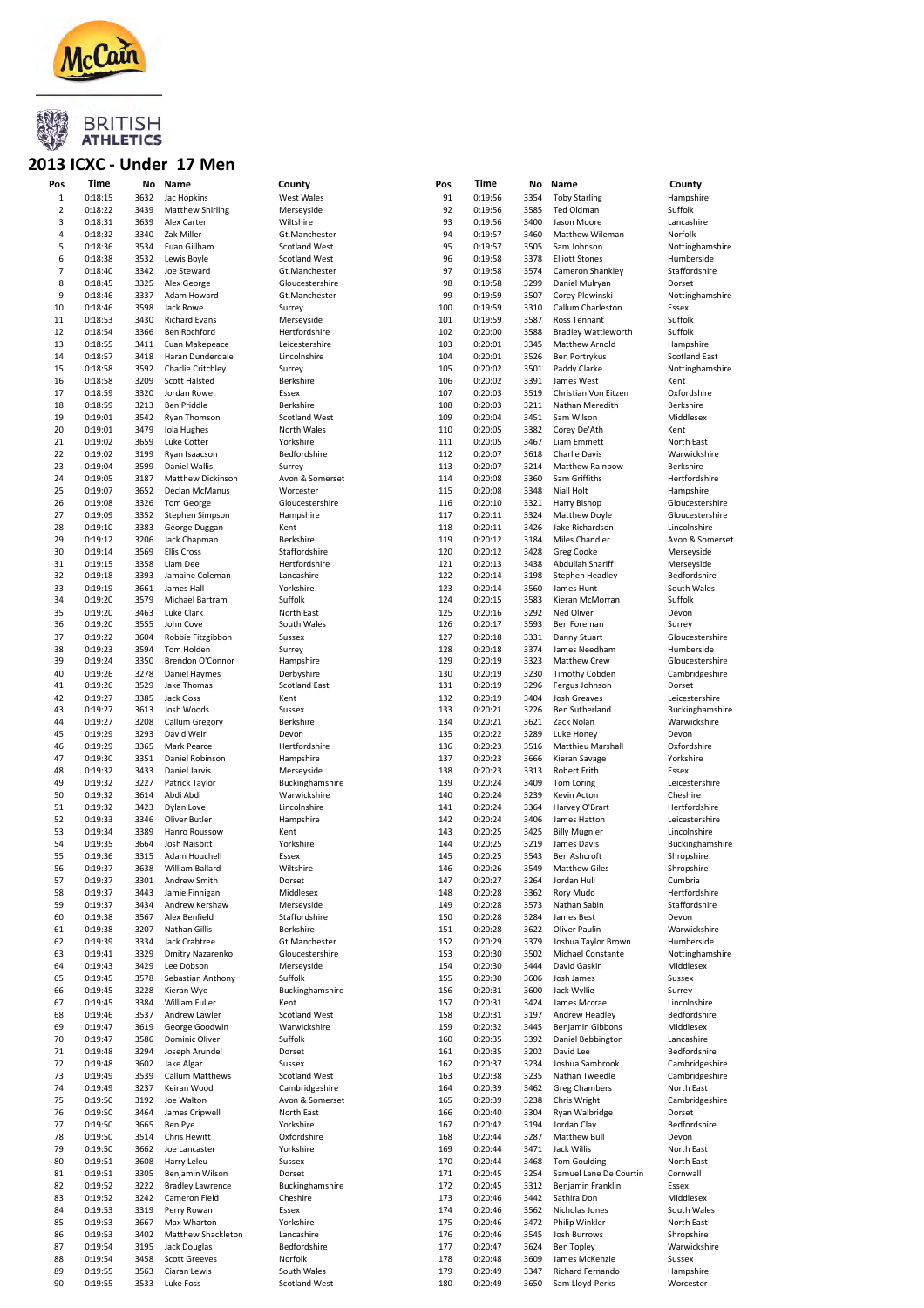# 2013 ICXC - Under 17 Men

| Pos | Time | No | Name | County |
|---|---|---|---|---|
| 1 | 0:18:15 | 3632 | Jac Hopkins | West Wales |
| 2 | 0:18:22 | 3439 | Matthew Shirling | Merseyside |
| 3 | 0:18:31 | 3639 | Alex Carter | Wiltshire |
| 4 | 0:18:32 | 3340 | Zak Miller | Gt.Manchester |
| 5 | 0:18:36 | 3534 | Euan Gillham | Scotland West |
| 6 | 0:18:38 | 3532 | Lewis Boyle | Scotland West |
| 7 | 0:18:40 | 3342 | Joe Steward | Gt.Manchester |
| 8 | 0:18:45 | 3325 | Alex George | Gloucestershire |
| 9 | 0:18:46 | 3337 | Adam Howard | Gt.Manchester |
| 10 | 0:18:46 | 3598 | Jack Rowe | Surrey |
| 11 | 0:18:53 | 3430 | Richard Evans | Merseyside |
| 12 | 0:18:54 | 3366 | Ben Rochford | Hertfordshire |
| 13 | 0:18:55 | 3411 | Euan Makepeace | Leicestershire |
| 14 | 0:18:57 | 3418 | Haran Dunderdale | Lincolnshire |
| 15 | 0:18:58 | 3592 | Charlie Critchley | Surrey |
| 16 | 0:18:58 | 3209 | Scott Halsted | Berkshire |
| 17 | 0:18:59 | 3320 | Jordan Rowe | Essex |
| 18 | 0:18:59 | 3213 | Ben Priddle | Berkshire |
| 19 | 0:19:01 | 3542 | Ryan Thomson | Scotland West |
| 20 | 0:19:01 | 3479 | Iola Hughes | North Wales |
| 21 | 0:19:02 | 3659 | Luke Cotter | Yorkshire |
| 22 | 0:19:02 | 3199 | Ryan Isaacson | Bedfordshire |
| 23 | 0:19:04 | 3599 | Daniel Wallis | Surrey |
| 24 | 0:19:05 | 3187 | Matthew Dickinson | Avon & Somerset |
| 25 | 0:19:07 | 3652 | Declan McManus | Worcester |
| 26 | 0:19:08 | 3326 | Tom George | Gloucestershire |
| 27 | 0:19:09 | 3352 | Stephen Simpson | Hampshire |
| 28 | 0:19:10 | 3383 | George Duggan | Kent |
| 29 | 0:19:12 | 3206 | Jack Chapman | Berkshire |
| 30 | 0:19:14 | 3569 | Ellis Cross | Staffordshire |
| 31 | 0:19:15 | 3358 | Liam Dee | Hertfordshire |
| 32 | 0:19:18 | 3393 | Jamaine Coleman | Lancashire |
| 33 | 0:19:19 | 3661 | James Hall | Yorkshire |
| 34 | 0:19:20 | 3579 | Michael Bartram | Suffolk |
| 35 | 0:19:20 | 3463 | Luke Clark | North East |
| 36 | 0:19:20 | 3555 | John Cove | South Wales |
| 37 | 0:19:22 | 3604 | Robbie Fitzgibbon | Sussex |
| 38 | 0:19:23 | 3594 | Tom Holden | Surrey |
| 39 | 0:19:24 | 3350 | Brendon O'Connor | Hampshire |
| 40 | 0:19:26 | 3278 | Daniel Haymes | Derbyshire |
| 41 | 0:19:26 | 3529 | Jake Thomas | Scotland East |
| 42 | 0:19:27 | 3385 | Jack Goss | Kent |
| 43 | 0:19:27 | 3613 | Josh Woods | Sussex |
| 44 | 0:19:27 | 3208 | Callum Gregory | Berkshire |
| 45 | 0:19:29 | 3293 | David Weir | Devon |
| 46 | 0:19:29 | 3365 | Mark Pearce | Hertfordshire |
| 47 | 0:19:30 | 3351 | Daniel Robinson | Hampshire |
| 48 | 0:19:32 | 3433 | Daniel Jarvis | Merseyside |
| 49 | 0:19:32 | 3227 | Patrick Taylor | Buckinghamshire |
| 50 | 0:19:32 | 3614 | Abdi Abdi | Warwickshire |
| 51 | 0:19:32 | 3423 | Dylan Love | Lincolnshire |
| 52 | 0:19:33 | 3346 | Oliver Butler | Hampshire |
| 53 | 0:19:34 | 3389 | Hanro Roussow | Kent |
| 54 | 0:19:35 | 3664 | Josh Naisbitt | Yorkshire |
| 55 | 0:19:36 | 3315 | Adam Houchell | Essex |
| 56 | 0:19:37 | 3638 | William Ballard | Wiltshire |
| 57 | 0:19:37 | 3301 | Andrew Smith | Dorset |
| 58 | 0:19:37 | 3443 | Jamie Finnigan | Middlesex |
| 59 | 0:19:37 | 3434 | Andrew Kershaw | Merseyside |
| 60 | 0:19:38 | 3567 | Alex Benfield | Staffordshire |
| 61 | 0:19:38 | 3207 | Nathan Gillis | Berkshire |
| 62 | 0:19:39 | 3334 | Jack Crabtree | Gt.Manchester |
| 63 | 0:19:41 | 3329 | Dmitry Nazarenko | Gloucestershire |
| 64 | 0:19:43 | 3429 | Lee Dobson | Merseyside |
| 65 | 0:19:45 | 3578 | Sebastian Anthony | Suffolk |
| 66 | 0:19:45 | 3228 | Kieran Wye | Buckinghamshire |
| 67 | 0:19:45 | 3384 | William Fuller | Kent |
| 68 | 0:19:46 | 3537 | Andrew Lawler | Scotland West |
| 69 | 0:19:47 | 3619 | George Goodwin | Warwickshire |
| 70 | 0:19:47 | 3586 | Dominic Oliver | Suffolk |
| 71 | 0:19:48 | 3294 | Joseph Arundel | Dorset |
| 72 | 0:19:48 | 3602 | Jake Algar | Sussex |
| 73 | 0:19:49 | 3539 | Callum Matthews | Scotland West |
| 74 | 0:19:49 | 3237 | Keiran Wood | Cambridgeshire |
| 75 | 0:19:50 | 3192 | Joe Walton | Avon & Somerset |
| 76 | 0:19:50 | 3464 | James Cripwell | North East |
| 77 | 0:19:50 | 3665 | Ben Pye | Yorkshire |
| 78 | 0:19:50 | 3514 | Chris Hewitt | Oxfordshire |
| 79 | 0:19:50 | 3662 | Joe Lancaster | Yorkshire |
| 80 | 0:19:51 | 3608 | Harry Leleu | Sussex |
| 81 | 0:19:51 | 3305 | Benjamin Wilson | Dorset |
| 82 | 0:19:52 | 3222 | Bradley Lawrence | Buckinghamshire |
| 83 | 0:19:52 | 3242 | Cameron Field | Cheshire |
| 84 | 0:19:53 | 3319 | Perry Rowan | Essex |
| 85 | 0:19:53 | 3667 | Max Wharton | Yorkshire |
| 86 | 0:19:53 | 3402 | Matthew Shackleton | Lancashire |
| 87 | 0:19:54 | 3195 | Jack Douglas | Bedfordshire |
| 88 | 0:19:54 | 3458 | Scott Greeves | Norfolk |
| 89 | 0:19:55 | 3563 | Ciaran Lewis | South Wales |
| 90 | 0:19:55 | 3533 | Luke Foss | Scotland West |
| 91 | 0:19:56 | 3354 | Toby Starling | Hampshire |
| 92 | 0:19:56 | 3585 | Ted Oldman | Suffolk |
| 93 | 0:19:56 | 3400 | Jason Moore | Lancashire |
| 94 | 0:19:57 | 3460 | Matthew Wileman | Norfolk |
| 95 | 0:19:57 | 3505 | Sam Johnson | Nottinghamshire |
| 96 | 0:19:58 | 3378 | Elliott Stones | Humberside |
| 97 | 0:19:58 | 3574 | Cameron Shankley | Staffordshire |
| 98 | 0:19:58 | 3299 | Daniel Mulryan | Dorset |
| 99 | 0:19:59 | 3507 | Corey Plewinski | Nottinghamshire |
| 100 | 0:19:59 | 3310 | Callum Charleston | Essex |
| 101 | 0:19:59 | 3587 | Ross Tennant | Suffolk |
| 102 | 0:20:00 | 3588 | Bradley Wattleworth | Suffolk |
| 103 | 0:20:01 | 3345 | Matthew Arnold | Hampshire |
| 104 | 0:20:01 | 3526 | Ben Portrykus | Scotland East |
| 105 | 0:20:02 | 3501 | Paddy Clarke | Nottinghamshire |
| 106 | 0:20:02 | 3391 | James West | Kent |
| 107 | 0:20:03 | 3519 | Christian Von Eitzen | Oxfordshire |
| 108 | 0:20:03 | 3211 | Nathan Meredith | Berkshire |
| 109 | 0:20:04 | 3451 | Sam Wilson | Middlesex |
| 110 | 0:20:05 | 3382 | Corey De'Ath | Kent |
| 111 | 0:20:05 | 3467 | Liam Emmett | North East |
| 112 | 0:20:07 | 3618 | Charlie Davis | Warwickshire |
| 113 | 0:20:07 | 3214 | Matthew Rainbow | Berkshire |
| 114 | 0:20:08 | 3360 | Sam Griffiths | Hertfordshire |
| 115 | 0:20:08 | 3348 | Niall Holt | Hampshire |
| 116 | 0:20:10 | 3321 | Harry Bishop | Gloucestershire |
| 117 | 0:20:11 | 3324 | Matthew Doyle | Gloucestershire |
| 118 | 0:20:11 | 3426 | Jake Richardson | Lincolnshire |
| 119 | 0:20:12 | 3184 | Miles Chandler | Avon & Somerset |
| 120 | 0:20:12 | 3428 | Greg Cooke | Merseyside |
| 121 | 0:20:13 | 3438 | Abdullah Shariff | Merseyside |
| 122 | 0:20:14 | 3198 | Stephen Headley | Bedfordshire |
| 123 | 0:20:14 | 3560 | James Hunt | South Wales |
| 124 | 0:20:15 | 3583 | Kieran McMorran | Suffolk |
| 125 | 0:20:16 | 3292 | Ned Oliver | Devon |
| 126 | 0:20:17 | 3593 | Ben Foreman | Surrey |
| 127 | 0:20:18 | 3331 | Danny Stuart | Gloucestershire |
| 128 | 0:20:18 | 3374 | James Needham | Humberside |
| 129 | 0:20:19 | 3323 | Matthew Crew | Gloucestershire |
| 130 | 0:20:19 | 3230 | Timothy Cobden | Cambridgeshire |
| 131 | 0:20:19 | 3296 | Fergus Johnson | Dorset |
| 132 | 0:20:19 | 3404 | Josh Greaves | Leicestershire |
| 133 | 0:20:21 | 3226 | Ben Sutherland | Buckinghamshire |
| 134 | 0:20:21 | 3621 | Zack Nolan | Warwickshire |
| 135 | 0:20:22 | 3289 | Luke Honey | Devon |
| 136 | 0:20:23 | 3516 | Matthieu Marshall | Oxfordshire |
| 137 | 0:20:23 | 3666 | Kieran Savage | Yorkshire |
| 138 | 0:20:23 | 3313 | Robert Frith | Essex |
| 139 | 0:20:24 | 3409 | Tom Loring | Leicestershire |
| 140 | 0:20:24 | 3239 | Kevin Acton | Cheshire |
| 141 | 0:20:24 | 3364 | Harvey O'Brart | Hertfordshire |
| 142 | 0:20:24 | 3406 | James Hatton | Leicestershire |
| 143 | 0:20:25 | 3425 | Billy Mugnier | Lincolnshire |
| 144 | 0:20:25 | 3219 | James Davis | Buckinghamshire |
| 145 | 0:20:25 | 3543 | Ben Ashcroft | Shropshire |
| 146 | 0:20:26 | 3549 | Matthew Giles | Shropshire |
| 147 | 0:20:27 | 3264 | Jordan Hull | Cumbria |
| 148 | 0:20:28 | 3362 | Rory Mudd | Hertfordshire |
| 149 | 0:20:28 | 3573 | Nathan Sabin | Staffordshire |
| 150 | 0:20:28 | 3284 | James Best | Devon |
| 151 | 0:20:28 | 3622 | Oliver Paulin | Warwickshire |
| 152 | 0:20:29 | 3379 | Joshua Taylor Brown | Humberside |
| 153 | 0:20:30 | 3502 | Michael Constante | Nottinghamshire |
| 154 | 0:20:30 | 3444 | David Gaskin | Middlesex |
| 155 | 0:20:30 | 3606 | Josh James | Sussex |
| 156 | 0:20:31 | 3600 | Jack Wyllie | Surrey |
| 157 | 0:20:31 | 3424 | James Mccrae | Lincolnshire |
| 158 | 0:20:31 | 3197 | Andrew Headley | Bedfordshire |
| 159 | 0:20:32 | 3445 | Benjamin Gibbons | Middlesex |
| 160 | 0:20:35 | 3392 | Daniel Bebbington | Lancashire |
| 161 | 0:20:35 | 3202 | David Lee | Bedfordshire |
| 162 | 0:20:37 | 3234 | Joshua Sambrook | Cambridgeshire |
| 163 | 0:20:38 | 3235 | Nathan Tweedle | Cambridgeshire |
| 164 | 0:20:39 | 3462 | Greg Chambers | North East |
| 165 | 0:20:39 | 3238 | Chris Wright | Cambridgeshire |
| 166 | 0:20:40 | 3304 | Ryan Walbridge | Dorset |
| 167 | 0:20:42 | 3194 | Jordan Clay | Bedfordshire |
| 168 | 0:20:44 | 3287 | Matthew Bull | Devon |
| 169 | 0:20:44 | 3471 | Jack Willis | North East |
| 170 | 0:20:44 | 3468 | Tom Goulding | North East |
| 171 | 0:20:45 | 3254 | Samuel Lane De Courtin | Cornwall |
| 172 | 0:20:45 | 3312 | Benjamin Franklin | Essex |
| 173 | 0:20:46 | 3442 | Sathira Don | Middlesex |
| 174 | 0:20:46 | 3562 | Nicholas Jones | South Wales |
| 175 | 0:20:46 | 3472 | Philip Winkler | North East |
| 176 | 0:20:46 | 3545 | Josh Burrows | Shropshire |
| 177 | 0:20:47 | 3624 | Ben Topley | Warwickshire |
| 178 | 0:20:48 | 3609 | James McKenzie | Sussex |
| 179 | 0:20:49 | 3347 | Richard Fernando | Hampshire |
| 180 | 0:20:49 | 3650 | Sam Lloyd-Perks | Worcester |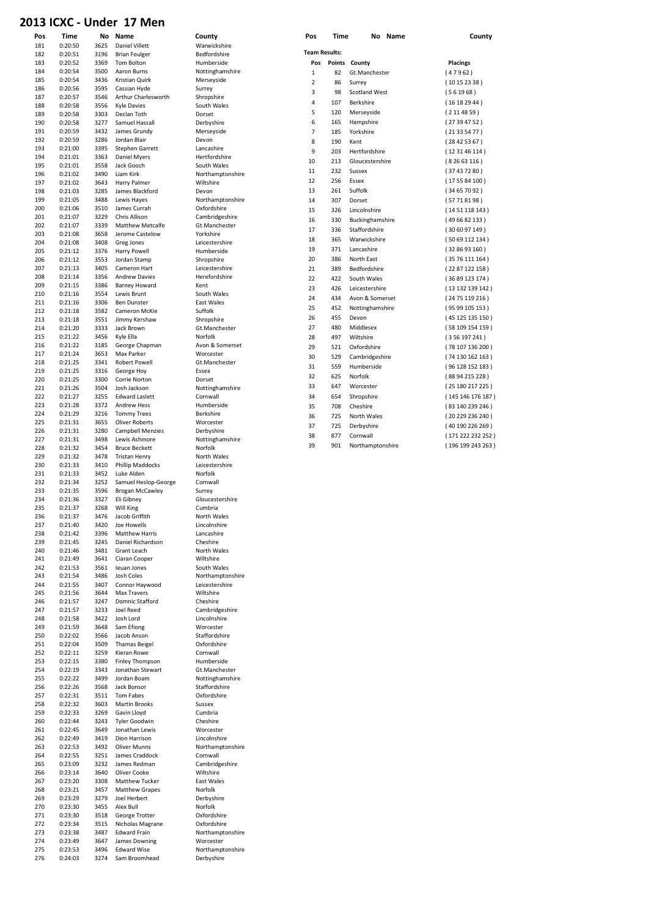# 2013 ICXC - Under 17 Men

| Pos | Time | No | Name | County |
|---|---|---|---|---|
| 181 | 0:20:50 | 3625 | Daniel Villett | Warwickshire |
| 182 | 0:20:51 | 3196 | Brian Foulger | Bedfordshire |
| 183 | 0:20:52 | 3369 | Tom Bolton | Humberside |
| 184 | 0:20:54 | 3500 | Aaron Burns | Nottinghamshire |
| 185 | 0:20:54 | 3436 | Kristian Quirk | Merseyside |
| 186 | 0:20:56 | 3595 | Cassian Hyde | Surrey |
| 187 | 0:20:57 | 3546 | Arthur Charlesworth | Shropshire |
| 188 | 0:20:58 | 3556 | Kyle Davies | South Wales |
| 189 | 0:20:58 | 3303 | Declan Toth | Dorset |
| 190 | 0:20:58 | 3277 | Samuel Hassall | Derbyshire |
| 191 | 0:20:59 | 3432 | James Grundy | Merseyside |
| 192 | 0:20:59 | 3286 | Jordan Blair | Devon |
| 193 | 0:21:00 | 3395 | Stephen Garrett | Lancashire |
| 194 | 0:21:01 | 3363 | Daniel Myers | Hertfordshire |
| 195 | 0:21:01 | 3558 | Jack Gooch | South Wales |
| 196 | 0:21:02 | 3490 | Liam Kirk | Northamptonshire |
| 197 | 0:21:02 | 3643 | Harry Palmer | Wiltshire |
| 198 | 0:21:03 | 3285 | James Blackford | Devon |
| 199 | 0:21:05 | 3488 | Lewis Hayes | Northamptonshire |
| 200 | 0:21:06 | 3510 | James Currah | Oxfordshire |
| 201 | 0:21:07 | 3229 | Chris Allison | Cambridgeshire |
| 202 | 0:21:07 | 3339 | Matthew Metcalfe | Gt.Manchester |
| 203 | 0:21:08 | 3658 | Jerome Castelow | Yorkshire |
| 204 | 0:21:08 | 3408 | Greg Jones | Leicestershire |
| 205 | 0:21:12 | 3376 | Harry Powell | Humberside |
| 206 | 0:21:12 | 3553 | Jordan Stamp | Shropshire |
| 207 | 0:21:13 | 3405 | Cameron Hart | Leicestershire |
| 208 | 0:21:14 | 3356 | Andrew Davies | Herefordshire |
| 209 | 0:21:15 | 3386 | Barney Howard | Kent |
| 210 | 0:21:16 | 3554 | Lewis Brunt | South Wales |
| 211 | 0:21:16 | 3306 | Ben Dunster | East Wales |
| 212 | 0:21:18 | 3582 | Cameron McKie | Suffolk |
| 213 | 0:21:18 | 3551 | Jimmy Kershaw | Shropshire |
| 214 | 0:21:20 | 3333 | Jack Brown | Gt.Manchester |
| 215 | 0:21:22 | 3456 | Kyle Ella | Norfolk |
| 216 | 0:21:22 | 3185 | George Chapman | Avon & Somerset |
| 217 | 0:21:24 | 3653 | Max Parker | Worcester |
| 218 | 0:21:25 | 3341 | Robert Powell | Gt.Manchester |
| 219 | 0:21:25 | 3316 | George Hoy | Essex |
| 220 | 0:21:25 | 3300 | Corrie Norton | Dorset |
| 221 | 0:21:26 | 3504 | Josh Jackson | Nottinghamshire |
| 222 | 0:21:27 | 3255 | Edward Laslett | Cornwall |
| 223 | 0:21:28 | 3372 | Andrew Hess | Humberside |
| 224 | 0:21:29 | 3216 | Tommy Trees | Berkshire |
| 225 | 0:21:31 | 3655 | Oliver Roberts | Worcester |
| 226 | 0:21:31 | 3280 | Campbell Menzies | Derbyshire |
| 227 | 0:21:31 | 3498 | Lewis Ashmore | Nottinghamshire |
| 228 | 0:21:32 | 3454 | Bruce Beckett | Norfolk |
| 229 | 0:21:32 | 3478 | Tristan Henry | North Wales |
| 230 | 0:21:33 | 3410 | Phillip Maddocks | Leicestershire |
| 231 | 0:21:33 | 3452 | Luke Alden | Norfolk |
| 232 | 0:21:34 | 3252 | Samuel Heslop-George | Cornwall |
| 233 | 0:21:35 | 3596 | Brogan McCawley | Surrey |
| 234 | 0:21:36 | 3327 | Eli Gibney | Gloucestershire |
| 235 | 0:21:37 | 3268 | Will King | Cumbria |
| 236 | 0:21:37 | 3476 | Jacob Griffith | North Wales |
| 237 | 0:21:40 | 3420 | Joe Howells | Lincolnshire |
| 238 | 0:21:42 | 3396 | Matthew Harris | Lancashire |
| 239 | 0:21:45 | 3245 | Daniel Richardson | Cheshire |
| 240 | 0:21:46 | 3481 | Grant Leach | North Wales |
| 241 | 0:21:49 | 3641 | Ciaran Cooper | Wiltshire |
| 242 | 0:21:53 | 3561 | Ieuan Jones | South Wales |
| 243 | 0:21:54 | 3486 | Josh Coles | Northamptonshire |
| 244 | 0:21:55 | 3407 | Connor Haywood | Leicestershire |
| 245 | 0:21:56 | 3644 | Max Travers | Wiltshire |
| 246 | 0:21:57 | 3247 | Domnic Stafford | Cheshire |
| 247 | 0:21:57 | 3233 | Joel Reed | Cambridgeshire |
| 248 | 0:21:58 | 3422 | Josh Lord | Lincolnshire |
| 249 | 0:21:59 | 3648 | Sam Efiong | Worcester |
| 250 | 0:22:02 | 3566 | Jacob Anson | Staffordshire |
| 251 | 0:22:04 | 3509 | Thamas Beigel | Oxfordshire |
| 252 | 0:22:11 | 3259 | Kieran Rowe | Cornwall |
| 253 | 0:22:15 | 3380 | Finley Thompson | Humberside |
| 254 | 0:22:19 | 3343 | Jonathan Stewart | Gt.Manchester |
| 255 | 0:22:22 | 3499 | Jordan Boam | Nottinghamshire |
| 256 | 0:22:26 | 3568 | Jack Bonsor | Staffordshire |
| 257 | 0:22:31 | 3511 | Tom Fabes | Oxfordshire |
| 258 | 0:22:32 | 3603 | Martin Brooks | Sussex |
| 259 | 0:22:33 | 3269 | Gavin Lloyd | Cumbria |
| 260 | 0:22:44 | 3243 | Tyler Goodwin | Cheshire |
| 261 | 0:22:45 | 3649 | Jonathan Lewis | Worcester |
| 262 | 0:22:49 | 3419 | Dion Harrison | Lincolnshire |
| 263 | 0:22:53 | 3492 | Oliver Munns | Northamptonshire |
| 264 | 0:22:55 | 3251 | James Craddock | Cornwall |
| 265 | 0:23:09 | 3232 | James Redman | Cambridgeshire |
| 266 | 0:23:14 | 3640 | Oliver Cooke | Wiltshire |
| 267 | 0:23:20 | 3308 | Matthew Tucker | East Wales |
| 268 | 0:23:21 | 3457 | Matthew Grapes | Norfolk |
| 269 | 0:23:29 | 3279 | Joel Herbert | Derbyshire |
| 270 | 0:23:30 | 3455 | Alex Bull | Norfolk |
| 271 | 0:23:30 | 3518 | George Trotter | Oxfordshire |
| 272 | 0:23:34 | 3515 | Nicholas Magrane | Oxfordshire |
| 273 | 0:23:38 | 3487 | Edward Frain | Northamptonshire |
| 274 | 0:23:49 | 3647 | James Downing | Worcester |
| 275 | 0:23:53 | 3496 | Edward Wise | Northamptonshire |
| 276 | 0:24:03 | 3274 | Sam Broomhead | Derbyshire |

**Team Results:**

| Pos | Points | County | Placings |
|---|---|---|---|
| 1 | 82 | Gt.Manchester | ( 4 7 9 62 ) |
| 2 | 86 | Surrey | ( 10 15 23 38 ) |
| 3 | 98 | Scotland West | ( 5 6 19 68 ) |
| 4 | 107 | Berkshire | ( 16 18 29 44 ) |
| 5 | 120 | Merseyside | ( 2 11 48 59 ) |
| 6 | 165 | Hampshire | ( 27 39 47 52 ) |
| 7 | 185 | Yorkshire | ( 21 33 54 77 ) |
| 8 | 190 | Kent | ( 28 42 53 67 ) |
| 9 | 203 | Hertfordshire | ( 12 31 46 114 ) |
| 10 | 213 | Gloucestershire | ( 8 26 63 116 ) |
| 11 | 232 | Sussex | ( 37 43 72 80 ) |
| 12 | 256 | Essex | ( 17 55 84 100 ) |
| 13 | 261 | Suffolk | ( 34 65 70 92 ) |
| 14 | 307 | Dorset | ( 57 71 81 98 ) |
| 15 | 326 | Lincolnshire | ( 14 51 118 143 ) |
| 16 | 330 | Buckinghamshire | ( 49 66 82 133 ) |
| 17 | 336 | Staffordshire | ( 30 60 97 149 ) |
| 18 | 365 | Warwickshire | ( 50 69 112 134 ) |
| 19 | 371 | Lancashire | ( 32 86 93 160 ) |
| 20 | 386 | North East | ( 35 76 111 164 ) |
| 21 | 389 | Bedfordshire | ( 22 87 122 158 ) |
| 22 | 422 | South Wales | ( 36 89 123 174 ) |
| 23 | 426 | Leicestershire | ( 13 132 139 142 ) |
| 24 | 434 | Avon & Somerset | ( 24 75 119 216 ) |
| 25 | 452 | Nottinghamshire | ( 95 99 105 153 ) |
| 26 | 455 | Devon | ( 45 125 135 150 ) |
| 27 | 480 | Middlesex | ( 58 109 154 159 ) |
| 28 | 497 | Wiltshire | ( 3 56 197 241 ) |
| 29 | 521 | Oxfordshire | ( 78 107 136 200 ) |
| 30 | 529 | Cambridgeshire | ( 74 130 162 163 ) |
| 31 | 559 | Humberside | ( 96 128 152 183 ) |
| 32 | 625 | Norfolk | ( 88 94 215 228 ) |
| 33 | 647 | Worcester | ( 25 180 217 225 ) |
| 34 | 654 | Shropshire | ( 145 146 176 187 ) |
| 35 | 708 | Cheshire | ( 83 140 239 246 ) |
| 36 | 725 | North Wales | ( 20 229 236 240 ) |
| 37 | 725 | Derbyshire | ( 40 190 226 269 ) |
| 38 | 877 | Cornwall | ( 171 222 232 252 ) |
| 39 | 901 | Northamptonshire | ( 196 199 243 263 ) |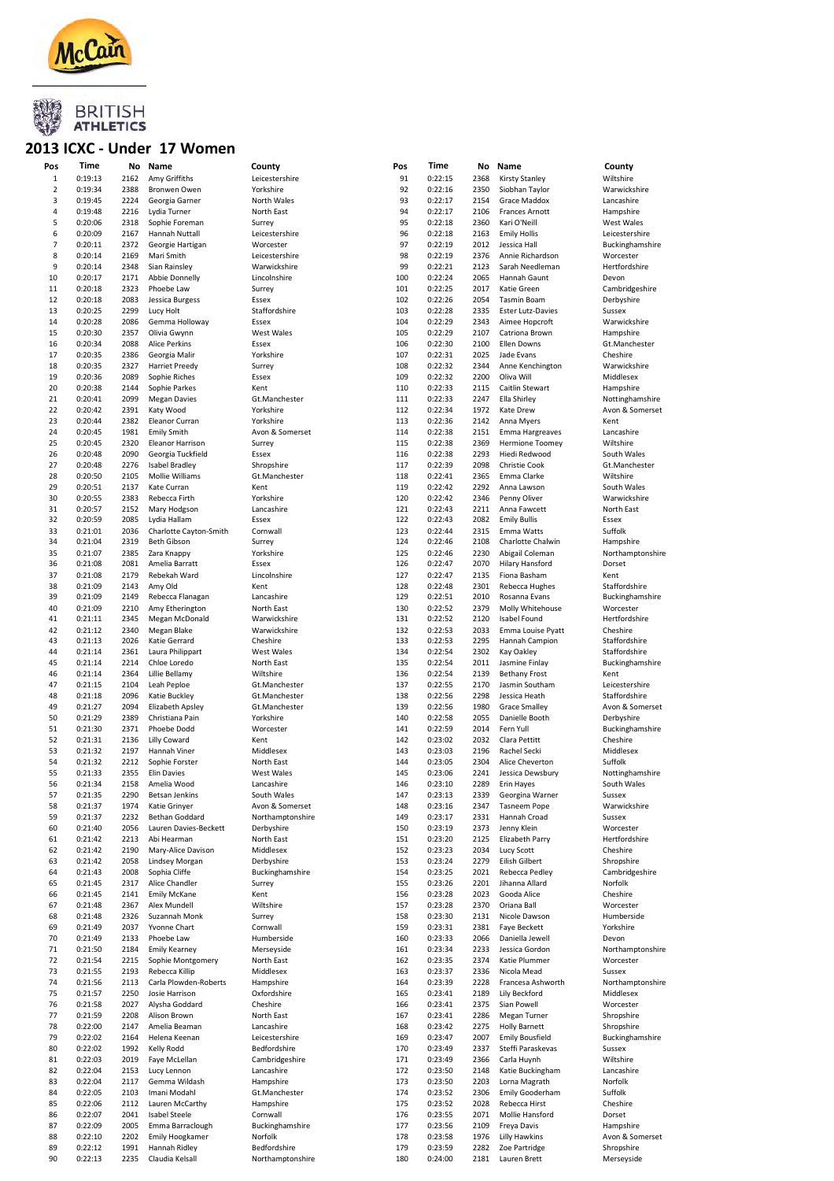McCain

BRITISH ATHLETICS

# 2013 ICXC - Under 17 Women

| Pos | Time | No | Name | County |
|---|---|---|---|---|
| 1 | 0:19:13 | 2162 | Amy Griffiths | Leicestershire |
| 2 | 0:19:34 | 2388 | Bronwen Owen | Yorkshire |
| 3 | 0:19:45 | 2224 | Georgia Garner | North Wales |
| 4 | 0:19:48 | 2216 | Lydia Turner | North East |
| 5 | 0:20:06 | 2318 | Sophie Foreman | Surrey |
| 6 | 0:20:09 | 2167 | Hannah Nuttall | Leicestershire |
| 7 | 0:20:11 | 2372 | Georgie Hartigan | Worcester |
| 8 | 0:20:14 | 2169 | Mari Smith | Leicestershire |
| 9 | 0:20:14 | 2348 | Sian Rainsley | Warwickshire |
| 10 | 0:20:17 | 2171 | Abbie Donnelly | Lincolnshire |
| 11 | 0:20:18 | 2323 | Phoebe Law | Surrey |
| 12 | 0:20:18 | 2083 | Jessica Burgess | Essex |
| 13 | 0:20:25 | 2299 | Lucy Holt | Staffordshire |
| 14 | 0:20:28 | 2086 | Gemma Holloway | Essex |
| 15 | 0:20:30 | 2357 | Olivia Gwynn | West Wales |
| 16 | 0:20:34 | 2088 | Alice Perkins | Essex |
| 17 | 0:20:35 | 2386 | Georgia Malir | Yorkshire |
| 18 | 0:20:35 | 2327 | Harriet Preedy | Surrey |
| 19 | 0:20:36 | 2089 | Sophie Riches | Essex |
| 20 | 0:20:38 | 2144 | Sophie Parkes | Kent |
| 21 | 0:20:41 | 2099 | Megan Davies | Gt.Manchester |
| 22 | 0:20:42 | 2391 | Katy Wood | Yorkshire |
| 23 | 0:20:44 | 2382 | Eleanor Curran | Yorkshire |
| 24 | 0:20:45 | 1981 | Emily Smith | Avon & Somerset |
| 25 | 0:20:45 | 2320 | Eleanor Harrison | Surrey |
| 26 | 0:20:48 | 2090 | Georgia Tuckfield | Essex |
| 27 | 0:20:48 | 2276 | Isabel Bradley | Shropshire |
| 28 | 0:20:50 | 2105 | Mollie Williams | Gt.Manchester |
| 29 | 0:20:51 | 2137 | Kate Curran | Kent |
| 30 | 0:20:55 | 2383 | Rebecca Firth | Yorkshire |
| 31 | 0:20:57 | 2152 | Mary Hodgson | Lancashire |
| 32 | 0:20:59 | 2085 | Lydia Hallam | Essex |
| 33 | 0:21:01 | 2036 | Charlotte Cayton-Smith | Cornwall |
| 34 | 0:21:04 | 2319 | Beth Gibson | Surrey |
| 35 | 0:21:07 | 2385 | Zara Knappy | Yorkshire |
| 36 | 0:21:08 | 2081 | Amelia Barratt | Essex |
| 37 | 0:21:08 | 2179 | Rebekah Ward | Lincolnshire |
| 38 | 0:21:09 | 2143 | Amy Old | Kent |
| 39 | 0:21:09 | 2149 | Rebecca Flanagan | Lancashire |
| 40 | 0:21:09 | 2210 | Amy Etherington | North East |
| 41 | 0:21:11 | 2345 | Megan McDonald | Warwickshire |
| 42 | 0:21:12 | 2340 | Megan Blake | Warwickshire |
| 43 | 0:21:13 | 2026 | Katie Gerrard | Cheshire |
| 44 | 0:21:14 | 2361 | Laura Philippart | West Wales |
| 45 | 0:21:14 | 2214 | Chloe Loredo | North East |
| 46 | 0:21:14 | 2364 | Lillie Bellamy | Wiltshire |
| 47 | 0:21:15 | 2104 | Leah Peploe | Gt.Manchester |
| 48 | 0:21:18 | 2096 | Katie Buckley | Gt.Manchester |
| 49 | 0:21:27 | 2094 | Elizabeth Apsley | Gt.Manchester |
| 50 | 0:21:29 | 2389 | Christiana Pain | Yorkshire |
| 51 | 0:21:30 | 2371 | Phoebe Dodd | Worcester |
| 52 | 0:21:31 | 2136 | Lilly Coward | Kent |
| 53 | 0:21:31 | 2197 | Hannah Viner | Middlesex |
| 54 | 0:21:32 | 2212 | Sophie Forster | North East |
| 55 | 0:21:33 | 2355 | Elin Davies | West Wales |
| 56 | 0:21:34 | 2158 | Amelia Wood | Lancashire |
| 57 | 0:21:35 | 2290 | Betsan Jenkins | South Wales |
| 58 | 0:21:37 | 1974 | Katie Grinyer | Avon & Somerset |
| 59 | 0:21:37 | 2232 | Bethan Goddard | Northamptonshire |
| 60 | 0:21:40 | 2056 | Lauren Davies-Beckett | Derbyshire |
| 61 | 0:21:42 | 2213 | Abi Hearman | North East |
| 62 | 0:21:42 | 2190 | Mary-Alice Davison | Middlesex |
| 63 | 0:21:42 | 2058 | Lindsey Morgan | Derbyshire |
| 64 | 0:21:43 | 2008 | Sophia Cliffe | Buckinghamshire |
| 65 | 0:21:45 | 2317 | Alice Chandler | Surrey |
| 66 | 0:21:45 | 2141 | Emily McKane | Kent |
| 67 | 0:21:48 | 2367 | Alex Mundell | Wiltshire |
| 68 | 0:21:48 | 2326 | Suzannah Monk | Surrey |
| 69 | 0:21:49 | 2037 | Yvonne Chart | Cornwall |
| 70 | 0:21:49 | 2133 | Phoebe Law | Humberside |
| 71 | 0:21:50 | 2184 | Emily Kearney | Merseyside |
| 72 | 0:21:54 | 2215 | Sophie Montgomery | North East |
| 73 | 0:21:55 | 2193 | Rebecca Killip | Middlesex |
| 74 | 0:21:56 | 2113 | Carla Plowden-Roberts | Hampshire |
| 75 | 0:21:57 | 2250 | Josie Harrison | Oxfordshire |
| 76 | 0:21:58 | 2027 | Alysha Goddard | Cheshire |
| 77 | 0:21:59 | 2208 | Alison Brown | North East |
| 78 | 0:22:00 | 2147 | Amelia Beaman | Lancashire |
| 79 | 0:22:02 | 2164 | Helena Keenan | Leicestershire |
| 80 | 0:22:02 | 1992 | Kelly Rodd | Bedfordshire |
| 81 | 0:22:03 | 2019 | Faye McLellan | Cambridgeshire |
| 82 | 0:22:04 | 2153 | Lucy Lennon | Lancashire |
| 83 | 0:22:04 | 2117 | Gemma Wildash | Hampshire |
| 84 | 0:22:05 | 2103 | Imani Modahl | Gt.Manchester |
| 85 | 0:22:06 | 2112 | Lauren McCarthy | Hampshire |
| 86 | 0:22:07 | 2041 | Isabel Steele | Cornwall |
| 87 | 0:22:09 | 2005 | Emma Barraclough | Buckinghamshire |
| 88 | 0:22:10 | 2202 | Emily Hoogkamer | Norfolk |
| 89 | 0:22:12 | 1991 | Hannah Ridley | Bedfordshire |
| 90 | 0:22:13 | 2235 | Claudia Kelsall | Northamptonshire |
| 91 | 0:22:15 | 2368 | Kirsty Stanley | Wiltshire |
| 92 | 0:22:16 | 2350 | Siobhan Taylor | Warwickshire |
| 93 | 0:22:17 | 2154 | Grace Maddox | Lancashire |
| 94 | 0:22:17 | 2106 | Frances Arnott | Hampshire |
| 95 | 0:22:18 | 2360 | Kari O'Neill | West Wales |
| 96 | 0:22:18 | 2163 | Emily Hollis | Leicestershire |
| 97 | 0:22:19 | 2012 | Jessica Hall | Buckinghamshire |
| 98 | 0:22:19 | 2376 | Annie Richardson | Worcester |
| 99 | 0:22:21 | 2123 | Sarah Needleman | Hertfordshire |
| 100 | 0:22:24 | 2065 | Hannah Gaunt | Devon |
| 101 | 0:22:25 | 2017 | Katie Green | Cambridgeshire |
| 102 | 0:22:26 | 2054 | Tasmin Boam | Derbyshire |
| 103 | 0:22:28 | 2335 | Ester Lutz-Davies | Sussex |
| 104 | 0:22:29 | 2343 | Aimee Hopcroft | Warwickshire |
| 105 | 0:22:29 | 2107 | Catriona Brown | Hampshire |
| 106 | 0:22:30 | 2100 | Ellen Downs | Gt.Manchester |
| 107 | 0:22:31 | 2025 | Jade Evans | Cheshire |
| 108 | 0:22:32 | 2344 | Anne Kenchington | Warwickshire |
| 109 | 0:22:32 | 2200 | Oliva Will | Middlesex |
| 110 | 0:22:33 | 2115 | Caitlin Stewart | Hampshire |
| 111 | 0:22:33 | 2247 | Ella Shirley | Nottinghamshire |
| 112 | 0:22:34 | 1972 | Kate Drew | Avon & Somerset |
| 113 | 0:22:36 | 2142 | Anna Myers | Kent |
| 114 | 0:22:38 | 2151 | Emma Hargreaves | Lancashire |
| 115 | 0:22:38 | 2369 | Hermione Toomey | Wiltshire |
| 116 | 0:22:38 | 2293 | Hiedi Redwood | South Wales |
| 117 | 0:22:39 | 2098 | Christie Cook | Gt.Manchester |
| 118 | 0:22:41 | 2365 | Emma Clarke | Wiltshire |
| 119 | 0:22:42 | 2292 | Anna Lawson | South Wales |
| 120 | 0:22:42 | 2346 | Penny Oliver | Warwickshire |
| 121 | 0:22:43 | 2211 | Anna Fawcett | North East |
| 122 | 0:22:43 | 2082 | Emily Bullis | Essex |
| 123 | 0:22:44 | 2315 | Emma Watts | Suffolk |
| 124 | 0:22:46 | 2108 | Charlotte Chalwin | Hampshire |
| 125 | 0:22:46 | 2230 | Abigail Coleman | Northamptonshire |
| 126 | 0:22:47 | 2070 | Hilary Hansford | Dorset |
| 127 | 0:22:47 | 2135 | Fiona Basham | Kent |
| 128 | 0:22:48 | 2301 | Rebecca Hughes | Staffordshire |
| 129 | 0:22:51 | 2010 | Rosanna Evans | Buckinghamshire |
| 130 | 0:22:52 | 2379 | Molly Whitehouse | Worcester |
| 131 | 0:22:52 | 2120 | Isabel Found | Hertfordshire |
| 132 | 0:22:53 | 2033 | Emma Louise Pyatt | Cheshire |
| 133 | 0:22:53 | 2295 | Hannah Campion | Staffordshire |
| 134 | 0:22:54 | 2302 | Kay Oakley | Staffordshire |
| 135 | 0:22:54 | 2011 | Jasmine Finlay | Buckinghamshire |
| 136 | 0:22:54 | 2139 | Bethany Frost | Kent |
| 137 | 0:22:55 | 2170 | Jasmin Southam | Leicestershire |
| 138 | 0:22:56 | 2298 | Jessica Heath | Staffordshire |
| 139 | 0:22:56 | 1980 | Grace Smalley | Avon & Somerset |
| 140 | 0:22:58 | 2055 | Danielle Booth | Derbyshire |
| 141 | 0:22:59 | 2014 | Fern Yull | Buckinghamshire |
| 142 | 0:23:02 | 2032 | Clara Pettitt | Cheshire |
| 143 | 0:23:03 | 2196 | Rachel Secki | Middlesex |
| 144 | 0:23:05 | 2304 | Alice Cheverton | Suffolk |
| 145 | 0:23:06 | 2241 | Jessica Dewsbury | Nottinghamshire |
| 146 | 0:23:10 | 2289 | Erin Hayes | South Wales |
| 147 | 0:23:13 | 2339 | Georgina Warner | Sussex |
| 148 | 0:23:16 | 2347 | Tasneem Pope | Warwickshire |
| 149 | 0:23:17 | 2331 | Hannah Croad | Sussex |
| 150 | 0:23:19 | 2373 | Jenny Klein | Worcester |
| 151 | 0:23:20 | 2125 | Elizabeth Parry | Hertfordshire |
| 152 | 0:23:23 | 2034 | Lucy Scott | Cheshire |
| 153 | 0:23:24 | 2279 | Eilish Gilbert | Shropshire |
| 154 | 0:23:25 | 2021 | Rebecca Pedley | Cambridgeshire |
| 155 | 0:23:26 | 2201 | Jihanna Allard | Norfolk |
| 156 | 0:23:28 | 2023 | Gooda Alice | Cheshire |
| 157 | 0:23:28 | 2370 | Oriana Ball | Worcester |
| 158 | 0:23:30 | 2131 | Nicole Dawson | Humberside |
| 159 | 0:23:31 | 2381 | Faye Beckett | Yorkshire |
| 160 | 0:23:33 | 2066 | Daniella Jewell | Devon |
| 161 | 0:23:34 | 2233 | Jessica Gordon | Northamptonshire |
| 162 | 0:23:35 | 2374 | Katie Plummer | Worcester |
| 163 | 0:23:37 | 2336 | Nicola Mead | Sussex |
| 164 | 0:23:39 | 2228 | Francesa Ashworth | Northamptonshire |
| 165 | 0:23:41 | 2189 | Lily Beckford | Middlesex |
| 166 | 0:23:41 | 2375 | Sian Powell | Worcester |
| 167 | 0:23:41 | 2286 | Megan Turner | Shropshire |
| 168 | 0:23:42 | 2275 | Holly Barnett | Shropshire |
| 169 | 0:23:47 | 2007 | Emily Bousfield | Buckinghamshire |
| 170 | 0:23:49 | 2337 | Steffi Paraskevas | Sussex |
| 171 | 0:23:49 | 2366 | Carla Huynh | Wiltshire |
| 172 | 0:23:50 | 2148 | Katie Buckingham | Lancashire |
| 173 | 0:23:50 | 2203 | Lorna Magrath | Norfolk |
| 174 | 0:23:52 | 2306 | Emily Gooderham | Suffolk |
| 175 | 0:23:52 | 2028 | Rebecca Hirst | Cheshire |
| 176 | 0:23:55 | 2071 | Mollie Hansford | Dorset |
| 177 | 0:23:56 | 2109 | Freya Davis | Hampshire |
| 178 | 0:23:58 | 1976 | Lilly Hawkins | Avon & Somerset |
| 179 | 0:23:59 | 2282 | Zoe Partridge | Shropshire |
| 180 | 0:24:00 | 2181 | Lauren Brett | Merseyside |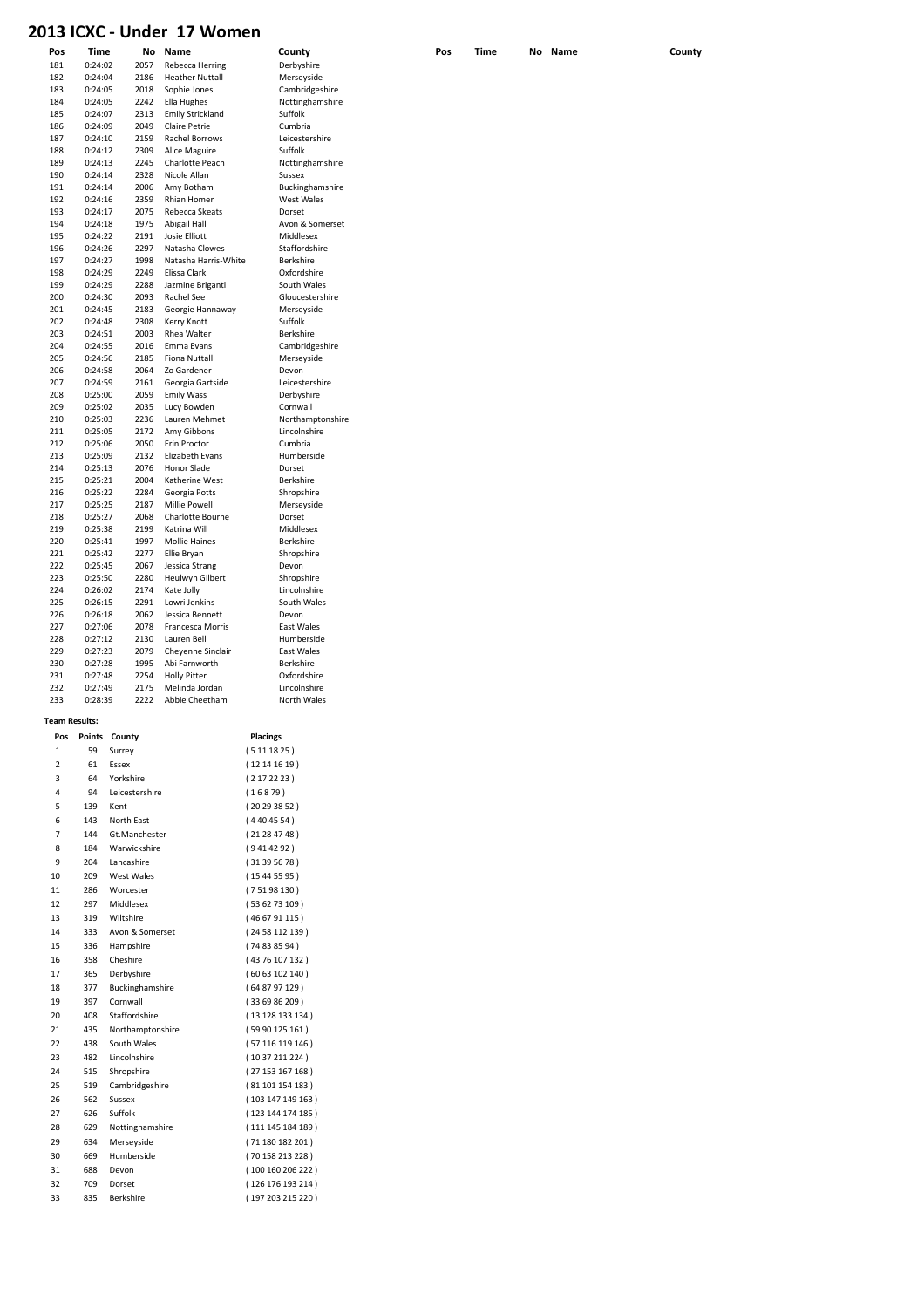# 2013 ICXC - Under 17 Women

| Pos | Time | No | Name | County |
|---|---|---|---|---|
| 181 | 0:24:02 | 2057 | Rebecca Herring | Derbyshire |
| 182 | 0:24:04 | 2186 | Heather Nuttall | Merseyside |
| 183 | 0:24:05 | 2018 | Sophie Jones | Cambridgeshire |
| 184 | 0:24:05 | 2242 | Ella Hughes | Nottinghamshire |
| 185 | 0:24:07 | 2313 | Emily Strickland | Suffolk |
| 186 | 0:24:09 | 2049 | Claire Petrie | Cumbria |
| 187 | 0:24:10 | 2159 | Rachel Borrows | Leicestershire |
| 188 | 0:24:12 | 2309 | Alice Maguire | Suffolk |
| 189 | 0:24:13 | 2245 | Charlotte Peach | Nottinghamshire |
| 190 | 0:24:14 | 2328 | Nicole Allan | Sussex |
| 191 | 0:24:14 | 2006 | Amy Botham | Buckinghamshire |
| 192 | 0:24:16 | 2359 | Rhian Homer | West Wales |
| 193 | 0:24:17 | 2075 | Rebecca Skeats | Dorset |
| 194 | 0:24:18 | 1975 | Abigail Hall | Avon & Somerset |
| 195 | 0:24:22 | 2191 | Josie Elliott | Middlesex |
| 196 | 0:24:26 | 2297 | Natasha Clowes | Staffordshire |
| 197 | 0:24:27 | 1998 | Natasha Harris-White | Berkshire |
| 198 | 0:24:29 | 2249 | Elissa Clark | Oxfordshire |
| 199 | 0:24:29 | 2288 | Jazmine Briganti | South Wales |
| 200 | 0:24:30 | 2093 | Rachel See | Gloucestershire |
| 201 | 0:24:45 | 2183 | Georgie Hannaway | Merseyside |
| 202 | 0:24:48 | 2308 | Kerry Knott | Suffolk |
| 203 | 0:24:51 | 2003 | Rhea Walter | Berkshire |
| 204 | 0:24:55 | 2016 | Emma Evans | Cambridgeshire |
| 205 | 0:24:56 | 2185 | Fiona Nuttall | Merseyside |
| 206 | 0:24:58 | 2064 | Zo Gardener | Devon |
| 207 | 0:24:59 | 2161 | Georgia Gartside | Leicestershire |
| 208 | 0:25:00 | 2059 | Emily Wass | Derbyshire |
| 209 | 0:25:02 | 2035 | Lucy Bowden | Cornwall |
| 210 | 0:25:03 | 2236 | Lauren Mehmet | Northamptonshire |
| 211 | 0:25:05 | 2172 | Amy Gibbons | Lincolnshire |
| 212 | 0:25:06 | 2050 | Erin Proctor | Cumbria |
| 213 | 0:25:09 | 2132 | Elizabeth Evans | Humberside |
| 214 | 0:25:13 | 2076 | Honor Slade | Dorset |
| 215 | 0:25:21 | 2004 | Katherine West | Berkshire |
| 216 | 0:25:22 | 2284 | Georgia Potts | Shropshire |
| 217 | 0:25:25 | 2187 | Millie Powell | Merseyside |
| 218 | 0:25:27 | 2068 | Charlotte Bourne | Dorset |
| 219 | 0:25:38 | 2199 | Katrina Will | Middlesex |
| 220 | 0:25:41 | 1997 | Mollie Haines | Berkshire |
| 221 | 0:25:42 | 2277 | Ellie Bryan | Shropshire |
| 222 | 0:25:45 | 2067 | Jessica Strang | Devon |
| 223 | 0:25:50 | 2280 | Heulwyn Gilbert | Shropshire |
| 224 | 0:26:02 | 2174 | Kate Jolly | Lincolnshire |
| 225 | 0:26:15 | 2291 | Lowri Jenkins | South Wales |
| 226 | 0:26:18 | 2062 | Jessica Bennett | Devon |
| 227 | 0:27:06 | 2078 | Francesca Morris | East Wales |
| 228 | 0:27:12 | 2130 | Lauren Bell | Humberside |
| 229 | 0:27:23 | 2079 | Cheyenne Sinclair | East Wales |
| 230 | 0:27:28 | 1995 | Abi Farnworth | Berkshire |
| 231 | 0:27:48 | 2254 | Holly Pitter | Oxfordshire |
| 232 | 0:27:49 | 2175 | Melinda Jordan | Lincolnshire |
| 233 | 0:28:39 | 2222 | Abbie Cheetham | North Wales |

**Team Results:**

| Pos | Points | County | Placings |
|---|---|---|---|
| 1 | 59 | Surrey | ( 5 11 18 25 ) |
| 2 | 61 | Essex | ( 12 14 16 19 ) |
| 3 | 64 | Yorkshire | ( 2 17 22 23 ) |
| 4 | 94 | Leicestershire | ( 1 6 8 79 ) |
| 5 | 139 | Kent | ( 20 29 38 52 ) |
| 6 | 143 | North East | ( 4 40 45 54 ) |
| 7 | 144 | Gt.Manchester | ( 21 28 47 48 ) |
| 8 | 184 | Warwickshire | ( 9 41 42 92 ) |
| 9 | 204 | Lancashire | ( 31 39 56 78 ) |
| 10 | 209 | West Wales | ( 15 44 55 95 ) |
| 11 | 286 | Worcester | ( 7 51 98 130 ) |
| 12 | 297 | Middlesex | ( 53 62 73 109 ) |
| 13 | 319 | Wiltshire | ( 46 67 91 115 ) |
| 14 | 333 | Avon & Somerset | ( 24 58 112 139 ) |
| 15 | 336 | Hampshire | ( 74 83 85 94 ) |
| 16 | 358 | Cheshire | ( 43 76 107 132 ) |
| 17 | 365 | Derbyshire | ( 60 63 102 140 ) |
| 18 | 377 | Buckinghamshire | ( 64 87 97 129 ) |
| 19 | 397 | Cornwall | ( 33 69 86 209 ) |
| 20 | 408 | Staffordshire | ( 13 128 133 134 ) |
| 21 | 435 | Northamptonshire | ( 59 90 125 161 ) |
| 22 | 438 | South Wales | ( 57 116 119 146 ) |
| 23 | 482 | Lincolnshire | ( 10 37 211 224 ) |
| 24 | 515 | Shropshire | ( 27 153 167 168 ) |
| 25 | 519 | Cambridgeshire | ( 81 101 154 183 ) |
| 26 | 562 | Sussex | ( 103 147 149 163 ) |
| 27 | 626 | Suffolk | ( 123 144 174 185 ) |
| 28 | 629 | Nottinghamshire | ( 111 145 184 189 ) |
| 29 | 634 | Merseyside | ( 71 180 182 201 ) |
| 30 | 669 | Humberside | ( 70 158 213 228 ) |
| 31 | 688 | Devon | ( 100 160 206 222 ) |
| 32 | 709 | Dorset | ( 126 176 193 214 ) |
| 33 | 835 | Berkshire | ( 197 203 215 220 ) |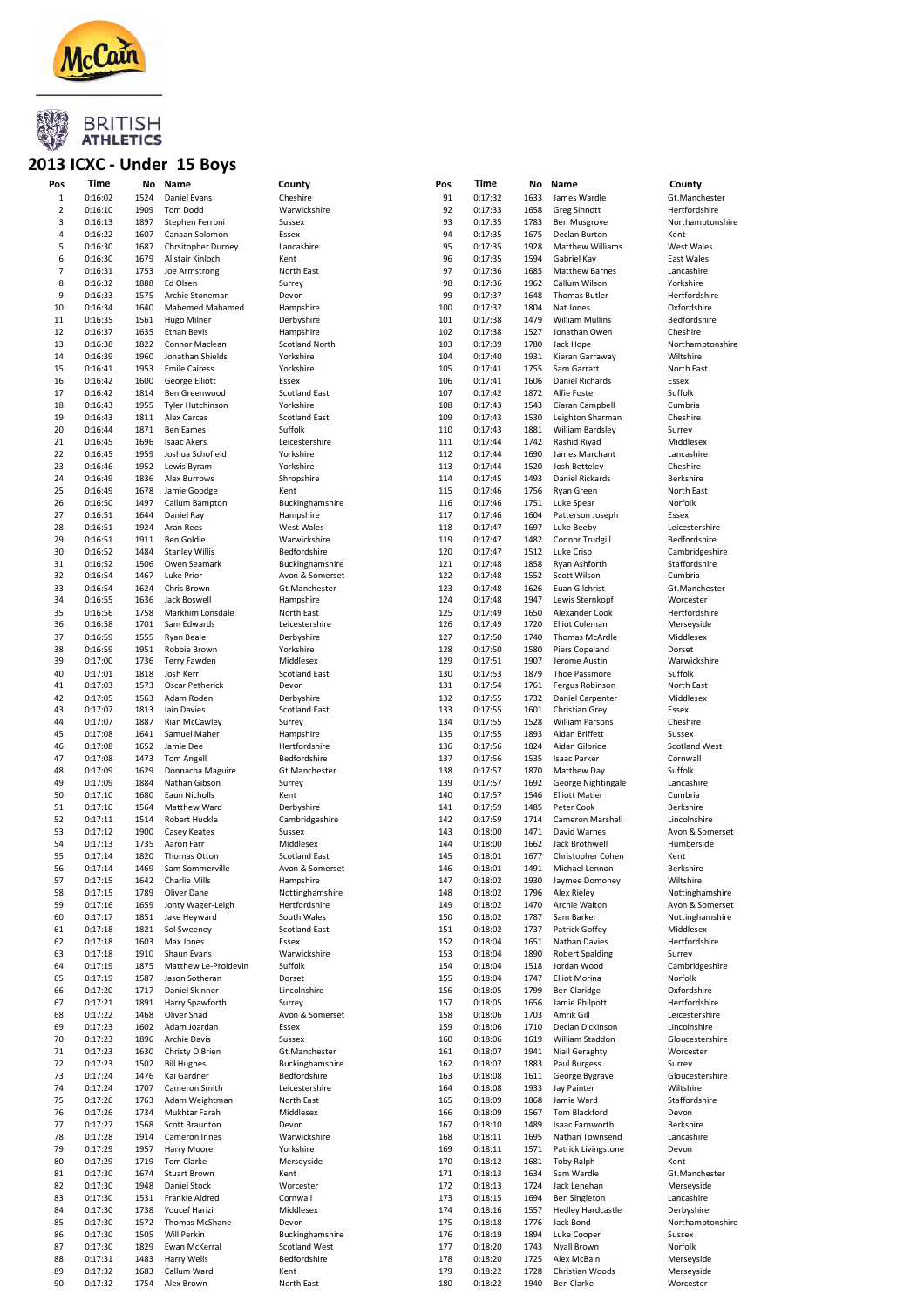McCain

BRITISH ATHLETICS

# 2013 ICXC - Under 15 Boys

| Pos | Time | No | Name | County |
|---|---|---|---|---|
| 1 | 0:16:02 | 1524 | Daniel Evans | Cheshire |
| 2 | 0:16:10 | 1909 | Tom Dodd | Warwickshire |
| 3 | 0:16:13 | 1897 | Stephen Ferroni | Sussex |
| 4 | 0:16:22 | 1607 | Canaan Solomon | Essex |
| 5 | 0:16:30 | 1687 | Chrsitopher Durney | Lancashire |
| 6 | 0:16:30 | 1679 | Alistair Kinloch | Kent |
| 7 | 0:16:31 | 1753 | Joe Armstrong | North East |
| 8 | 0:16:32 | 1888 | Ed Olsen | Surrey |
| 9 | 0:16:33 | 1575 | Archie Stoneman | Devon |
| 10 | 0:16:34 | 1640 | Mahemed Mahamed | Hampshire |
| 11 | 0:16:35 | 1561 | Hugo Milner | Derbyshire |
| 12 | 0:16:37 | 1635 | Ethan Bevis | Hampshire |
| 13 | 0:16:38 | 1822 | Connor Maclean | Scotland North |
| 14 | 0:16:39 | 1960 | Jonathan Shields | Yorkshire |
| 15 | 0:16:41 | 1953 | Emile Cairess | Yorkshire |
| 16 | 0:16:42 | 1600 | George Elliott | Essex |
| 17 | 0:16:42 | 1814 | Ben Greenwood | Scotland East |
| 18 | 0:16:43 | 1955 | Tyler Hutchinson | Yorkshire |
| 19 | 0:16:43 | 1811 | Alex Carcas | Scotland East |
| 20 | 0:16:44 | 1871 | Ben Eames | Suffolk |
| 21 | 0:16:45 | 1696 | Isaac Akers | Leicestershire |
| 22 | 0:16:45 | 1959 | Joshua Schofield | Yorkshire |
| 23 | 0:16:46 | 1952 | Lewis Byram | Yorkshire |
| 24 | 0:16:49 | 1836 | Alex Burrows | Shropshire |
| 25 | 0:16:49 | 1678 | Jamie Goodge | Kent |
| 26 | 0:16:50 | 1497 | Callum Bampton | Buckinghamshire |
| 27 | 0:16:51 | 1644 | Daniel Ray | Hampshire |
| 28 | 0:16:51 | 1924 | Aran Rees | West Wales |
| 29 | 0:16:51 | 1911 | Ben Goldie | Warwickshire |
| 30 | 0:16:52 | 1484 | Stanley Willis | Bedfordshire |
| 31 | 0:16:52 | 1506 | Owen Seamark | Buckinghamshire |
| 32 | 0:16:54 | 1467 | Luke Prior | Avon & Somerset |
| 33 | 0:16:54 | 1624 | Chris Brown | Gt.Manchester |
| 34 | 0:16:55 | 1636 | Jack Boswell | Hampshire |
| 35 | 0:16:56 | 1758 | Markhim Lonsdale | North East |
| 36 | 0:16:58 | 1701 | Sam Edwards | Leicestershire |
| 37 | 0:16:59 | 1555 | Ryan Beale | Derbyshire |
| 38 | 0:16:59 | 1951 | Robbie Brown | Yorkshire |
| 39 | 0:17:00 | 1736 | Terry Fawden | Middlesex |
| 40 | 0:17:01 | 1818 | Josh Kerr | Scotland East |
| 41 | 0:17:03 | 1573 | Oscar Petherick | Devon |
| 42 | 0:17:05 | 1563 | Adam Roden | Derbyshire |
| 43 | 0:17:07 | 1813 | Iain Davies | Scotland East |
| 44 | 0:17:07 | 1887 | Rian McCawley | Surrey |
| 45 | 0:17:08 | 1641 | Samuel Maher | Hampshire |
| 46 | 0:17:08 | 1652 | Jamie Dee | Hertfordshire |
| 47 | 0:17:08 | 1473 | Tom Angell | Bedfordshire |
| 48 | 0:17:09 | 1629 | Donnacha Maguire | Gt.Manchester |
| 49 | 0:17:09 | 1884 | Nathan Gibson | Surrey |
| 50 | 0:17:10 | 1680 | Eaun Nicholls | Kent |
| 51 | 0:17:10 | 1564 | Matthew Ward | Derbyshire |
| 52 | 0:17:11 | 1514 | Robert Huckle | Cambridgeshire |
| 53 | 0:17:12 | 1900 | Casey Keates | Sussex |
| 54 | 0:17:13 | 1735 | Aaron Farr | Middlesex |
| 55 | 0:17:14 | 1820 | Thomas Otton | Scotland East |
| 56 | 0:17:14 | 1469 | Sam Sommerville | Avon & Somerset |
| 57 | 0:17:15 | 1642 | Charlie Mills | Hampshire |
| 58 | 0:17:15 | 1789 | Oliver Dane | Nottinghamshire |
| 59 | 0:17:16 | 1659 | Jonty Wager-Leigh | Hertfordshire |
| 60 | 0:17:17 | 1851 | Jake Heyward | South Wales |
| 61 | 0:17:18 | 1821 | Sol Sweeney | Scotland East |
| 62 | 0:17:18 | 1603 | Max Jones | Essex |
| 63 | 0:17:18 | 1910 | Shaun Evans | Warwickshire |
| 64 | 0:17:19 | 1875 | Matthew Le-Proidevin | Suffolk |
| 65 | 0:17:19 | 1587 | Jason Sotheran | Dorset |
| 66 | 0:17:20 | 1717 | Daniel Skinner | Lincolnshire |
| 67 | 0:17:21 | 1891 | Harry Spawforth | Surrey |
| 68 | 0:17:22 | 1468 | Oliver Shad | Avon & Somerset |
| 69 | 0:17:23 | 1602 | Adam Joardan | Essex |
| 70 | 0:17:23 | 1896 | Archie Davis | Sussex |
| 71 | 0:17:23 | 1630 | Christy O'Brien | Gt.Manchester |
| 72 | 0:17:23 | 1502 | Bill Hughes | Buckinghamshire |
| 73 | 0:17:24 | 1476 | Kai Gardner | Bedfordshire |
| 74 | 0:17:24 | 1707 | Cameron Smith | Leicestershire |
| 75 | 0:17:26 | 1763 | Adam Weightman | North East |
| 76 | 0:17:26 | 1734 | Mukhtar Farah | Middlesex |
| 77 | 0:17:27 | 1568 | Scott Braunton | Devon |
| 78 | 0:17:28 | 1914 | Cameron Innes | Warwickshire |
| 79 | 0:17:29 | 1957 | Harry Moore | Yorkshire |
| 80 | 0:17:29 | 1719 | Tom Clarke | Merseyside |
| 81 | 0:17:30 | 1674 | Stuart Brown | Kent |
| 82 | 0:17:30 | 1948 | Daniel Stock | Worcester |
| 83 | 0:17:30 | 1531 | Frankie Aldred | Cornwall |
| 84 | 0:17:30 | 1738 | Youcef Harizi | Middlesex |
| 85 | 0:17:30 | 1572 | Thomas McShane | Devon |
| 86 | 0:17:30 | 1505 | Will Perkin | Buckinghamshire |
| 87 | 0:17:30 | 1829 | Ewan McKerral | Scotland West |
| 88 | 0:17:31 | 1483 | Harry Wells | Bedfordshire |
| 89 | 0:17:32 | 1683 | Callum Ward | Kent |
| 90 | 0:17:32 | 1754 | Alex Brown | North East |
| 91 | 0:17:32 | 1633 | James Wardle | Gt.Manchester |
| 92 | 0:17:33 | 1658 | Greg Sinnott | Hertfordshire |
| 93 | 0:17:35 | 1783 | Ben Musgrove | Northamptonshire |
| 94 | 0:17:35 | 1675 | Declan Burton | Kent |
| 95 | 0:17:35 | 1928 | Matthew Williams | West Wales |
| 96 | 0:17:35 | 1594 | Gabriel Kay | East Wales |
| 97 | 0:17:36 | 1685 | Matthew Barnes | Lancashire |
| 98 | 0:17:36 | 1962 | Callum Wilson | Yorkshire |
| 99 | 0:17:37 | 1648 | Thomas Butler | Hertfordshire |
| 100 | 0:17:37 | 1804 | Nat Jones | Oxfordshire |
| 101 | 0:17:38 | 1479 | William Mullins | Bedfordshire |
| 102 | 0:17:38 | 1527 | Jonathan Owen | Cheshire |
| 103 | 0:17:39 | 1780 | Jack Hope | Northamptonshire |
| 104 | 0:17:40 | 1931 | Kieran Garraway | Wiltshire |
| 105 | 0:17:41 | 1755 | Sam Garratt | North East |
| 106 | 0:17:41 | 1606 | Daniel Richards | Essex |
| 107 | 0:17:42 | 1872 | Alfie Foster | Suffolk |
| 108 | 0:17:43 | 1543 | Ciaran Campbell | Cumbria |
| 109 | 0:17:43 | 1530 | Leighton Sharman | Cheshire |
| 110 | 0:17:43 | 1881 | William Bardsley | Surrey |
| 111 | 0:17:44 | 1742 | Rashid Riyad | Middlesex |
| 112 | 0:17:44 | 1690 | James Marchant | Lancashire |
| 113 | 0:17:44 | 1520 | Josh Betteley | Cheshire |
| 114 | 0:17:45 | 1493 | Daniel Rickards | Berkshire |
| 115 | 0:17:46 | 1756 | Ryan Green | North East |
| 116 | 0:17:46 | 1751 | Luke Spear | Norfolk |
| 117 | 0:17:46 | 1604 | Patterson Joseph | Essex |
| 118 | 0:17:47 | 1697 | Luke Beeby | Leicestershire |
| 119 | 0:17:47 | 1482 | Connor Trudgill | Bedfordshire |
| 120 | 0:17:47 | 1512 | Luke Crisp | Cambridgeshire |
| 121 | 0:17:48 | 1858 | Ryan Ashforth | Staffordshire |
| 122 | 0:17:48 | 1552 | Scott Wilson | Cumbria |
| 123 | 0:17:48 | 1626 | Euan Gilchrist | Gt.Manchester |
| 124 | 0:17:48 | 1947 | Lewis Sternkopf | Worcester |
| 125 | 0:17:49 | 1650 | Alexander Cook | Hertfordshire |
| 126 | 0:17:49 | 1720 | Elliot Coleman | Merseyside |
| 127 | 0:17:50 | 1740 | Thomas McArdle | Middlesex |
| 128 | 0:17:50 | 1580 | Piers Copeland | Dorset |
| 129 | 0:17:51 | 1907 | Jerome Austin | Warwickshire |
| 130 | 0:17:53 | 1879 | Thoe Passmore | Suffolk |
| 131 | 0:17:54 | 1761 | Fergus Robinson | North East |
| 132 | 0:17:55 | 1732 | Daniel Carpenter | Middlesex |
| 133 | 0:17:55 | 1601 | Christian Grey | Essex |
| 134 | 0:17:55 | 1528 | William Parsons | Cheshire |
| 135 | 0:17:55 | 1893 | Aidan Briffett | Sussex |
| 136 | 0:17:56 | 1824 | Aidan Gilbride | Scotland West |
| 137 | 0:17:56 | 1535 | Isaac Parker | Cornwall |
| 138 | 0:17:57 | 1870 | Matthew Day | Suffolk |
| 139 | 0:17:57 | 1692 | George Nightingale | Lancashire |
| 140 | 0:17:57 | 1546 | Elliott Matier | Cumbria |
| 141 | 0:17:59 | 1485 | Peter Cook | Berkshire |
| 142 | 0:17:59 | 1714 | Cameron Marshall | Lincolnshire |
| 143 | 0:18:00 | 1471 | David Warnes | Avon & Somerset |
| 144 | 0:18:00 | 1662 | Jack Brothwell | Humberside |
| 145 | 0:18:01 | 1677 | Christopher Cohen | Kent |
| 146 | 0:18:01 | 1491 | Michael Lennon | Berkshire |
| 147 | 0:18:02 | 1930 | Jaymee Domoney | Wiltshire |
| 148 | 0:18:02 | 1796 | Alex Rieley | Nottinghamshire |
| 149 | 0:18:02 | 1470 | Archie Walton | Avon & Somerset |
| 150 | 0:18:02 | 1787 | Sam Barker | Nottinghamshire |
| 151 | 0:18:02 | 1737 | Patrick Goffey | Middlesex |
| 152 | 0:18:04 | 1651 | Nathan Davies | Hertfordshire |
| 153 | 0:18:04 | 1890 | Robert Spalding | Surrey |
| 154 | 0:18:04 | 1518 | Jordan Wood | Cambridgeshire |
| 155 | 0:18:04 | 1747 | Elliot Morina | Norfolk |
| 156 | 0:18:05 | 1799 | Ben Claridge | Oxfordshire |
| 157 | 0:18:05 | 1656 | Jamie Philpott | Hertfordshire |
| 158 | 0:18:06 | 1703 | Amrik Gill | Leicestershire |
| 159 | 0:18:06 | 1710 | Declan Dickinson | Lincolnshire |
| 160 | 0:18:06 | 1619 | William Staddon | Gloucestershire |
| 161 | 0:18:07 | 1941 | Niall Geraghty | Worcester |
| 162 | 0:18:07 | 1883 | Paul Burgess | Surrey |
| 163 | 0:18:08 | 1611 | George Bygrave | Gloucestershire |
| 164 | 0:18:08 | 1933 | Jay Painter | Wiltshire |
| 165 | 0:18:09 | 1868 | Jamie Ward | Staffordshire |
| 166 | 0:18:09 | 1567 | Tom Blackford | Devon |
| 167 | 0:18:10 | 1489 | Isaac Farnworth | Berkshire |
| 168 | 0:18:11 | 1695 | Nathan Townsend | Lancashire |
| 169 | 0:18:11 | 1571 | Patrick Livingstone | Devon |
| 170 | 0:18:12 | 1681 | Toby Ralph | Kent |
| 171 | 0:18:13 | 1634 | Sam Wardle | Gt.Manchester |
| 172 | 0:18:13 | 1724 | Jack Lenehan | Merseyside |
| 173 | 0:18:15 | 1694 | Ben Singleton | Lancashire |
| 174 | 0:18:16 | 1557 | Hedley Hardcastle | Derbyshire |
| 175 | 0:18:18 | 1776 | Jack Bond | Northamptonshire |
| 176 | 0:18:19 | 1894 | Luke Cooper | Sussex |
| 177 | 0:18:20 | 1743 | Nyall Brown | Norfolk |
| 178 | 0:18:20 | 1725 | Alex McBain | Merseyside |
| 179 | 0:18:22 | 1728 | Christian Woods | Merseyside |
| 180 | 0:18:22 | 1940 | Ben Clarke | Worcester |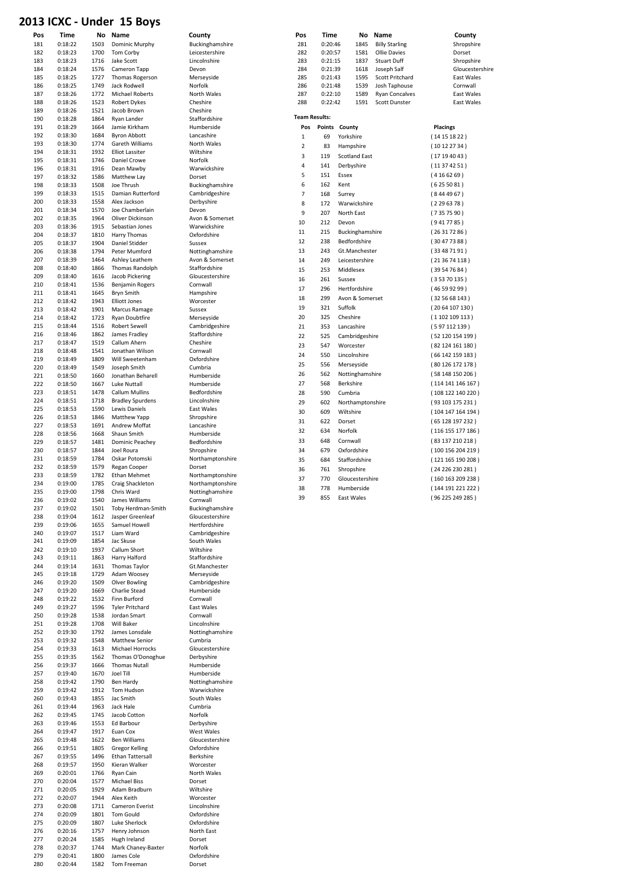# 2013 ICXC - Under 15 Boys

| Pos | Time | No | Name | County |
|---|---|---|---|---|
| 181 | 0:18:22 | 1503 | Dominic Murphy | Buckinghamshire |
| 182 | 0:18:23 | 1700 | Tom Corby | Leicestershire |
| 183 | 0:18:23 | 1716 | Jake Scott | Lincolnshire |
| 184 | 0:18:24 | 1576 | Cameron Tapp | Devon |
| 185 | 0:18:25 | 1727 | Thomas Rogerson | Merseyside |
| 186 | 0:18:25 | 1749 | Jack Rodwell | Norfolk |
| 187 | 0:18:26 | 1772 | Michael Roberts | North Wales |
| 188 | 0:18:26 | 1523 | Robert Dykes | Cheshire |
| 189 | 0:18:26 | 1521 | Jacob Brown | Cheshire |
| 190 | 0:18:28 | 1864 | Ryan Lander | Staffordshire |
| 191 | 0:18:29 | 1664 | Jamie Kirkham | Humberside |
| 192 | 0:18:30 | 1684 | Byron Abbott | Lancashire |
| 193 | 0:18:30 | 1774 | Gareth Williams | North Wales |
| 194 | 0:18:31 | 1932 | Elliot Lassiter | Wiltshire |
| 195 | 0:18:31 | 1746 | Daniel Crowe | Norfolk |
| 196 | 0:18:31 | 1916 | Dean Mawby | Warwickshire |
| 197 | 0:18:32 | 1586 | Matthew Lay | Dorset |
| 198 | 0:18:33 | 1508 | Joe Thrush | Buckinghamshire |
| 199 | 0:18:33 | 1515 | Damian Rutterford | Cambridgeshire |
| 200 | 0:18:33 | 1558 | Alex Jackson | Derbyshire |
| 201 | 0:18:34 | 1570 | Joe Chamberlain | Devon |
| 202 | 0:18:35 | 1964 | Oliver Dickinson | Avon & Somerset |
| 203 | 0:18:36 | 1915 | Sebastian Jones | Warwickshire |
| 204 | 0:18:37 | 1810 | Harry Thomas | Oxfordshire |
| 205 | 0:18:37 | 1904 | Daniel Stidder | Sussex |
| 206 | 0:18:38 | 1794 | Peter Mumford | Nottinghamshire |
| 207 | 0:18:39 | 1464 | Ashley Leathem | Avon & Somerset |
| 208 | 0:18:40 | 1866 | Thomas Randolph | Staffordshire |
| 209 | 0:18:40 | 1616 | Jacob Pickering | Gloucestershire |
| 210 | 0:18:41 | 1536 | Benjamin Rogers | Cornwall |
| 211 | 0:18:41 | 1645 | Bryn Smith | Hampshire |
| 212 | 0:18:42 | 1943 | Elliott Jones | Worcester |
| 213 | 0:18:42 | 1901 | Marcus Ramage | Sussex |
| 214 | 0:18:42 | 1723 | Ryan Doubtfire | Merseyside |
| 215 | 0:18:44 | 1516 | Robert Sewell | Cambridgeshire |
| 216 | 0:18:46 | 1862 | James Fradley | Staffordshire |
| 217 | 0:18:47 | 1519 | Callum Ahern | Cheshire |
| 218 | 0:18:48 | 1541 | Jonathan Wilson | Cornwall |
| 219 | 0:18:49 | 1809 | Will Sweetenham | Oxfordshire |
| 220 | 0:18:49 | 1549 | Joseph Smith | Cumbria |
| 221 | 0:18:50 | 1660 | Jonathan Beharell | Humberside |
| 222 | 0:18:50 | 1667 | Luke Nuttall | Humberside |
| 223 | 0:18:51 | 1478 | Callum Mullins | Bedfordshire |
| 224 | 0:18:51 | 1718 | Bradley Spurdens | Lincolnshire |
| 225 | 0:18:53 | 1590 | Lewis Daniels | East Wales |
| 226 | 0:18:53 | 1846 | Matthew Yapp | Shropshire |
| 227 | 0:18:53 | 1691 | Andrew Moffat | Lancashire |
| 228 | 0:18:56 | 1668 | Shaun Smith | Humberside |
| 229 | 0:18:57 | 1481 | Dominic Peachey | Bedfordshire |
| 230 | 0:18:57 | 1844 | Joel Roura | Shropshire |
| 231 | 0:18:59 | 1784 | Oskar Potomski | Northamptonshire |
| 232 | 0:18:59 | 1579 | Regan Cooper | Dorset |
| 233 | 0:18:59 | 1782 | Ethan Mehmet | Northamptonshire |
| 234 | 0:19:00 | 1785 | Craig Shackleton | Northamptonshire |
| 235 | 0:19:00 | 1798 | Chris Ward | Nottinghamshire |
| 236 | 0:19:02 | 1540 | James Williams | Cornwall |
| 237 | 0:19:02 | 1501 | Toby Herdman-Smith | Buckinghamshire |
| 238 | 0:19:04 | 1612 | Jasper Greenleaf | Gloucestershire |
| 239 | 0:19:06 | 1655 | Samuel Howell | Hertfordshire |
| 240 | 0:19:07 | 1517 | Liam Ward | Cambridgeshire |
| 241 | 0:19:09 | 1854 | Jac Skuse | South Wales |
| 242 | 0:19:10 | 1937 | Callum Short | Wiltshire |
| 243 | 0:19:11 | 1863 | Harry Halford | Staffordshire |
| 244 | 0:19:14 | 1631 | Thomas Taylor | Gt.Manchester |
| 245 | 0:19:18 | 1729 | Adam Woosey | Merseyside |
| 246 | 0:19:20 | 1509 | Olver Bowling | Cambridgeshire |
| 247 | 0:19:20 | 1669 | Charlie Stead | Humberside |
| 248 | 0:19:22 | 1532 | Finn Burford | Cornwall |
| 249 | 0:19:27 | 1596 | Tyler Pritchard | East Wales |
| 250 | 0:19:28 | 1538 | Jordan Smart | Cornwall |
| 251 | 0:19:28 | 1708 | Will Baker | Lincolnshire |
| 252 | 0:19:30 | 1792 | James Lonsdale | Nottinghamshire |
| 253 | 0:19:32 | 1548 | Matthew Senior | Cumbria |
| 254 | 0:19:33 | 1613 | Michael Horrocks | Gloucestershire |
| 255 | 0:19:35 | 1562 | Thomas O'Donoghue | Derbyshire |
| 256 | 0:19:37 | 1666 | Thomas Nutall | Humberside |
| 257 | 0:19:40 | 1670 | Joel Till | Humberside |
| 258 | 0:19:42 | 1790 | Ben Hardy | Nottinghamshire |
| 259 | 0:19:42 | 1912 | Tom Hudson | Warwickshire |
| 260 | 0:19:43 | 1855 | Jac Smith | South Wales |
| 261 | 0:19:44 | 1963 | Jack Hale | Cumbria |
| 262 | 0:19:45 | 1745 | Jacob Cotton | Norfolk |
| 263 | 0:19:46 | 1553 | Ed Barbour | Derbyshire |
| 264 | 0:19:47 | 1917 | Euan Cox | West Wales |
| 265 | 0:19:48 | 1622 | Ben Williams | Gloucestershire |
| 266 | 0:19:51 | 1805 | Gregor Kelling | Oxfordshire |
| 267 | 0:19:55 | 1496 | Ethan Tattersall | Berkshire |
| 268 | 0:19:57 | 1950 | Kieran Walker | Worcester |
| 269 | 0:20:01 | 1766 | Ryan Cain | North Wales |
| 270 | 0:20:04 | 1577 | Michael Biss | Dorset |
| 271 | 0:20:05 | 1929 | Adam Bradburn | Wiltshire |
| 272 | 0:20:07 | 1944 | Alex Keith | Worcester |
| 273 | 0:20:08 | 1711 | Cameron Everist | Lincolnshire |
| 274 | 0:20:09 | 1801 | Tom Gould | Oxfordshire |
| 275 | 0:20:09 | 1807 | Luke Sherlock | Oxfordshire |
| 276 | 0:20:16 | 1757 | Henry Johnson | North East |
| 277 | 0:20:24 | 1585 | Hugh Ireland | Dorset |
| 278 | 0:20:37 | 1744 | Mark Chaney-Baxter | Norfolk |
| 279 | 0:20:41 | 1800 | James Cole | Oxfordshire |
| 280 | 0:20:44 | 1582 | Tom Freeman | Dorset |
| 281 | 0:20:46 | 1845 | Billy Starling | Shropshire |
| 282 | 0:20:57 | 1581 | Ollie Davies | Dorset |
| 283 | 0:21:15 | 1837 | Stuart Duff | Shropshire |
| 284 | 0:21:39 | 1618 | Joseph Salf | Gloucestershire |
| 285 | 0:21:43 | 1595 | Scott Pritchard | East Wales |
| 286 | 0:21:48 | 1539 | Josh Taphouse | Cornwall |
| 287 | 0:22:10 | 1589 | Ryan Concalves | East Wales |
| 288 | 0:22:42 | 1591 | Scott Dunster | East Wales |

**Team Results:**

| Pos | Points | County | Placings |
|---|---|---|---|
| 1 | 69 | Yorkshire | ( 14 15 18 22 ) |
| 2 | 83 | Hampshire | ( 10 12 27 34 ) |
| 3 | 119 | Scotland East | ( 17 19 40 43 ) |
| 4 | 141 | Derbyshire | ( 11 37 42 51 ) |
| 5 | 151 | Essex | ( 4 16 62 69 ) |
| 6 | 162 | Kent | ( 6 25 50 81 ) |
| 7 | 168 | Surrey | ( 8 44 49 67 ) |
| 8 | 172 | Warwickshire | ( 2 29 63 78 ) |
| 9 | 207 | North East | ( 7 35 75 90 ) |
| 10 | 212 | Devon | ( 9 41 77 85 ) |
| 11 | 215 | Buckinghamshire | ( 26 31 72 86 ) |
| 12 | 238 | Bedfordshire | ( 30 47 73 88 ) |
| 13 | 243 | Gt.Manchester | ( 33 48 71 91 ) |
| 14 | 249 | Leicestershire | ( 21 36 74 118 ) |
| 15 | 253 | Middlesex | ( 39 54 76 84 ) |
| 16 | 261 | Sussex | ( 3 53 70 135 ) |
| 17 | 296 | Hertfordshire | ( 46 59 92 99 ) |
| 18 | 299 | Avon & Somerset | ( 32 56 68 143 ) |
| 19 | 321 | Suffolk | ( 20 64 107 130 ) |
| 20 | 325 | Cheshire | ( 1 102 109 113 ) |
| 21 | 353 | Lancashire | ( 5 97 112 139 ) |
| 22 | 525 | Cambridgeshire | ( 52 120 154 199 ) |
| 23 | 547 | Worcester | ( 82 124 161 180 ) |
| 24 | 550 | Lincolnshire | ( 66 142 159 183 ) |
| 25 | 556 | Merseyside | ( 80 126 172 178 ) |
| 26 | 562 | Nottinghamshire | ( 58 148 150 206 ) |
| 27 | 568 | Berkshire | ( 114 141 146 167 ) |
| 28 | 590 | Cumbria | ( 108 122 140 220 ) |
| 29 | 602 | Northamptonshire | ( 93 103 175 231 ) |
| 30 | 609 | Wiltshire | ( 104 147 164 194 ) |
| 31 | 622 | Dorset | ( 65 128 197 232 ) |
| 32 | 634 | Norfolk | ( 116 155 177 186 ) |
| 33 | 648 | Cornwall | ( 83 137 210 218 ) |
| 34 | 679 | Oxfordshire | ( 100 156 204 219 ) |
| 35 | 684 | Staffordshire | ( 121 165 190 208 ) |
| 36 | 761 | Shropshire | ( 24 226 230 281 ) |
| 37 | 770 | Gloucestershire | ( 160 163 209 238 ) |
| 38 | 778 | Humberside | ( 144 191 221 222 ) |
| 39 | 855 | East Wales | ( 96 225 249 285 ) |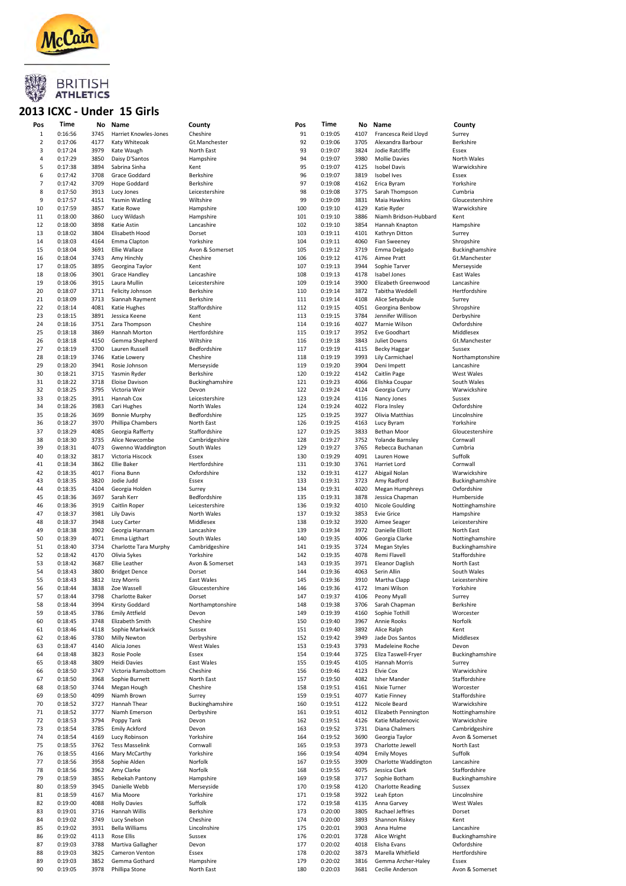McCain

BRITISH ATHLETICS

# 2013 ICXC - Under 15 Girls

| Pos | Time | No | Name | County |
|---|---|---|---|---|
| 1 | 0:16:56 | 3745 | Harriet Knowles-Jones | Cheshire |
| 2 | 0:17:06 | 4177 | Katy Whiteoak | Gt.Manchester |
| 3 | 0:17:24 | 3979 | Kate Waugh | North East |
| 4 | 0:17:29 | 3850 | Daisy D'Santos | Hampshire |
| 5 | 0:17:38 | 3894 | Sabrina Sinha | Kent |
| 6 | 0:17:42 | 3708 | Grace Goddard | Berkshire |
| 7 | 0:17:42 | 3709 | Hope Goddard | Berkshire |
| 8 | 0:17:50 | 3913 | Lucy Jones | Leicestershire |
| 9 | 0:17:57 | 4151 | Yasmin Watling | Wiltshire |
| 10 | 0:17:59 | 3857 | Katie Rowe | Hampshire |
| 11 | 0:18:00 | 3860 | Lucy Wildash | Hampshire |
| 12 | 0:18:00 | 3898 | Katie Astin | Lancashire |
| 13 | 0:18:02 | 3804 | Elisabeth Hood | Dorset |
| 14 | 0:18:03 | 4164 | Emma Clapton | Yorkshire |
| 15 | 0:18:04 | 3691 | Ellie Wallace | Avon & Somerset |
| 16 | 0:18:04 | 3743 | Amy Hinchly | Cheshire |
| 17 | 0:18:05 | 3895 | Georgina Taylor | Kent |
| 18 | 0:18:06 | 3901 | Grace Handley | Lancashire |
| 19 | 0:18:06 | 3915 | Laura Mullin | Leicestershire |
| 20 | 0:18:07 | 3711 | Felicity Johnson | Berkshire |
| 21 | 0:18:09 | 3713 | Siannah Rayment | Berkshire |
| 22 | 0:18:14 | 4081 | Katie Hughes | Staffordshire |
| 23 | 0:18:15 | 3891 | Jessica Keene | Kent |
| 24 | 0:18:16 | 3751 | Zara Thompson | Cheshire |
| 25 | 0:18:18 | 3869 | Hannah Morton | Hertfordshire |
| 26 | 0:18:18 | 4150 | Gemma Shepherd | Wiltshire |
| 27 | 0:18:19 | 3700 | Lauren Russell | Bedfordshire |
| 28 | 0:18:19 | 3746 | Katie Lowery | Cheshire |
| 29 | 0:18:20 | 3941 | Rosie Johnson | Merseyside |
| 30 | 0:18:21 | 3715 | Yasmin Ryder | Berkshire |
| 31 | 0:18:22 | 3718 | Eloise Davison | Buckinghamshire |
| 32 | 0:18:25 | 3795 | Victoria Weir | Devon |
| 33 | 0:18:25 | 3911 | Hannah Cox | Leicestershire |
| 34 | 0:18:26 | 3983 | Cari Hughes | North Wales |
| 35 | 0:18:26 | 3699 | Bonnie Murphy | Bedfordshire |
| 36 | 0:18:27 | 3970 | Phillipa Chambers | North East |
| 37 | 0:18:29 | 4085 | Georgia Rafferty | Staffordshire |
| 38 | 0:18:30 | 3735 | Alice Newcombe | Cambridgeshire |
| 39 | 0:18:31 | 4073 | Gwenno Waddington | South Wales |
| 40 | 0:18:32 | 3817 | Victoria Hiscock | Essex |
| 41 | 0:18:34 | 3862 | Ellie Baker | Hertfordshire |
| 42 | 0:18:35 | 4017 | Fiona Bunn | Oxfordshire |
| 43 | 0:18:35 | 3820 | Jodie Judd | Essex |
| 44 | 0:18:35 | 4104 | Georgia Holden | Surrey |
| 45 | 0:18:36 | 3697 | Sarah Kerr | Bedfordshire |
| 46 | 0:18:36 | 3919 | Caitlin Roper | Leicestershire |
| 47 | 0:18:37 | 3981 | Lily Davis | North Wales |
| 48 | 0:18:37 | 3948 | Lucy Carter | Middlesex |
| 49 | 0:18:38 | 3902 | Georgia Hannam | Lancashire |
| 50 | 0:18:39 | 4071 | Emma Ligthart | South Wales |
| 51 | 0:18:40 | 3734 | Charlotte Tara Murphy | Cambridgeshire |
| 52 | 0:18:42 | 4170 | Olivia Sykes | Yorkshire |
| 53 | 0:18:42 | 3687 | Ellie Leather | Avon & Somerset |
| 54 | 0:18:43 | 3800 | Bridget Dence | Dorset |
| 55 | 0:18:43 | 3812 | Izzy Morris | East Wales |
| 56 | 0:18:44 | 3838 | Zoe Wassell | Gloucestershire |
| 57 | 0:18:44 | 3798 | Charlotte Baker | Dorset |
| 58 | 0:18:44 | 3994 | Kirsty Goddard | Northamptonshire |
| 59 | 0:18:45 | 3786 | Emily Attfield | Devon |
| 60 | 0:18:45 | 3748 | Elizabeth Smith | Cheshire |
| 61 | 0:18:46 | 4118 | Sophie Markwick | Sussex |
| 62 | 0:18:46 | 3780 | Milly Newton | Derbyshire |
| 63 | 0:18:47 | 4140 | Alicia Jones | West Wales |
| 64 | 0:18:48 | 3823 | Rosie Poole | Essex |
| 65 | 0:18:48 | 3809 | Heidi Davies | East Wales |
| 66 | 0:18:50 | 3747 | Victoria Ramsbottom | Cheshire |
| 67 | 0:18:50 | 3968 | Sophie Burnett | North East |
| 68 | 0:18:50 | 3744 | Megan Hough | Cheshire |
| 69 | 0:18:50 | 4099 | Niamh Brown | Surrey |
| 70 | 0:18:52 | 3727 | Hannah Thear | Buckinghamshire |
| 71 | 0:18:52 | 3777 | Niamh Emerson | Derbyshire |
| 72 | 0:18:53 | 3794 | Poppy Tank | Devon |
| 73 | 0:18:54 | 3785 | Emily Ackford | Devon |
| 74 | 0:18:54 | 4169 | Lucy Robinson | Yorkshire |
| 75 | 0:18:55 | 3762 | Tess Masselink | Cornwall |
| 76 | 0:18:55 | 4166 | Mary McCarthy | Yorkshire |
| 77 | 0:18:56 | 3958 | Sophie Alden | Norfolk |
| 78 | 0:18:56 | 3962 | Amy Clarke | Norfolk |
| 79 | 0:18:59 | 3855 | Rebekah Pantony | Hampshire |
| 80 | 0:18:59 | 3945 | Danielle Webb | Merseyside |
| 81 | 0:18:59 | 4167 | Mia Moore | Yorkshire |
| 82 | 0:19:00 | 4088 | Holly Davies | Suffolk |
| 83 | 0:19:01 | 3716 | Hannah Willis | Berkshire |
| 84 | 0:19:02 | 3749 | Lucy Snelson | Cheshire |
| 85 | 0:19:02 | 3931 | Bella Williams | Lincolnshire |
| 86 | 0:19:02 | 4113 | Rose Ellis | Sussex |
| 87 | 0:19:03 | 3788 | Martiva Gallagher | Devon |
| 88 | 0:19:03 | 3825 | Cameron Venton | Essex |
| 89 | 0:19:03 | 3852 | Gemma Gothard | Hampshire |
| 90 | 0:19:05 | 3978 | Phillipa Stone | North East |
| 91 | 0:19:05 | 4107 | Francesca Reid Lloyd | Surrey |
| 92 | 0:19:06 | 3705 | Alexandra Barbour | Berkshire |
| 93 | 0:19:07 | 3824 | Jodie Ratcliffe | Essex |
| 94 | 0:19:07 | 3980 | Mollie Davies | North Wales |
| 95 | 0:19:07 | 4125 | Isobel Davis | Warwickshire |
| 96 | 0:19:07 | 3819 | Isobel Ives | Essex |
| 97 | 0:19:08 | 4162 | Erica Byram | Yorkshire |
| 98 | 0:19:08 | 3775 | Sarah Thompson | Cumbria |
| 99 | 0:19:09 | 3831 | Maia Hawkins | Gloucestershire |
| 100 | 0:19:10 | 4129 | Katie Ryder | Warwickshire |
| 101 | 0:19:10 | 3886 | Niamh Bridson-Hubbard | Kent |
| 102 | 0:19:10 | 3854 | Hannah Knapton | Hampshire |
| 103 | 0:19:11 | 4101 | Kathryn Ditton | Surrey |
| 104 | 0:19:11 | 4060 | Fian Sweeney | Shropshire |
| 105 | 0:19:12 | 3719 | Emma Delgado | Buckinghamshire |
| 106 | 0:19:12 | 4176 | Aimee Pratt | Gt.Manchester |
| 107 | 0:19:13 | 3944 | Sophie Tarver | Merseyside |
| 108 | 0:19:13 | 4178 | Isabel Jones | East Wales |
| 109 | 0:19:14 | 3900 | Elizabeth Greenwood | Lancashire |
| 110 | 0:19:14 | 3872 | Tabitha Weddell | Hertfordshire |
| 111 | 0:19:14 | 4108 | Alice Setyabule | Surrey |
| 112 | 0:19:15 | 4051 | Georgina Benbow | Shropshire |
| 113 | 0:19:15 | 3784 | Jennifer Willison | Derbyshire |
| 114 | 0:19:16 | 4027 | Marnie Wilson | Oxfordshire |
| 115 | 0:19:17 | 3952 | Eve Goodhart | Middlesex |
| 116 | 0:19:18 | 3843 | Juliet Downs | Gt.Manchester |
| 117 | 0:19:19 | 4115 | Becky Haggar | Sussex |
| 118 | 0:19:19 | 3993 | Lily Carmichael | Northamptonshire |
| 119 | 0:19:20 | 3904 | Deni Impett | Lancashire |
| 120 | 0:19:22 | 4142 | Caitlin Page | West Wales |
| 121 | 0:19:23 | 4066 | Elishka Coupar | South Wales |
| 122 | 0:19:24 | 4124 | Georgia Curry | Warwickshire |
| 123 | 0:19:24 | 4116 | Nancy Jones | Sussex |
| 124 | 0:19:24 | 4022 | Flora Insley | Oxfordshire |
| 125 | 0:19:25 | 3927 | Olivia Matthias | Lincolnshire |
| 126 | 0:19:25 | 4163 | Lucy Byram | Yorkshire |
| 127 | 0:19:25 | 3833 | Bethan Moor | Gloucestershire |
| 128 | 0:19:27 | 3752 | Yolande Barnsley | Cornwall |
| 129 | 0:19:27 | 3765 | Rebecca Buchanan | Cumbria |
| 130 | 0:19:29 | 4091 | Lauren Howe | Suffolk |
| 131 | 0:19:30 | 3761 | Harriet Lord | Cornwall |
| 132 | 0:19:31 | 4127 | Abigail Nolan | Warwickshire |
| 133 | 0:19:31 | 3723 | Amy Radford | Buckinghamshire |
| 134 | 0:19:31 | 4020 | Megan Humphreys | Oxfordshire |
| 135 | 0:19:31 | 3878 | Jessica Chapman | Humberside |
| 136 | 0:19:32 | 4010 | Nicole Goulding | Nottinghamshire |
| 137 | 0:19:32 | 3853 | Evie Grice | Hampshire |
| 138 | 0:19:32 | 3920 | Aimee Seager | Leicestershire |
| 139 | 0:19:34 | 3972 | Danielle Elliott | North East |
| 140 | 0:19:35 | 4006 | Georgia Clarke | Nottinghamshire |
| 141 | 0:19:35 | 3724 | Megan Styles | Buckinghamshire |
| 142 | 0:19:35 | 4078 | Remi Flavell | Staffordshire |
| 143 | 0:19:35 | 3971 | Eleanor Daglish | North East |
| 144 | 0:19:36 | 4063 | Serin Allin | South Wales |
| 145 | 0:19:36 | 3910 | Martha Clapp | Leicestershire |
| 146 | 0:19:36 | 4172 | Imani Wilson | Yorkshire |
| 147 | 0:19:37 | 4106 | Peony Myall | Surrey |
| 148 | 0:19:38 | 3706 | Sarah Chapman | Berkshire |
| 149 | 0:19:39 | 4160 | Sophie Tothill | Worcester |
| 150 | 0:19:40 | 3967 | Annie Rooks | Norfolk |
| 151 | 0:19:40 | 3892 | Alice Ralph | Kent |
| 152 | 0:19:42 | 3949 | Jade Dos Santos | Middlesex |
| 153 | 0:19:43 | 3793 | Madeleine Roche | Devon |
| 154 | 0:19:44 | 3725 | Eliza Taswell-Fryer | Buckinghamshire |
| 155 | 0:19:45 | 4105 | Hannah Morris | Surrey |
| 156 | 0:19:46 | 4123 | Elvie Cox | Warwickshire |
| 157 | 0:19:50 | 4082 | Isher Mander | Staffordshire |
| 158 | 0:19:51 | 4161 | Nixie Turner | Worcester |
| 159 | 0:19:51 | 4077 | Katie Finney | Staffordshire |
| 160 | 0:19:51 | 4122 | Nicole Beard | Warwickshire |
| 161 | 0:19:51 | 4012 | Elizabeth Pennington | Nottinghamshire |
| 162 | 0:19:51 | 4126 | Katie Mladenovic | Warwickshire |
| 163 | 0:19:52 | 3731 | Diana Chalmers | Cambridgeshire |
| 164 | 0:19:52 | 3690 | Georgia Taylor | Avon & Somerset |
| 165 | 0:19:53 | 3973 | Charlotte Jewell | North East |
| 166 | 0:19:54 | 4094 | Emily Moyes | Suffolk |
| 167 | 0:19:55 | 3909 | Charlotte Waddington | Lancashire |
| 168 | 0:19:55 | 4075 | Jessica Clark | Staffordshire |
| 169 | 0:19:58 | 3717 | Sophie Botham | Buckinghamshire |
| 170 | 0:19:58 | 4120 | Charlotte Reading | Sussex |
| 171 | 0:19:58 | 3922 | Leah Epton | Lincolnshire |
| 172 | 0:19:58 | 4135 | Anna Garvey | West Wales |
| 173 | 0:20:00 | 3805 | Rachael Jeffries | Dorset |
| 174 | 0:20:00 | 3893 | Shannon Riskey | Kent |
| 175 | 0:20:01 | 3903 | Anna Hulme | Lancashire |
| 176 | 0:20:01 | 3728 | Alice Wright | Buckinghamshire |
| 177 | 0:20:02 | 4018 | Elisha Evans | Oxfordshire |
| 178 | 0:20:02 | 3873 | Marella Whitfield | Hertfordshire |
| 179 | 0:20:02 | 3816 | Gemma Archer-Haley | Essex |
| 180 | 0:20:03 | 3681 | Cecilie Anderson | Avon & Somerset |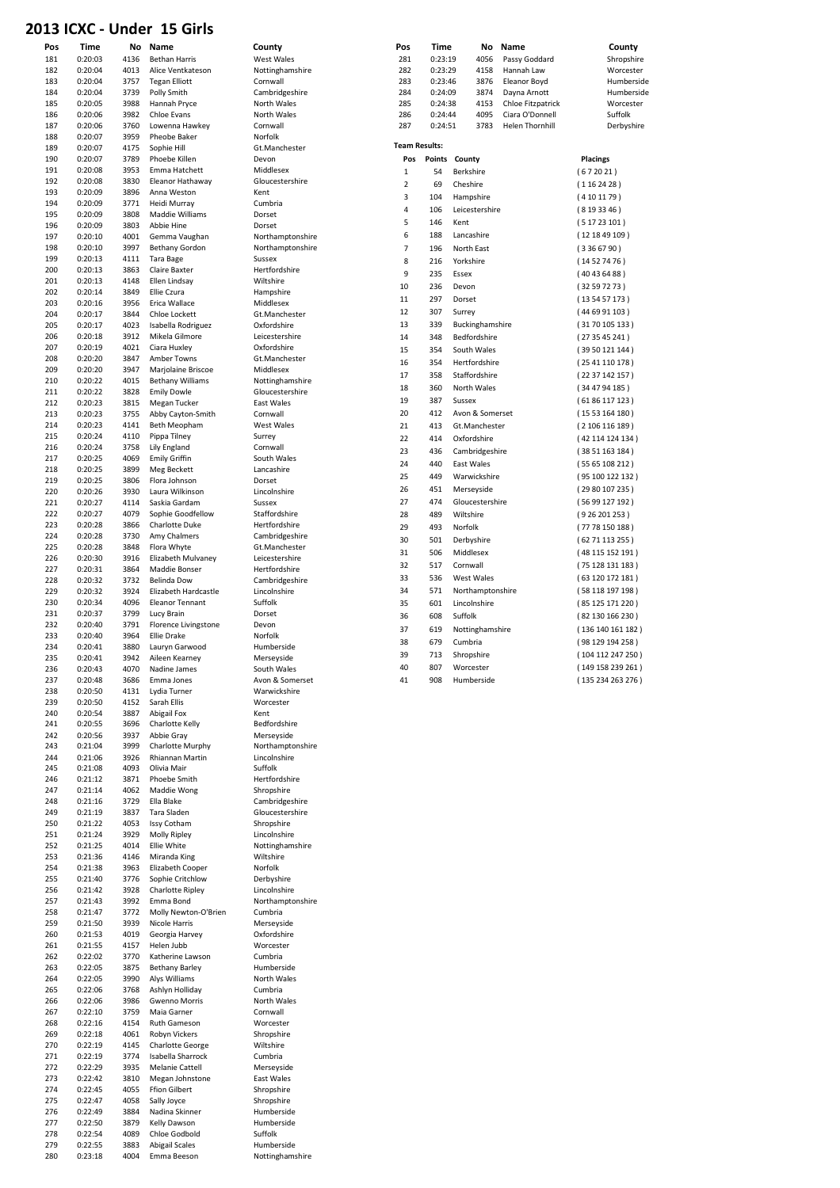# 2013 ICXC - Under 15 Girls

| Pos | Time | No | Name | County |
|---|---|---|---|---|
| 181 | 0:20:03 | 4136 | Bethan Harris | West Wales |
| 182 | 0:20:04 | 4013 | Alice Ventkateson | Nottinghamshire |
| 183 | 0:20:04 | 3757 | Tegan Elliott | Cornwall |
| 184 | 0:20:04 | 3739 | Polly Smith | Cambridgeshire |
| 185 | 0:20:05 | 3988 | Hannah Pryce | North Wales |
| 186 | 0:20:06 | 3982 | Chloe Evans | North Wales |
| 187 | 0:20:06 | 3760 | Lowenna Hawkey | Cornwall |
| 188 | 0:20:07 | 3959 | Pheobe Baker | Norfolk |
| 189 | 0:20:07 | 4175 | Sophie Hill | Gt.Manchester |
| 190 | 0:20:07 | 3789 | Phoebe Killen | Devon |
| 191 | 0:20:08 | 3953 | Emma Hatchett | Middlesex |
| 192 | 0:20:08 | 3830 | Eleanor Hathaway | Gloucestershire |
| 193 | 0:20:09 | 3896 | Anna Weston | Kent |
| 194 | 0:20:09 | 3771 | Heidi Murray | Cumbria |
| 195 | 0:20:09 | 3808 | Maddie Williams | Dorset |
| 196 | 0:20:09 | 3803 | Abbie Hine | Dorset |
| 197 | 0:20:10 | 4001 | Gemma Vaughan | Northamptonshire |
| 198 | 0:20:10 | 3997 | Bethany Gordon | Northamptonshire |
| 199 | 0:20:13 | 4111 | Tara Bage | Sussex |
| 200 | 0:20:13 | 3863 | Claire Baxter | Hertfordshire |
| 201 | 0:20:13 | 4148 | Ellen Lindsay | Wiltshire |
| 202 | 0:20:14 | 3849 | Ellie Czura | Hampshire |
| 203 | 0:20:16 | 3956 | Erica Wallace | Middlesex |
| 204 | 0:20:17 | 3844 | Chloe Lockett | Gt.Manchester |
| 205 | 0:20:17 | 4023 | Isabella Rodriguez | Oxfordshire |
| 206 | 0:20:18 | 3912 | Mikela Gilmore | Leicestershire |
| 207 | 0:20:19 | 4021 | Ciara Huxley | Oxfordshire |
| 208 | 0:20:20 | 3847 | Amber Towns | Gt.Manchester |
| 209 | 0:20:20 | 3947 | Marjolaine Briscoe | Middlesex |
| 210 | 0:20:22 | 4015 | Bethany Williams | Nottinghamshire |
| 211 | 0:20:22 | 3828 | Emily Dowle | Gloucestershire |
| 212 | 0:20:23 | 3815 | Megan Tucker | East Wales |
| 213 | 0:20:23 | 3755 | Abby Cayton-Smith | Cornwall |
| 214 | 0:20:23 | 4141 | Beth Meopham | West Wales |
| 215 | 0:20:24 | 4110 | Pippa Tilney | Surrey |
| 216 | 0:20:24 | 3758 | Lily England | Cornwall |
| 217 | 0:20:25 | 4069 | Emily Griffin | South Wales |
| 218 | 0:20:25 | 3899 | Meg Beckett | Lancashire |
| 219 | 0:20:25 | 3806 | Flora Johnson | Dorset |
| 220 | 0:20:26 | 3930 | Laura Wilkinson | Lincolnshire |
| 221 | 0:20:27 | 4114 | Saskia Gardam | Sussex |
| 222 | 0:20:27 | 4079 | Sophie Goodfellow | Staffordshire |
| 223 | 0:20:28 | 3866 | Charlotte Duke | Hertfordshire |
| 224 | 0:20:28 | 3730 | Amy Chalmers | Cambridgeshire |
| 225 | 0:20:28 | 3848 | Flora Whyte | Gt.Manchester |
| 226 | 0:20:30 | 3916 | Elizabeth Mulvaney | Leicestershire |
| 227 | 0:20:31 | 3864 | Maddie Bonser | Hertfordshire |
| 228 | 0:20:32 | 3732 | Belinda Dow | Cambridgeshire |
| 229 | 0:20:32 | 3924 | Elizabeth Hardcastle | Lincolnshire |
| 230 | 0:20:34 | 4096 | Eleanor Tennant | Suffolk |
| 231 | 0:20:37 | 3799 | Lucy Brain | Dorset |
| 232 | 0:20:40 | 3791 | Florence Livingstone | Devon |
| 233 | 0:20:40 | 3964 | Ellie Drake | Norfolk |
| 234 | 0:20:41 | 3880 | Lauryn Garwood | Humberside |
| 235 | 0:20:41 | 3942 | Aileen Kearney | Merseyside |
| 236 | 0:20:43 | 4070 | Nadine James | South Wales |
| 237 | 0:20:48 | 3686 | Emma Jones | Avon & Somerset |
| 238 | 0:20:50 | 4131 | Lydia Turner | Warwickshire |
| 239 | 0:20:50 | 4152 | Sarah Ellis | Worcester |
| 240 | 0:20:54 | 3887 | Abigail Fox | Kent |
| 241 | 0:20:55 | 3696 | Charlotte Kelly | Bedfordshire |
| 242 | 0:20:56 | 3937 | Abbie Gray | Merseyside |
| 243 | 0:21:04 | 3999 | Charlotte Murphy | Northamptonshire |
| 244 | 0:21:06 | 3926 | Rhiannan Martin | Lincolnshire |
| 245 | 0:21:08 | 4093 | Olivia Mair | Suffolk |
| 246 | 0:21:12 | 3871 | Phoebe Smith | Hertfordshire |
| 247 | 0:21:14 | 4062 | Maddie Wong | Shropshire |
| 248 | 0:21:16 | 3729 | Ella Blake | Cambridgeshire |
| 249 | 0:21:19 | 3837 | Tara Sladen | Gloucestershire |
| 250 | 0:21:22 | 4053 | Issy Cotham | Shropshire |
| 251 | 0:21:24 | 3929 | Molly Ripley | Lincolnshire |
| 252 | 0:21:25 | 4014 | Ellie White | Nottinghamshire |
| 253 | 0:21:36 | 4146 | Miranda King | Wiltshire |
| 254 | 0:21:38 | 3963 | Elizabeth Cooper | Norfolk |
| 255 | 0:21:40 | 3776 | Sophie Critchlow | Derbyshire |
| 256 | 0:21:42 | 3928 | Charlotte Ripley | Lincolnshire |
| 257 | 0:21:43 | 3992 | Emma Bond | Northamptonshire |
| 258 | 0:21:47 | 3772 | Molly Newton-O'Brien | Cumbria |
| 259 | 0:21:50 | 3939 | Nicole Harris | Merseyside |
| 260 | 0:21:53 | 4019 | Georgia Harvey | Oxfordshire |
| 261 | 0:21:55 | 4157 | Helen Jubb | Worcester |
| 262 | 0:22:02 | 3770 | Katherine Lawson | Cumbria |
| 263 | 0:22:05 | 3875 | Bethany Barley | Humberside |
| 264 | 0:22:05 | 3990 | Alys Williams | North Wales |
| 265 | 0:22:06 | 3768 | Ashlyn Holliday | Cumbria |
| 266 | 0:22:06 | 3986 | Gwenno Morris | North Wales |
| 267 | 0:22:10 | 3759 | Maia Garner | Cornwall |
| 268 | 0:22:16 | 4154 | Ruth Gameson | Worcester |
| 269 | 0:22:18 | 4061 | Robyn Vickers | Shropshire |
| 270 | 0:22:19 | 4145 | Charlotte George | Wiltshire |
| 271 | 0:22:19 | 3774 | Isabella Sharrock | Cumbria |
| 272 | 0:22:29 | 3935 | Melanie Cattell | Merseyside |
| 273 | 0:22:42 | 3810 | Megan Johnstone | East Wales |
| 274 | 0:22:45 | 4055 | Ffion Gilbert | Shropshire |
| 275 | 0:22:47 | 4058 | Sally Joyce | Shropshire |
| 276 | 0:22:49 | 3884 | Nadina Skinner | Humberside |
| 277 | 0:22:50 | 3879 | Kelly Dawson | Humberside |
| 278 | 0:22:54 | 4089 | Chloe Godbold | Suffolk |
| 279 | 0:22:55 | 3883 | Abigail Scales | Humberside |
| 280 | 0:23:18 | 4004 | Emma Beeson | Nottinghamshire |
| 281 | 0:23:19 | 4056 | Passy Goddard | Shropshire |
| 282 | 0:23:29 | 4158 | Hannah Law | Worcester |
| 283 | 0:23:46 | 3876 | Eleanor Boyd | Humberside |
| 284 | 0:24:09 | 3874 | Dayna Arnott | Humberside |
| 285 | 0:24:38 | 4153 | Chloe Fitzpatrick | Worcester |
| 286 | 0:24:44 | 4095 | Ciara O'Donnell | Suffolk |
| 287 | 0:24:51 | 3783 | Helen Thornhill | Derbyshire |

**Team Results:**

| Pos | Points | County | Placings |
|---|---|---|---|
| 1 | 54 | Berkshire | ( 6 7 20 21 ) |
| 2 | 69 | Cheshire | ( 1 16 24 28 ) |
| 3 | 104 | Hampshire | ( 4 10 11 79 ) |
| 4 | 106 | Leicestershire | ( 8 19 33 46 ) |
| 5 | 146 | Kent | ( 5 17 23 101 ) |
| 6 | 188 | Lancashire | ( 12 18 49 109 ) |
| 7 | 196 | North East | ( 3 36 67 90 ) |
| 8 | 216 | Yorkshire | ( 14 52 74 76 ) |
| 9 | 235 | Essex | ( 40 43 64 88 ) |
| 10 | 236 | Devon | ( 32 59 72 73 ) |
| 11 | 297 | Dorset | ( 13 54 57 173 ) |
| 12 | 307 | Surrey | ( 44 69 91 103 ) |
| 13 | 339 | Buckinghamshire | ( 31 70 105 133 ) |
| 14 | 348 | Bedfordshire | ( 27 35 45 241 ) |
| 15 | 354 | South Wales | ( 39 50 121 144 ) |
| 16 | 354 | Hertfordshire | ( 25 41 110 178 ) |
| 17 | 358 | Staffordshire | ( 22 37 142 157 ) |
| 18 | 360 | North Wales | ( 34 47 94 185 ) |
| 19 | 387 | Sussex | ( 61 86 117 123 ) |
| 20 | 412 | Avon & Somerset | ( 15 53 164 180 ) |
| 21 | 413 | Gt.Manchester | ( 2 106 116 189 ) |
| 22 | 414 | Oxfordshire | ( 42 114 124 134 ) |
| 23 | 436 | Cambridgeshire | ( 38 51 163 184 ) |
| 24 | 440 | East Wales | ( 55 65 108 212 ) |
| 25 | 449 | Warwickshire | ( 95 100 122 132 ) |
| 26 | 451 | Merseyside | ( 29 80 107 235 ) |
| 27 | 474 | Gloucestershire | ( 56 99 127 192 ) |
| 28 | 489 | Wiltshire | ( 9 26 201 253 ) |
| 29 | 493 | Norfolk | ( 77 78 150 188 ) |
| 30 | 501 | Derbyshire | ( 62 71 113 255 ) |
| 31 | 506 | Middlesex | ( 48 115 152 191 ) |
| 32 | 517 | Cornwall | ( 75 128 131 183 ) |
| 33 | 536 | West Wales | ( 63 120 172 181 ) |
| 34 | 571 | Northamptonshire | ( 58 118 197 198 ) |
| 35 | 601 | Lincolnshire | ( 85 125 171 220 ) |
| 36 | 608 | Suffolk | ( 82 130 166 230 ) |
| 37 | 619 | Nottinghamshire | ( 136 140 161 182 ) |
| 38 | 679 | Cumbria | ( 98 129 194 258 ) |
| 39 | 713 | Shropshire | ( 104 112 247 250 ) |
| 40 | 807 | Worcester | ( 149 158 239 261 ) |
| 41 | 908 | Humberside | ( 135 234 263 276 ) |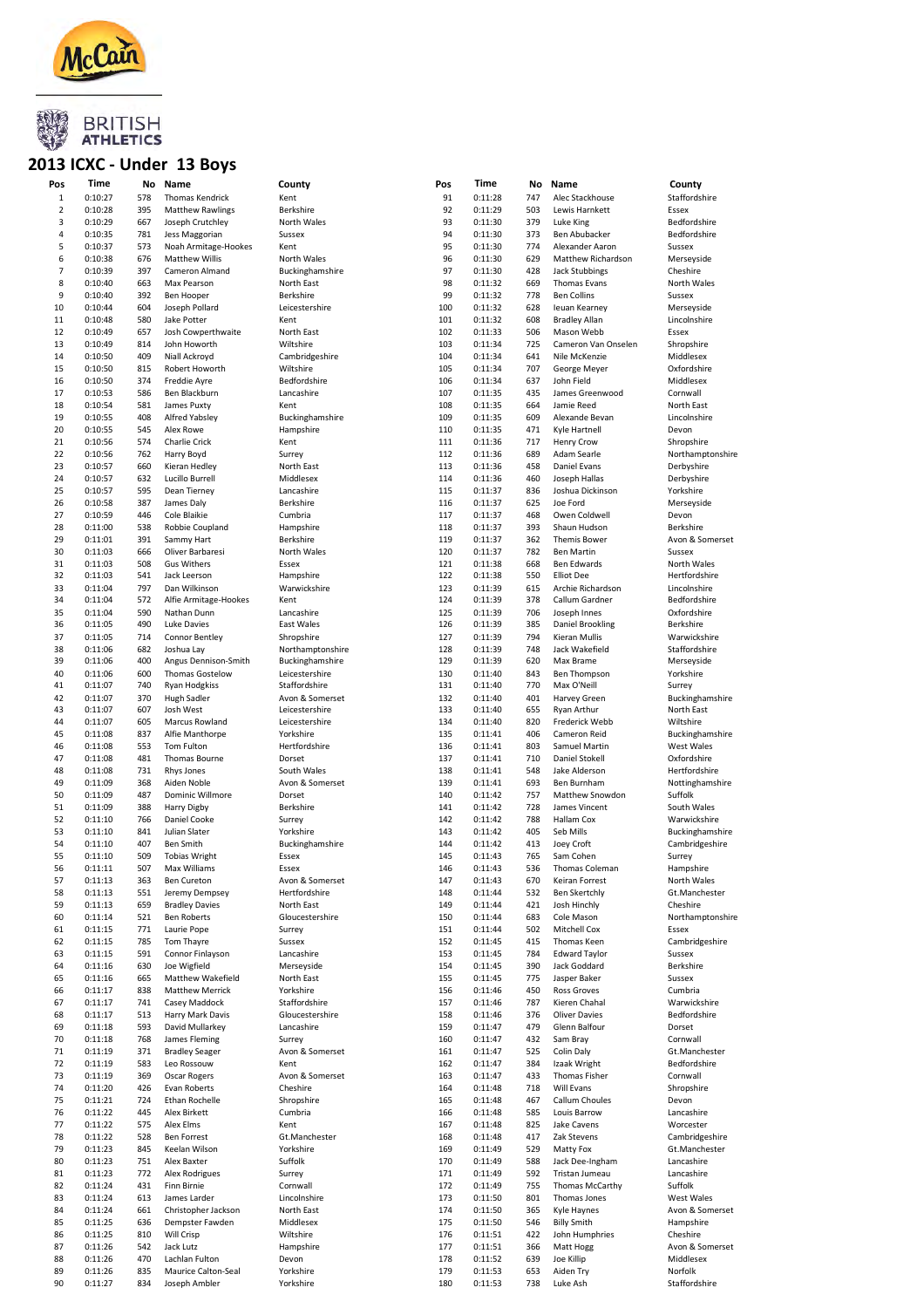BRITISH ATHLETICS

## 2013 ICXC - Under 13 Boys

| Pos | Time | No | Name | County |
|---|---|---|---|---|
| 1 | 0:10:27 | 578 | Thomas Kendrick | Kent |
| 2 | 0:10:28 | 395 | Matthew Rawlings | Berkshire |
| 3 | 0:10:29 | 667 | Joseph Crutchley | North Wales |
| 4 | 0:10:35 | 781 | Jess Maggorian | Sussex |
| 5 | 0:10:37 | 573 | Noah Armitage-Hookes | Kent |
| 6 | 0:10:38 | 676 | Matthew Willis | North Wales |
| 7 | 0:10:39 | 397 | Cameron Almand | Buckinghamshire |
| 8 | 0:10:40 | 663 | Max Pearson | North East |
| 9 | 0:10:40 | 392 | Ben Hooper | Berkshire |
| 10 | 0:10:44 | 604 | Joseph Pollard | Leicestershire |
| 11 | 0:10:48 | 580 | Jake Potter | Kent |
| 12 | 0:10:49 | 657 | Josh Cowperthwaite | North East |
| 13 | 0:10:49 | 814 | John Howorth | Wiltshire |
| 14 | 0:10:50 | 409 | Niall Ackroyd | Cambridgeshire |
| 15 | 0:10:50 | 815 | Robert Howorth | Wiltshire |
| 16 | 0:10:50 | 374 | Freddie Ayre | Bedfordshire |
| 17 | 0:10:53 | 586 | Ben Blackburn | Lancashire |
| 18 | 0:10:54 | 581 | James Puxty | Kent |
| 19 | 0:10:55 | 408 | Alfred Yabsley | Buckinghamshire |
| 20 | 0:10:55 | 545 | Alex Rowe | Hampshire |
| 21 | 0:10:56 | 574 | Charlie Crick | Kent |
| 22 | 0:10:56 | 762 | Harry Boyd | Surrey |
| 23 | 0:10:57 | 660 | Kieran Hedley | North East |
| 24 | 0:10:57 | 632 | Lucillo Burrell | Middlesex |
| 25 | 0:10:57 | 595 | Dean Tierney | Lancashire |
| 26 | 0:10:58 | 387 | James Daly | Berkshire |
| 27 | 0:10:59 | 446 | Cole Blaikie | Cumbria |
| 28 | 0:11:00 | 538 | Robbie Coupland | Hampshire |
| 29 | 0:11:01 | 391 | Sammy Hart | Berkshire |
| 30 | 0:11:03 | 666 | Oliver Barbaresi | North Wales |
| 31 | 0:11:03 | 508 | Gus Withers | Essex |
| 32 | 0:11:03 | 541 | Jack Leerson | Hampshire |
| 33 | 0:11:04 | 797 | Dan Wilkinson | Warwickshire |
| 34 | 0:11:04 | 572 | Alfie Armitage-Hookes | Kent |
| 35 | 0:11:04 | 590 | Nathan Dunn | Lancashire |
| 36 | 0:11:05 | 490 | Luke Davies | East Wales |
| 37 | 0:11:05 | 714 | Connor Bentley | Shropshire |
| 38 | 0:11:06 | 682 | Joshua Lay | Northamptonshire |
| 39 | 0:11:06 | 400 | Angus Dennison-Smith | Buckinghamshire |
| 40 | 0:11:06 | 600 | Thomas Gostelow | Leicestershire |
| 41 | 0:11:07 | 740 | Ryan Hodgkiss | Staffordshire |
| 42 | 0:11:07 | 370 | Hugh Sadler | Avon & Somerset |
| 43 | 0:11:07 | 607 | Josh West | Leicestershire |
| 44 | 0:11:07 | 605 | Marcus Rowland | Leicestershire |
| 45 | 0:11:08 | 837 | Alfie Manthorpe | Yorkshire |
| 46 | 0:11:08 | 553 | Tom Fulton | Hertfordshire |
| 47 | 0:11:08 | 481 | Thomas Bourne | Dorset |
| 48 | 0:11:08 | 731 | Rhys Jones | South Wales |
| 49 | 0:11:09 | 368 | Aiden Noble | Avon & Somerset |
| 50 | 0:11:09 | 487 | Dominic Willmore | Dorset |
| 51 | 0:11:09 | 388 | Harry Digby | Berkshire |
| 52 | 0:11:10 | 766 | Daniel Cooke | Surrey |
| 53 | 0:11:10 | 841 | Julian Slater | Yorkshire |
| 54 | 0:11:10 | 407 | Ben Smith | Buckinghamshire |
| 55 | 0:11:10 | 509 | Tobias Wright | Essex |
| 56 | 0:11:11 | 507 | Max Williams | Essex |
| 57 | 0:11:13 | 363 | Ben Cureton | Avon & Somerset |
| 58 | 0:11:13 | 551 | Jeremy Dempsey | Hertfordshire |
| 59 | 0:11:13 | 659 | Bradley Davies | North East |
| 60 | 0:11:14 | 521 | Ben Roberts | Gloucestershire |
| 61 | 0:11:15 | 771 | Laurie Pope | Surrey |
| 62 | 0:11:15 | 785 | Tom Thayre | Sussex |
| 63 | 0:11:15 | 591 | Connor Finlayson | Lancashire |
| 64 | 0:11:16 | 630 | Joe Wigfield | Merseyside |
| 65 | 0:11:16 | 665 | Matthew Wakefield | North East |
| 66 | 0:11:17 | 838 | Matthew Merrick | Yorkshire |
| 67 | 0:11:17 | 741 | Casey Maddock | Staffordshire |
| 68 | 0:11:17 | 513 | Harry Mark Davis | Gloucestershire |
| 69 | 0:11:18 | 593 | David Mullarkey | Lancashire |
| 70 | 0:11:18 | 768 | James Fleming | Surrey |
| 71 | 0:11:19 | 371 | Bradley Seager | Avon & Somerset |
| 72 | 0:11:19 | 583 | Leo Rossouw | Kent |
| 73 | 0:11:19 | 369 | Oscar Rogers | Avon & Somerset |
| 74 | 0:11:20 | 426 | Evan Roberts | Cheshire |
| 75 | 0:11:21 | 724 | Ethan Rochelle | Shropshire |
| 76 | 0:11:22 | 445 | Alex Birkett | Cumbria |
| 77 | 0:11:22 | 575 | Alex Elms | Kent |
| 78 | 0:11:22 | 528 | Ben Forrest | Gt.Manchester |
| 79 | 0:11:23 | 845 | Keelan Wilson | Yorkshire |
| 80 | 0:11:23 | 751 | Alex Baxter | Suffolk |
| 81 | 0:11:23 | 772 | Alex Rodrigues | Surrey |
| 82 | 0:11:24 | 431 | Finn Birnie | Cornwall |
| 83 | 0:11:24 | 613 | James Larder | Lincolnshire |
| 84 | 0:11:24 | 661 | Christopher Jackson | North East |
| 85 | 0:11:25 | 636 | Dempster Fawden | Middlesex |
| 86 | 0:11:25 | 810 | Will Crisp | Wiltshire |
| 87 | 0:11:26 | 542 | Jack Lutz | Hampshire |
| 88 | 0:11:26 | 470 | Lachlan Fulton | Devon |
| 89 | 0:11:26 | 835 | Maurice Calton-Seal | Yorkshire |
| 90 | 0:11:27 | 834 | Joseph Ambler | Yorkshire |
| 91 | 0:11:28 | 747 | Alec Stackhouse | Staffordshire |
| 92 | 0:11:29 | 503 | Lewis Harnkett | Essex |
| 93 | 0:11:30 | 379 | Luke King | Bedfordshire |
| 94 | 0:11:30 | 373 | Ben Abubacker | Bedfordshire |
| 95 | 0:11:30 | 774 | Alexander Aaron | Sussex |
| 96 | 0:11:30 | 629 | Matthew Richardson | Merseyside |
| 97 | 0:11:30 | 428 | Jack Stubbings | Cheshire |
| 98 | 0:11:32 | 669 | Thomas Evans | North Wales |
| 99 | 0:11:32 | 778 | Ben Collins | Sussex |
| 100 | 0:11:32 | 628 | Ieuan Kearney | Merseyside |
| 101 | 0:11:32 | 608 | Bradley Allan | Lincolnshire |
| 102 | 0:11:33 | 506 | Mason Webb | Essex |
| 103 | 0:11:34 | 725 | Cameron Van Onselen | Shropshire |
| 104 | 0:11:34 | 641 | Nile McKenzie | Middlesex |
| 105 | 0:11:34 | 707 | George Meyer | Oxfordshire |
| 106 | 0:11:34 | 637 | John Field | Middlesex |
| 107 | 0:11:35 | 435 | James Greenwood | Cornwall |
| 108 | 0:11:35 | 664 | Jamie Reed | North East |
| 109 | 0:11:35 | 609 | Alexande Bevan | Lincolnshire |
| 110 | 0:11:35 | 471 | Kyle Hartnell | Devon |
| 111 | 0:11:36 | 717 | Henry Crow | Shropshire |
| 112 | 0:11:36 | 689 | Adam Searle | Northamptonshire |
| 113 | 0:11:36 | 458 | Daniel Evans | Derbyshire |
| 114 | 0:11:36 | 460 | Joseph Hallas | Derbyshire |
| 115 | 0:11:37 | 836 | Joshua Dickinson | Yorkshire |
| 116 | 0:11:37 | 625 | Joe Ford | Merseyside |
| 117 | 0:11:37 | 468 | Owen Coldwell | Devon |
| 118 | 0:11:37 | 393 | Shaun Hudson | Berkshire |
| 119 | 0:11:37 | 362 | Themis Bower | Avon & Somerset |
| 120 | 0:11:37 | 782 | Ben Martin | Sussex |
| 121 | 0:11:38 | 668 | Ben Edwards | North Wales |
| 122 | 0:11:38 | 550 | Elliot Dee | Hertfordshire |
| 123 | 0:11:39 | 615 | Archie Richardson | Lincolnshire |
| 124 | 0:11:39 | 378 | Callum Gardner | Bedfordshire |
| 125 | 0:11:39 | 706 | Joseph Innes | Oxfordshire |
| 126 | 0:11:39 | 385 | Daniel Brookling | Berkshire |
| 127 | 0:11:39 | 794 | Kieran Mullis | Warwickshire |
| 128 | 0:11:39 | 748 | Jack Wakefield | Staffordshire |
| 129 | 0:11:39 | 620 | Max Brame | Merseyside |
| 130 | 0:11:40 | 843 | Ben Thompson | Yorkshire |
| 131 | 0:11:40 | 770 | Max O'Neill | Surrey |
| 132 | 0:11:40 | 401 | Harvey Green | Buckinghamshire |
| 133 | 0:11:40 | 655 | Ryan Arthur | North East |
| 134 | 0:11:40 | 820 | Frederick Webb | Wiltshire |
| 135 | 0:11:41 | 406 | Cameron Reid | Buckinghamshire |
| 136 | 0:11:41 | 803 | Samuel Martin | West Wales |
| 137 | 0:11:41 | 710 | Daniel Stokell | Oxfordshire |
| 138 | 0:11:41 | 548 | Jake Alderson | Hertfordshire |
| 139 | 0:11:41 | 693 | Ben Burnham | Nottinghamshire |
| 140 | 0:11:42 | 757 | Matthew Snowdon | Suffolk |
| 141 | 0:11:42 | 728 | James Vincent | South Wales |
| 142 | 0:11:42 | 788 | Hallam Cox | Warwickshire |
| 143 | 0:11:42 | 405 | Seb Mills | Buckinghamshire |
| 144 | 0:11:42 | 413 | Joey Croft | Cambridgeshire |
| 145 | 0:11:43 | 765 | Sam Cohen | Surrey |
| 146 | 0:11:43 | 536 | Thomas Coleman | Hampshire |
| 147 | 0:11:43 | 670 | Keiran Forrest | North Wales |
| 148 | 0:11:44 | 532 | Ben Skertchly | Gt.Manchester |
| 149 | 0:11:44 | 421 | Josh Hinchly | Cheshire |
| 150 | 0:11:44 | 683 | Cole Mason | Northamptonshire |
| 151 | 0:11:44 | 502 | Mitchell Cox | Essex |
| 152 | 0:11:45 | 415 | Thomas Keen | Cambridgeshire |
| 153 | 0:11:45 | 784 | Edward Taylor | Sussex |
| 154 | 0:11:45 | 390 | Jack Goddard | Berkshire |
| 155 | 0:11:45 | 775 | Jasper Baker | Sussex |
| 156 | 0:11:46 | 450 | Ross Groves | Cumbria |
| 157 | 0:11:46 | 787 | Kieren Chahal | Warwickshire |
| 158 | 0:11:46 | 376 | Oliver Davies | Bedfordshire |
| 159 | 0:11:47 | 479 | Glenn Balfour | Dorset |
| 160 | 0:11:47 | 432 | Sam Bray | Cornwall |
| 161 | 0:11:47 | 525 | Colin Daly | Gt.Manchester |
| 162 | 0:11:47 | 384 | Izaak Wright | Bedfordshire |
| 163 | 0:11:47 | 433 | Thomas Fisher | Cornwall |
| 164 | 0:11:48 | 718 | Will Evans | Shropshire |
| 165 | 0:11:48 | 467 | Callum Choules | Devon |
| 166 | 0:11:48 | 585 | Louis Barrow | Lancashire |
| 167 | 0:11:48 | 825 | Jake Cavens | Worcester |
| 168 | 0:11:48 | 417 | Zak Stevens | Cambridgeshire |
| 169 | 0:11:49 | 529 | Matty Fox | Gt.Manchester |
| 170 | 0:11:49 | 588 | Jack Dee-Ingham | Lancashire |
| 171 | 0:11:49 | 592 | Tristan Jumeau | Lancashire |
| 172 | 0:11:49 | 755 | Thomas McCarthy | Suffolk |
| 173 | 0:11:50 | 801 | Thomas Jones | West Wales |
| 174 | 0:11:50 | 365 | Kyle Haynes | Avon & Somerset |
| 175 | 0:11:50 | 546 | Billy Smith | Hampshire |
| 176 | 0:11:51 | 422 | John Humphries | Cheshire |
| 177 | 0:11:51 | 366 | Matt Hogg | Avon & Somerset |
| 178 | 0:11:52 | 639 | Joe Killip | Middlesex |
| 179 | 0:11:53 | 653 | Aiden Try | Norfolk |
| 180 | 0:11:53 | 738 | Luke Ash | Staffordshire |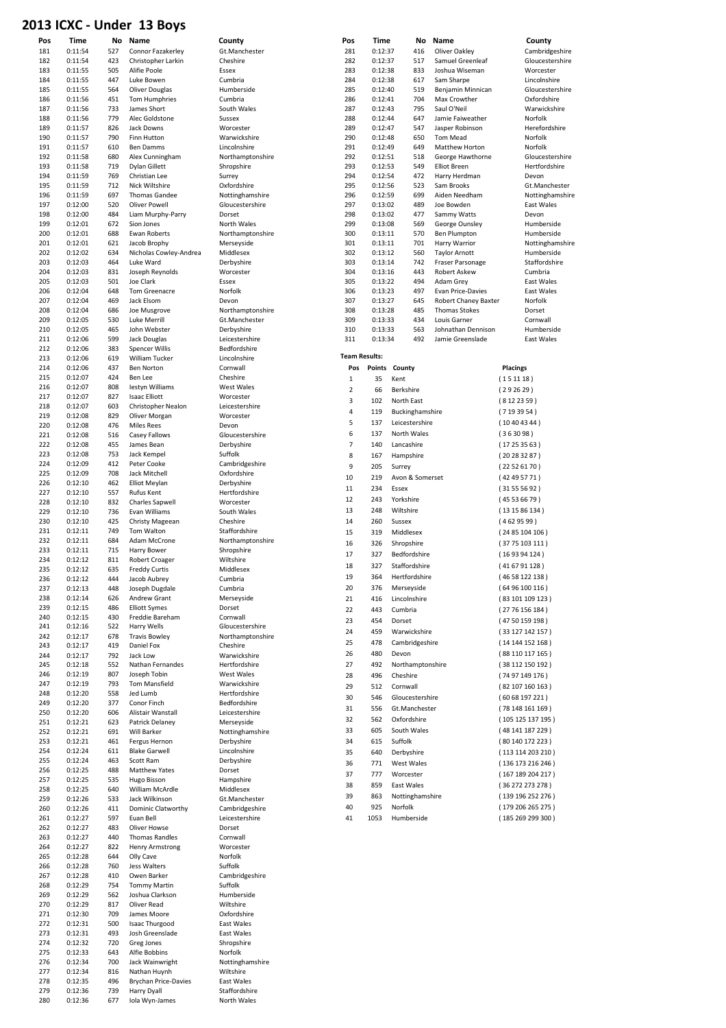# 2013 ICXC - Under 13 Boys

| Pos | Time | No | Name | County |
|---|---|---|---|---|
| 181 | 0:11:54 | 527 | Connor Fazakerley | Gt.Manchester |
| 182 | 0:11:54 | 423 | Christopher Larkin | Cheshire |
| 183 | 0:11:55 | 505 | Alifie Poole | Essex |
| 184 | 0:11:55 | 447 | Luke Bowen | Cumbria |
| 185 | 0:11:55 | 564 | Oliver Douglas | Humberside |
| 186 | 0:11:56 | 451 | Tom Humphries | Cumbria |
| 187 | 0:11:56 | 733 | James Short | South Wales |
| 188 | 0:11:56 | 779 | Alec Goldstone | Sussex |
| 189 | 0:11:57 | 826 | Jack Downs | Worcester |
| 190 | 0:11:57 | 790 | Finn Hutton | Warwickshire |
| 191 | 0:11:57 | 610 | Ben Damms | Lincolnshire |
| 192 | 0:11:58 | 680 | Alex Cunningham | Northamptonshire |
| 193 | 0:11:58 | 719 | Dylan Gillett | Shropshire |
| 194 | 0:11:59 | 769 | Christian Lee | Surrey |
| 195 | 0:11:59 | 712 | Nick Wiltshire | Oxfordshire |
| 196 | 0:11:59 | 697 | Thomas Gandee | Nottinghamshire |
| 197 | 0:12:00 | 520 | Oliver Powell | Gloucestershire |
| 198 | 0:12:00 | 484 | Liam Murphy-Parry | Dorset |
| 199 | 0:12:01 | 672 | Sion Jones | North Wales |
| 200 | 0:12:01 | 688 | Ewan Roberts | Northamptonshire |
| 201 | 0:12:01 | 621 | Jacob Brophy | Merseyside |
| 202 | 0:12:02 | 634 | Nicholas Cowley-Andrea | Middlesex |
| 203 | 0:12:03 | 464 | Luke Ward | Derbyshire |
| 204 | 0:12:03 | 831 | Joseph Reynolds | Worcester |
| 205 | 0:12:03 | 501 | Joe Clark | Essex |
| 206 | 0:12:04 | 648 | Tom Greenacre | Norfolk |
| 207 | 0:12:04 | 469 | Jack Elsom | Devon |
| 208 | 0:12:04 | 686 | Joe Musgrove | Northamptonshire |
| 209 | 0:12:05 | 530 | Luke Merrill | Gt.Manchester |
| 210 | 0:12:05 | 465 | John Webster | Derbyshire |
| 211 | 0:12:06 | 599 | Jack Douglas | Leicestershire |
| 212 | 0:12:06 | 383 | Spencer Willis | Bedfordshire |
| 213 | 0:12:06 | 619 | William Tucker | Lincolnshire |
| 214 | 0:12:06 | 437 | Ben Norton | Cornwall |
| 215 | 0:12:07 | 424 | Ben Lee | Cheshire |
| 216 | 0:12:07 | 808 | Iestyn Williams | West Wales |
| 217 | 0:12:07 | 827 | Isaac Elliott | Worcester |
| 218 | 0:12:07 | 603 | Christopher Nealon | Leicestershire |
| 219 | 0:12:08 | 829 | Oliver Morgan | Worcester |
| 220 | 0:12:08 | 476 | Miles Rees | Devon |
| 221 | 0:12:08 | 516 | Casey Fallows | Gloucestershire |
| 222 | 0:12:08 | 455 | James Bean | Derbyshire |
| 223 | 0:12:08 | 753 | Jack Kempel | Suffolk |
| 224 | 0:12:09 | 412 | Peter Cooke | Cambridgeshire |
| 225 | 0:12:09 | 708 | Jack Mitchell | Oxfordshire |
| 226 | 0:12:10 | 462 | Elliot Meylan | Derbyshire |
| 227 | 0:12:10 | 557 | Rufus Kent | Hertfordshire |
| 228 | 0:12:10 | 832 | Charles Sapwell | Worcester |
| 229 | 0:12:10 | 736 | Evan Williams | South Wales |
| 230 | 0:12:10 | 425 | Christy Mageean | Cheshire |
| 231 | 0:12:11 | 749 | Tom Walton | Staffordshire |
| 232 | 0:12:11 | 684 | Adam McCrone | Northamptonshire |
| 233 | 0:12:11 | 715 | Harry Bower | Shropshire |
| 234 | 0:12:12 | 811 | Robert Croager | Wiltshire |
| 235 | 0:12:12 | 635 | Freddy Curtis | Middlesex |
| 236 | 0:12:12 | 444 | Jacob Aubrey | Cumbria |
| 237 | 0:12:13 | 448 | Joseph Dugdale | Cumbria |
| 238 | 0:12:14 | 626 | Andrew Grant | Merseyside |
| 239 | 0:12:15 | 486 | Elliott Symes | Dorset |
| 240 | 0:12:15 | 430 | Freddie Bareham | Cornwall |
| 241 | 0:12:16 | 522 | Harry Wells | Gloucestershire |
| 242 | 0:12:17 | 678 | Travis Bowley | Northamptonshire |
| 243 | 0:12:17 | 419 | Daniel Fox | Cheshire |
| 244 | 0:12:17 | 792 | Jack Low | Warwickshire |
| 245 | 0:12:18 | 552 | Nathan Fernandes | Hertfordshire |
| 246 | 0:12:19 | 807 | Joseph Tobin | West Wales |
| 247 | 0:12:19 | 793 | Tom Mansfield | Warwickshire |
| 248 | 0:12:20 | 558 | Jed Lumb | Hertfordshire |
| 249 | 0:12:20 | 377 | Conor Finch | Bedfordshire |
| 250 | 0:12:20 | 606 | Alistair Wanstall | Leicestershire |
| 251 | 0:12:21 | 623 | Patrick Delaney | Merseyside |
| 252 | 0:12:21 | 691 | Will Barker | Nottinghamshire |
| 253 | 0:12:21 | 461 | Fergus Hernon | Derbyshire |
| 254 | 0:12:24 | 611 | Blake Garwell | Lincolnshire |
| 255 | 0:12:24 | 463 | Scott Ram | Derbyshire |
| 256 | 0:12:25 | 488 | Matthew Yates | Dorset |
| 257 | 0:12:25 | 535 | Hugo Bisson | Hampshire |
| 258 | 0:12:25 | 640 | William McArdle | Middlesex |
| 259 | 0:12:26 | 533 | Jack Wilkinson | Gt.Manchester |
| 260 | 0:12:26 | 411 | Dominic Clatworthy | Cambridgeshire |
| 261 | 0:12:27 | 597 | Euan Bell | Leicestershire |
| 262 | 0:12:27 | 483 | Oliver Howse | Dorset |
| 263 | 0:12:27 | 440 | Thomas Randles | Cornwall |
| 264 | 0:12:27 | 822 | Henry Armstrong | Worcester |
| 265 | 0:12:28 | 644 | Olly Cave | Norfolk |
| 266 | 0:12:28 | 760 | Jess Walters | Suffolk |
| 267 | 0:12:28 | 410 | Owen Barker | Cambridgeshire |
| 268 | 0:12:29 | 754 | Tommy Martin | Suffolk |
| 269 | 0:12:29 | 562 | Joshua Clarkson | Humberside |
| 270 | 0:12:29 | 817 | Oliver Read | Wiltshire |
| 271 | 0:12:30 | 709 | James Moore | Oxfordshire |
| 272 | 0:12:31 | 500 | Isaac Thurgood | East Wales |
| 273 | 0:12:31 | 493 | Josh Greenslade | East Wales |
| 274 | 0:12:32 | 720 | Greg Jones | Shropshire |
| 275 | 0:12:33 | 643 | Alfie Bobbins | Norfolk |
| 276 | 0:12:34 | 700 | Jack Wainwright | Nottinghamshire |
| 277 | 0:12:34 | 816 | Nathan Huynh | Wiltshire |
| 278 | 0:12:35 | 496 | Brychan Price-Davies | East Wales |
| 279 | 0:12:36 | 739 | Harry Dyall | Staffordshire |
| 280 | 0:12:36 | 677 | Iola Wyn-James | North Wales |
| 281 | 0:12:37 | 416 | Oliver Oakley | Cambridgeshire |
| 282 | 0:12:37 | 517 | Samuel Greenleaf | Gloucestershire |
| 283 | 0:12:38 | 833 | Joshua Wiseman | Worcester |
| 284 | 0:12:38 | 617 | Sam Sharpe | Lincolnshire |
| 285 | 0:12:40 | 519 | Benjamin Minnican | Gloucestershire |
| 286 | 0:12:41 | 704 | Max Crowther | Oxfordshire |
| 287 | 0:12:43 | 795 | Saul O'Neil | Warwickshire |
| 288 | 0:12:44 | 647 | Jamie Faiweather | Norfolk |
| 289 | 0:12:47 | 547 | Jasper Robinson | Herefordshire |
| 290 | 0:12:48 | 650 | Tom Mead | Norfolk |
| 291 | 0:12:49 | 649 | Matthew Horton | Norfolk |
| 292 | 0:12:51 | 518 | George Hawthorne | Gloucestershire |
| 293 | 0:12:53 | 549 | Elliot Breen | Hertfordshire |
| 294 | 0:12:54 | 472 | Harry Herdman | Devon |
| 295 | 0:12:56 | 523 | Sam Brooks | Gt.Manchester |
| 296 | 0:12:59 | 699 | Aiden Needham | Nottinghamshire |
| 297 | 0:13:02 | 489 | Joe Bowden | East Wales |
| 298 | 0:13:02 | 477 | Sammy Watts | Devon |
| 299 | 0:13:08 | 569 | George Ounsley | Humberside |
| 300 | 0:13:11 | 570 | Ben Plumpton | Humberside |
| 301 | 0:13:11 | 701 | Harry Warrior | Nottinghamshire |
| 302 | 0:13:12 | 560 | Taylor Arnott | Humberside |
| 303 | 0:13:14 | 742 | Fraser Parsonage | Staffordshire |
| 304 | 0:13:16 | 443 | Robert Askew | Cumbria |
| 305 | 0:13:22 | 494 | Adam Grey | East Wales |
| 306 | 0:13:23 | 497 | Evan Price-Davies | East Wales |
| 307 | 0:13:27 | 645 | Robert Chaney Baxter | Norfolk |
| 308 | 0:13:28 | 485 | Thomas Stokes | Dorset |
| 309 | 0:13:33 | 434 | Louis Garner | Cornwall |
| 310 | 0:13:33 | 563 | Johnathan Dennison | Humberside |
| 311 | 0:13:34 | 492 | Jamie Greenslade | East Wales |

**Team Results:**

| Pos | Points | County | Placings |
|---|---|---|---|
| 1 | 35 | Kent | ( 1 5 11 18 ) |
| 2 | 66 | Berkshire | ( 2 9 26 29 ) |
| 3 | 102 | North East | ( 8 12 23 59 ) |
| 4 | 119 | Buckinghamshire | ( 7 19 39 54 ) |
| 5 | 137 | Leicestershire | ( 10 40 43 44 ) |
| 6 | 137 | North Wales | ( 3 6 30 98 ) |
| 7 | 140 | Lancashire | ( 17 25 35 63 ) |
| 8 | 167 | Hampshire | ( 20 28 32 87 ) |
| 9 | 205 | Surrey | ( 22 52 61 70 ) |
| 10 | 219 | Avon & Somerset | ( 42 49 57 71 ) |
| 11 | 234 | Essex | ( 31 55 56 92 ) |
| 12 | 243 | Yorkshire | ( 45 53 66 79 ) |
| 13 | 248 | Wiltshire | ( 13 15 86 134 ) |
| 14 | 260 | Sussex | ( 4 62 95 99 ) |
| 15 | 319 | Middlesex | ( 24 85 104 106 ) |
| 16 | 326 | Shropshire | ( 37 75 103 111 ) |
| 17 | 327 | Bedfordshire | ( 16 93 94 124 ) |
| 18 | 327 | Staffordshire | ( 41 67 91 128 ) |
| 19 | 364 | Hertfordshire | ( 46 58 122 138 ) |
| 20 | 376 | Merseyside | ( 64 96 100 116 ) |
| 21 | 416 | Lincolnshire | ( 83 101 109 123 ) |
| 22 | 443 | Cumbria | ( 27 76 156 184 ) |
| 23 | 454 | Dorset | ( 47 50 159 198 ) |
| 24 | 459 | Warwickshire | ( 33 127 142 157 ) |
| 25 | 478 | Cambridgeshire | ( 14 144 152 168 ) |
| 26 | 480 | Devon | ( 88 110 117 165 ) |
| 27 | 492 | Northamptonshire | ( 38 112 150 192 ) |
| 28 | 496 | Cheshire | ( 74 97 149 176 ) |
| 29 | 512 | Cornwall | ( 82 107 160 163 ) |
| 30 | 546 | Gloucestershire | ( 60 68 197 221 ) |
| 31 | 556 | Gt.Manchester | ( 78 148 161 169 ) |
| 32 | 562 | Oxfordshire | ( 105 125 137 195 ) |
| 33 | 605 | South Wales | ( 48 141 187 229 ) |
| 34 | 615 | Suffolk | ( 80 140 172 223 ) |
| 35 | 640 | Derbyshire | ( 113 114 203 210 ) |
| 36 | 771 | West Wales | ( 136 173 216 246 ) |
| 37 | 777 | Worcester | ( 167 189 204 217 ) |
| 38 | 859 | East Wales | ( 36 272 273 278 ) |
| 39 | 863 | Nottinghamshire | ( 139 196 252 276 ) |
| 40 | 925 | Norfolk | ( 179 206 265 275 ) |
| 41 | 1053 | Humberside | ( 185 269 299 300 ) |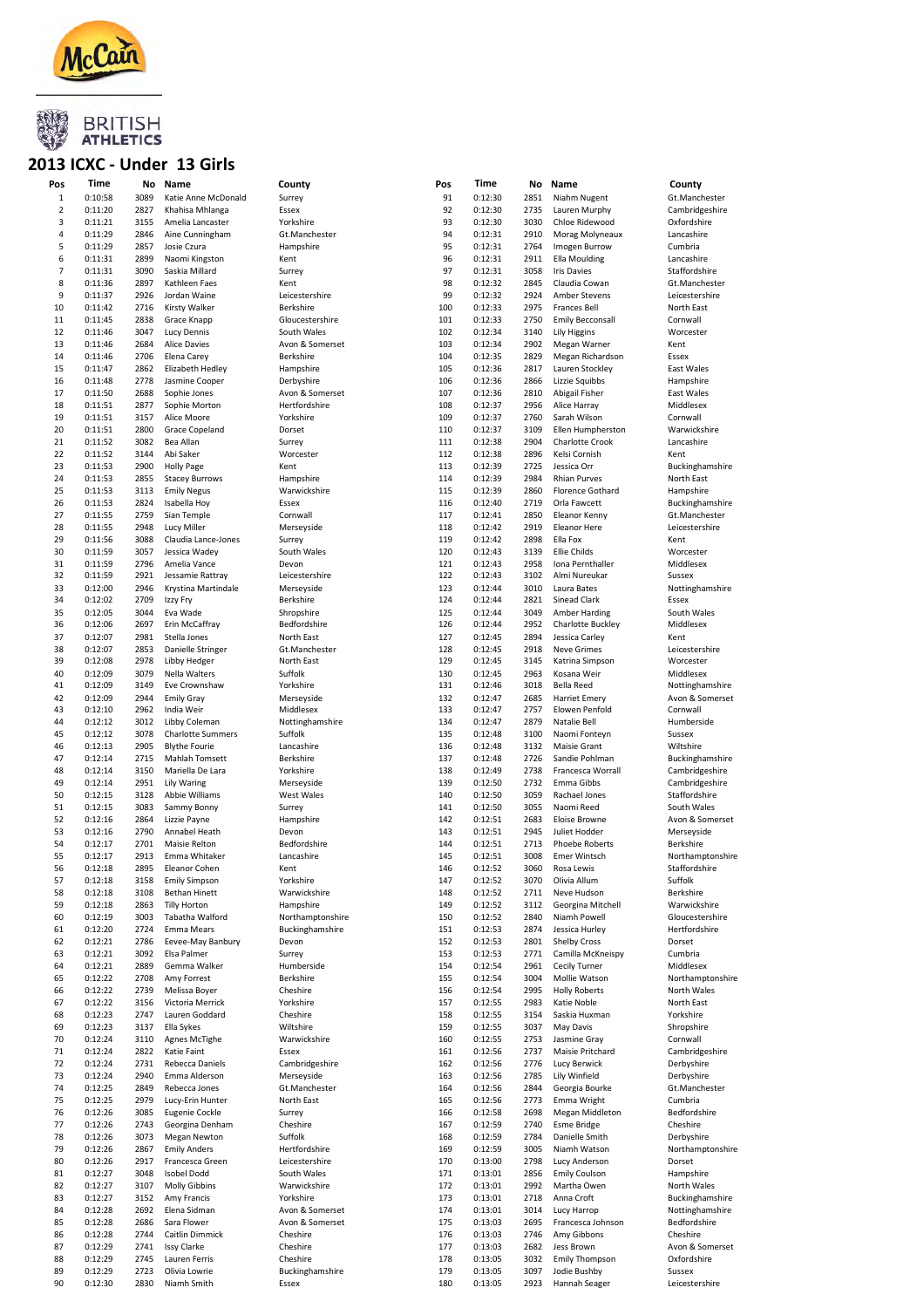BRITISH ATHLETICS

# 2013 ICXC - Under 13 Girls

| Pos | Time | No | Name | County |
|---|---|---|---|---|
| 1 | 0:10:58 | 3089 | Katie Anne McDonald | Surrey |
| 2 | 0:11:20 | 2827 | Khahisa Mhlanga | Essex |
| 3 | 0:11:21 | 3155 | Amelia Lancaster | Yorkshire |
| 4 | 0:11:29 | 2846 | Aine Cunningham | Gt.Manchester |
| 5 | 0:11:29 | 2857 | Josie Czura | Hampshire |
| 6 | 0:11:31 | 2899 | Naomi Kingston | Kent |
| 7 | 0:11:31 | 3090 | Saskia Millard | Surrey |
| 8 | 0:11:36 | 2897 | Kathleen Faes | Kent |
| 9 | 0:11:37 | 2926 | Jordan Waine | Leicestershire |
| 10 | 0:11:42 | 2716 | Kirsty Walker | Berkshire |
| 11 | 0:11:45 | 2838 | Grace Knapp | Gloucestershire |
| 12 | 0:11:46 | 3047 | Lucy Dennis | South Wales |
| 13 | 0:11:46 | 2684 | Alice Davies | Avon & Somerset |
| 14 | 0:11:46 | 2706 | Elena Carey | Berkshire |
| 15 | 0:11:47 | 2862 | Elizabeth Hedley | Hampshire |
| 16 | 0:11:48 | 2778 | Jasmine Cooper | Derbyshire |
| 17 | 0:11:50 | 2688 | Sophie Jones | Avon & Somerset |
| 18 | 0:11:51 | 2877 | Sophie Morton | Hertfordshire |
| 19 | 0:11:51 | 3157 | Alice Moore | Yorkshire |
| 20 | 0:11:51 | 2800 | Grace Copeland | Dorset |
| 21 | 0:11:52 | 3082 | Bea Allan | Surrey |
| 22 | 0:11:52 | 3144 | Abi Saker | Worcester |
| 23 | 0:11:53 | 2900 | Holly Page | Kent |
| 24 | 0:11:53 | 2855 | Stacey Burrows | Hampshire |
| 25 | 0:11:53 | 3113 | Emily Negus | Warwickshire |
| 26 | 0:11:53 | 2824 | Isabella Hoy | Essex |
| 27 | 0:11:55 | 2759 | Sian Temple | Cornwall |
| 28 | 0:11:55 | 2948 | Lucy Miller | Merseyside |
| 29 | 0:11:56 | 3088 | Claudia Lance-Jones | Surrey |
| 30 | 0:11:59 | 3057 | Jessica Wadey | South Wales |
| 31 | 0:11:59 | 2796 | Amelia Vance | Devon |
| 32 | 0:11:59 | 2921 | Jessamie Rattray | Leicestershire |
| 33 | 0:12:00 | 2946 | Krystina Martindale | Merseyside |
| 34 | 0:12:02 | 2709 | Izzy Fry | Berkshire |
| 35 | 0:12:05 | 3044 | Eva Wade | Shropshire |
| 36 | 0:12:06 | 2697 | Erin McCaffray | Bedfordshire |
| 37 | 0:12:07 | 2981 | Stella Jones | North East |
| 38 | 0:12:07 | 2853 | Danielle Stringer | Gt.Manchester |
| 39 | 0:12:08 | 2978 | Libby Hedger | North East |
| 40 | 0:12:09 | 3079 | Nella Walters | Suffolk |
| 41 | 0:12:09 | 3149 | Eve Crownshaw | Yorkshire |
| 42 | 0:12:09 | 2944 | Emily Gray | Merseyside |
| 43 | 0:12:10 | 2962 | India Weir | Middlesex |
| 44 | 0:12:12 | 3012 | Libby Coleman | Nottinghamshire |
| 45 | 0:12:12 | 3078 | Charlotte Summers | Suffolk |
| 46 | 0:12:13 | 2905 | Blythe Fourie | Lancashire |
| 47 | 0:12:14 | 2715 | Mahlah Tomsett | Berkshire |
| 48 | 0:12:14 | 3150 | Mariella De Lara | Yorkshire |
| 49 | 0:12:14 | 2951 | Lily Waring | Merseyside |
| 50 | 0:12:15 | 3128 | Abbie Williams | West Wales |
| 51 | 0:12:15 | 3083 | Sammy Bonny | Surrey |
| 52 | 0:12:16 | 2864 | Lizzie Payne | Hampshire |
| 53 | 0:12:16 | 2790 | Annabel Heath | Devon |
| 54 | 0:12:17 | 2701 | Maisie Relton | Bedfordshire |
| 55 | 0:12:17 | 2913 | Emma Whitaker | Lancashire |
| 56 | 0:12:18 | 2895 | Eleanor Cohen | Kent |
| 57 | 0:12:18 | 3158 | Emily Simpson | Yorkshire |
| 58 | 0:12:18 | 3108 | Bethan Hinett | Warwickshire |
| 59 | 0:12:18 | 2863 | Tilly Horton | Hampshire |
| 60 | 0:12:19 | 3003 | Tabatha Walford | Northamptonshire |
| 61 | 0:12:20 | 2724 | Emma Mears | Buckinghamshire |
| 62 | 0:12:21 | 2786 | Eevee-May Banbury | Devon |
| 63 | 0:12:21 | 3092 | Elsa Palmer | Surrey |
| 64 | 0:12:21 | 2889 | Gemma Walker | Humberside |
| 65 | 0:12:22 | 2708 | Amy Forrest | Berkshire |
| 66 | 0:12:22 | 2739 | Melissa Boyer | Cheshire |
| 67 | 0:12:22 | 3156 | Victoria Merrick | Yorkshire |
| 68 | 0:12:23 | 2747 | Lauren Goddard | Cheshire |
| 69 | 0:12:23 | 3137 | Ella Sykes | Wiltshire |
| 70 | 0:12:24 | 3110 | Agnes McTighe | Warwickshire |
| 71 | 0:12:24 | 2822 | Katie Faint | Essex |
| 72 | 0:12:24 | 2731 | Rebecca Daniels | Cambridgeshire |
| 73 | 0:12:24 | 2940 | Emma Alderson | Merseyside |
| 74 | 0:12:25 | 2849 | Rebecca Jones | Gt.Manchester |
| 75 | 0:12:25 | 2979 | Lucy-Erin Hunter | North East |
| 76 | 0:12:26 | 3085 | Eugenie Cockle | Surrey |
| 77 | 0:12:26 | 2743 | Georgina Denham | Cheshire |
| 78 | 0:12:26 | 3073 | Megan Newton | Suffolk |
| 79 | 0:12:26 | 2867 | Emily Anders | Hertfordshire |
| 80 | 0:12:26 | 2917 | Francesca Green | Leicestershire |
| 81 | 0:12:27 | 3048 | Isobel Dodd | South Wales |
| 82 | 0:12:27 | 3107 | Molly Gibbins | Warwickshire |
| 83 | 0:12:27 | 3152 | Amy Francis | Yorkshire |
| 84 | 0:12:28 | 2692 | Elena Sidman | Avon & Somerset |
| 85 | 0:12:28 | 2686 | Sara Flower | Avon & Somerset |
| 86 | 0:12:28 | 2744 | Caitlin Dimmick | Cheshire |
| 87 | 0:12:29 | 2741 | Issy Clarke | Cheshire |
| 88 | 0:12:29 | 2745 | Lauren Ferris | Cheshire |
| 89 | 0:12:29 | 2723 | Olivia Lowrie | Buckinghamshire |
| 90 | 0:12:30 | 2830 | Niamh Smith | Essex |
| 91 | 0:12:30 | 2851 | Niahm Nugent | Gt.Manchester |
| 92 | 0:12:30 | 2735 | Lauren Murphy | Cambridgeshire |
| 93 | 0:12:30 | 3030 | Chloe Ridewood | Oxfordshire |
| 94 | 0:12:31 | 2910 | Morag Molyneaux | Lancashire |
| 95 | 0:12:31 | 2764 | Imogen Burrow | Cumbria |
| 96 | 0:12:31 | 2911 | Ella Moulding | Lancashire |
| 97 | 0:12:31 | 3058 | Iris Davies | Staffordshire |
| 98 | 0:12:32 | 2845 | Claudia Cowan | Gt.Manchester |
| 99 | 0:12:32 | 2924 | Amber Stevens | Leicestershire |
| 100 | 0:12:33 | 2975 | Frances Bell | North East |
| 101 | 0:12:33 | 2750 | Emily Becconsall | Cornwall |
| 102 | 0:12:34 | 3140 | Lily Higgins | Worcester |
| 103 | 0:12:34 | 2902 | Megan Warner | Kent |
| 104 | 0:12:35 | 2829 | Megan Richardson | Essex |
| 105 | 0:12:36 | 2817 | Lauren Stockley | East Wales |
| 106 | 0:12:36 | 2866 | Lizzie Squibbs | Hampshire |
| 107 | 0:12:36 | 2810 | Abigail Fisher | East Wales |
| 108 | 0:12:37 | 2956 | Alice Harray | Middlesex |
| 109 | 0:12:37 | 2760 | Sarah Wilson | Cornwall |
| 110 | 0:12:37 | 3109 | Ellen Humpherston | Warwickshire |
| 111 | 0:12:38 | 2904 | Charlotte Crook | Lancashire |
| 112 | 0:12:38 | 2896 | Kelsi Cornish | Kent |
| 113 | 0:12:39 | 2725 | Jessica Orr | Buckinghamshire |
| 114 | 0:12:39 | 2984 | Rhian Purves | North East |
| 115 | 0:12:39 | 2860 | Florence Gothard | Hampshire |
| 116 | 0:12:40 | 2719 | Orla Fawcett | Buckinghamshire |
| 117 | 0:12:41 | 2850 | Eleanor Kenny | Gt.Manchester |
| 118 | 0:12:42 | 2919 | Eleanor Here | Leicestershire |
| 119 | 0:12:42 | 2898 | Ella Fox | Kent |
| 120 | 0:12:43 | 3139 | Ellie Childs | Worcester |
| 121 | 0:12:43 | 2958 | Iona Pernthaller | Middlesex |
| 122 | 0:12:43 | 3102 | Almi Nureukar | Sussex |
| 123 | 0:12:44 | 3010 | Laura Bates | Nottinghamshire |
| 124 | 0:12:44 | 2821 | Sinead Clark | Essex |
| 125 | 0:12:44 | 3049 | Amber Harding | South Wales |
| 126 | 0:12:44 | 2952 | Charlotte Buckley | Middlesex |
| 127 | 0:12:45 | 2894 | Jessica Carley | Kent |
| 128 | 0:12:45 | 2918 | Neve Grimes | Leicestershire |
| 129 | 0:12:45 | 3145 | Katrina Simpson | Worcester |
| 130 | 0:12:45 | 2963 | Kosana Weir | Middlesex |
| 131 | 0:12:46 | 3018 | Bella Reed | Nottinghamshire |
| 132 | 0:12:47 | 2685 | Harriet Emery | Avon & Somerset |
| 133 | 0:12:47 | 2757 | Elowen Penfold | Cornwall |
| 134 | 0:12:47 | 2879 | Natalie Bell | Humberside |
| 135 | 0:12:48 | 3100 | Naomi Fonteyn | Sussex |
| 136 | 0:12:48 | 3132 | Maisie Grant | Wiltshire |
| 137 | 0:12:48 | 2726 | Sandie Pohlman | Buckinghamshire |
| 138 | 0:12:49 | 2738 | Francesca Worrall | Cambridgeshire |
| 139 | 0:12:50 | 2732 | Emma Gibbs | Cambridgeshire |
| 140 | 0:12:50 | 3059 | Rachael Jones | Staffordshire |
| 141 | 0:12:50 | 3055 | Naomi Reed | South Wales |
| 142 | 0:12:51 | 2683 | Eloise Browne | Avon & Somerset |
| 143 | 0:12:51 | 2945 | Juliet Hodder | Merseyside |
| 144 | 0:12:51 | 2713 | Phoebe Roberts | Berkshire |
| 145 | 0:12:51 | 3008 | Emer Wintsch | Northamptonshire |
| 146 | 0:12:52 | 3060 | Rosa Lewis | Staffordshire |
| 147 | 0:12:52 | 3070 | Olivia Allum | Suffolk |
| 148 | 0:12:52 | 2711 | Neve Hudson | Berkshire |
| 149 | 0:12:52 | 3112 | Georgina Mitchell | Warwickshire |
| 150 | 0:12:52 | 2840 | Niamh Powell | Gloucestershire |
| 151 | 0:12:53 | 2874 | Jessica Hurley | Hertfordshire |
| 152 | 0:12:53 | 2801 | Shelby Cross | Dorset |
| 153 | 0:12:53 | 2771 | Camilla McKneispy | Cumbria |
| 154 | 0:12:54 | 2961 | Cecily Turner | Middlesex |
| 155 | 0:12:54 | 3004 | Mollie Watson | Northamptonshire |
| 156 | 0:12:54 | 2995 | Holly Roberts | North Wales |
| 157 | 0:12:55 | 2983 | Katie Noble | North East |
| 158 | 0:12:55 | 3154 | Saskia Huxman | Yorkshire |
| 159 | 0:12:55 | 3037 | May Davis | Shropshire |
| 160 | 0:12:55 | 2753 | Jasmine Gray | Cornwall |
| 161 | 0:12:56 | 2737 | Maisie Pritchard | Cambridgeshire |
| 162 | 0:12:56 | 2776 | Lucy Berwick | Derbyshire |
| 163 | 0:12:56 | 2785 | Lily Winfield | Derbyshire |
| 164 | 0:12:56 | 2844 | Georgia Bourke | Gt.Manchester |
| 165 | 0:12:56 | 2773 | Emma Wright | Cumbria |
| 166 | 0:12:58 | 2698 | Megan Middleton | Bedfordshire |
| 167 | 0:12:59 | 2740 | Esme Bridge | Cheshire |
| 168 | 0:12:59 | 2784 | Danielle Smith | Derbyshire |
| 169 | 0:12:59 | 3005 | Niamh Watson | Northamptonshire |
| 170 | 0:13:00 | 2798 | Lucy Anderson | Dorset |
| 171 | 0:13:01 | 2856 | Emily Coulson | Hampshire |
| 172 | 0:13:01 | 2992 | Martha Owen | North Wales |
| 173 | 0:13:01 | 2718 | Anna Croft | Buckinghamshire |
| 174 | 0:13:01 | 3014 | Lucy Harrop | Nottinghamshire |
| 175 | 0:13:03 | 2695 | Francesca Johnson | Bedfordshire |
| 176 | 0:13:03 | 2746 | Amy Gibbons | Cheshire |
| 177 | 0:13:03 | 2682 | Jess Brown | Avon & Somerset |
| 178 | 0:13:05 | 3032 | Emily Thompson | Oxfordshire |
| 179 | 0:13:05 | 3097 | Jodie Bushby | Sussex |
| 180 | 0:13:05 | 2923 | Hannah Seager | Leicestershire |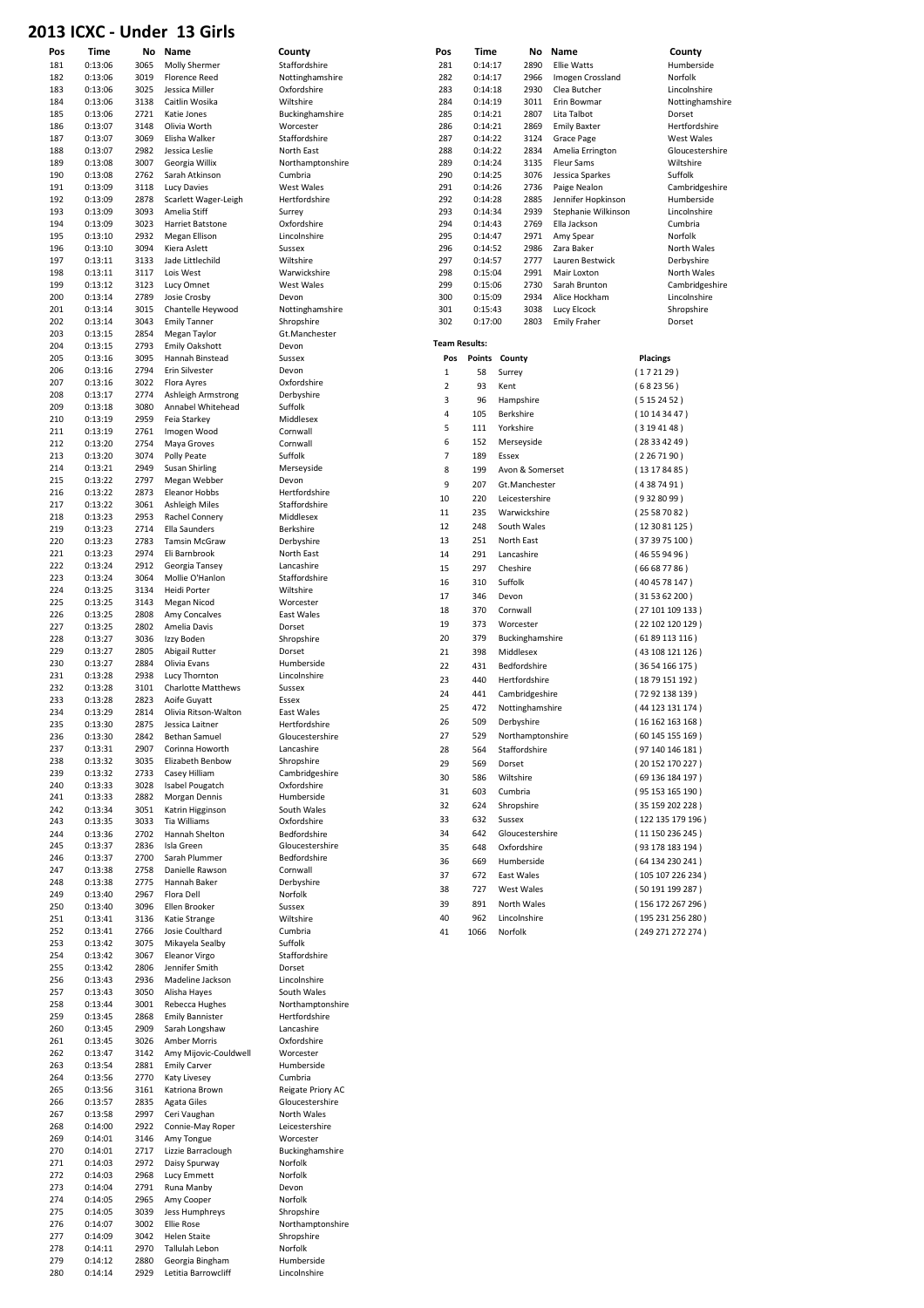# 2013 ICXC - Under 13 Girls

| Pos | Time | No | Name | County |
|---|---|---|---|---|
| 181 | 0:13:06 | 3065 | Molly Shermer | Staffordshire |
| 182 | 0:13:06 | 3019 | Florence Reed | Nottinghamshire |
| 183 | 0:13:06 | 3025 | Jessica Miller | Oxfordshire |
| 184 | 0:13:06 | 3138 | Caitlin Wosika | Wiltshire |
| 185 | 0:13:06 | 2721 | Katie Jones | Buckinghamshire |
| 186 | 0:13:07 | 3148 | Olivia Worth | Worcester |
| 187 | 0:13:07 | 3069 | Elisha Walker | Staffordshire |
| 188 | 0:13:07 | 2982 | Jessica Leslie | North East |
| 189 | 0:13:08 | 3007 | Georgia Willix | Northamptonshire |
| 190 | 0:13:08 | 2762 | Sarah Atkinson | Cumbria |
| 191 | 0:13:09 | 3118 | Lucy Davies | West Wales |
| 192 | 0:13:09 | 2878 | Scarlett Wager-Leigh | Hertfordshire |
| 193 | 0:13:09 | 3093 | Amelia Stiff | Surrey |
| 194 | 0:13:09 | 3023 | Harriet Batstone | Oxfordshire |
| 195 | 0:13:10 | 2932 | Megan Ellison | Lincolnshire |
| 196 | 0:13:10 | 3094 | Kiera Aslett | Sussex |
| 197 | 0:13:11 | 3133 | Jade Littlechild | Wiltshire |
| 198 | 0:13:11 | 3117 | Lois West | Warwickshire |
| 199 | 0:13:12 | 3123 | Lucy Omnet | West Wales |
| 200 | 0:13:14 | 2789 | Josie Crosby | Devon |
| 201 | 0:13:14 | 3015 | Chantelle Heywood | Nottinghamshire |
| 202 | 0:13:14 | 3043 | Emily Tanner | Shropshire |
| 203 | 0:13:15 | 2854 | Megan Taylor | Gt.Manchester |
| 204 | 0:13:15 | 2793 | Emily Oakshott | Devon |
| 205 | 0:13:16 | 3095 | Hannah Binstead | Sussex |
| 206 | 0:13:16 | 2794 | Erin Silvester | Devon |
| 207 | 0:13:16 | 3022 | Flora Ayres | Oxfordshire |
| 208 | 0:13:17 | 2774 | Ashleigh Armstrong | Derbyshire |
| 209 | 0:13:18 | 3080 | Annabel Whitehead | Suffolk |
| 210 | 0:13:19 | 2959 | Feia Starkey | Middlesex |
| 211 | 0:13:19 | 2761 | Imogen Wood | Cornwall |
| 212 | 0:13:20 | 2754 | Maya Groves | Cornwall |
| 213 | 0:13:20 | 3074 | Polly Peate | Suffolk |
| 214 | 0:13:21 | 2949 | Susan Shirling | Merseyside |
| 215 | 0:13:22 | 2797 | Megan Webber | Devon |
| 216 | 0:13:22 | 2873 | Eleanor Hobbs | Hertfordshire |
| 217 | 0:13:22 | 3061 | Ashleigh Miles | Staffordshire |
| 218 | 0:13:23 | 2953 | Rachel Connery | Middlesex |
| 219 | 0:13:23 | 2714 | Ella Saunders | Berkshire |
| 220 | 0:13:23 | 2783 | Tamsin McGraw | Derbyshire |
| 221 | 0:13:23 | 2974 | Eli Barnbrook | North East |
| 222 | 0:13:24 | 2912 | Georgia Tansey | Lancashire |
| 223 | 0:13:24 | 3064 | Mollie O'Hanlon | Staffordshire |
| 224 | 0:13:25 | 3134 | Heidi Porter | Wiltshire |
| 225 | 0:13:25 | 3143 | Megan Nicod | Worcester |
| 226 | 0:13:25 | 2808 | Amy Concalves | East Wales |
| 227 | 0:13:25 | 2802 | Amelia Davis | Dorset |
| 228 | 0:13:27 | 3036 | Izzy Boden | Shropshire |
| 229 | 0:13:27 | 2805 | Abigail Rutter | Dorset |
| 230 | 0:13:27 | 2884 | Olivia Evans | Humberside |
| 231 | 0:13:28 | 2938 | Lucy Thornton | Lincolnshire |
| 232 | 0:13:28 | 3101 | Charlotte Matthews | Sussex |
| 233 | 0:13:28 | 2823 | Aoife Guyatt | Essex |
| 234 | 0:13:29 | 2814 | Olivia Ritson-Walton | East Wales |
| 235 | 0:13:30 | 2875 | Jessica Laitner | Hertfordshire |
| 236 | 0:13:30 | 2842 | Bethan Samuel | Gloucestershire |
| 237 | 0:13:31 | 2907 | Corinna Howorth | Lancashire |
| 238 | 0:13:32 | 3035 | Elizabeth Benbow | Shropshire |
| 239 | 0:13:32 | 2733 | Casey Hilliam | Cambridgeshire |
| 240 | 0:13:33 | 3028 | Isabel Pougatch | Oxfordshire |
| 241 | 0:13:33 | 2882 | Morgan Dennis | Humberside |
| 242 | 0:13:34 | 3051 | Katrin Higginson | South Wales |
| 243 | 0:13:35 | 3033 | Tia Williams | Oxfordshire |
| 244 | 0:13:36 | 2702 | Hannah Shelton | Bedfordshire |
| 245 | 0:13:37 | 2836 | Isla Green | Gloucestershire |
| 246 | 0:13:37 | 2700 | Sarah Plummer | Bedfordshire |
| 247 | 0:13:38 | 2758 | Danielle Rawson | Cornwall |
| 248 | 0:13:38 | 2775 | Hannah Baker | Derbyshire |
| 249 | 0:13:40 | 2967 | Flora Dell | Norfolk |
| 250 | 0:13:40 | 3096 | Ellen Brooker | Sussex |
| 251 | 0:13:41 | 3136 | Katie Strange | Wiltshire |
| 252 | 0:13:41 | 2766 | Josie Coulthard | Cumbria |
| 253 | 0:13:42 | 3075 | Mikayela Sealby | Suffolk |
| 254 | 0:13:42 | 3067 | Eleanor Virgo | Staffordshire |
| 255 | 0:13:42 | 2806 | Jennifer Smith | Dorset |
| 256 | 0:13:43 | 2936 | Madeline Jackson | Lincolnshire |
| 257 | 0:13:43 | 3050 | Alisha Hayes | South Wales |
| 258 | 0:13:44 | 3001 | Rebecca Hughes | Northamptonshire |
| 259 | 0:13:45 | 2868 | Emily Bannister | Hertfordshire |
| 260 | 0:13:45 | 2909 | Sarah Longshaw | Lancashire |
| 261 | 0:13:45 | 3026 | Amber Morris | Oxfordshire |
| 262 | 0:13:47 | 3142 | Amy Mijovic-Couldwell | Worcester |
| 263 | 0:13:54 | 2881 | Emily Carver | Humberside |
| 264 | 0:13:56 | 2770 | Katy Livesey | Cumbria |
| 265 | 0:13:56 | 3161 | Katriona Brown | Reigate Priory AC |
| 266 | 0:13:57 | 2835 | Agata Giles | Gloucestershire |
| 267 | 0:13:58 | 2997 | Ceri Vaughan | North Wales |
| 268 | 0:14:00 | 2922 | Connie-May Roper | Leicestershire |
| 269 | 0:14:01 | 3146 | Amy Tongue | Worcester |
| 270 | 0:14:01 | 2717 | Lizzie Barraclough | Buckinghamshire |
| 271 | 0:14:03 | 2972 | Daisy Spurway | Norfolk |
| 272 | 0:14:03 | 2968 | Lucy Emmett | Norfolk |
| 273 | 0:14:04 | 2791 | Runa Manby | Devon |
| 274 | 0:14:05 | 2965 | Amy Cooper | Norfolk |
| 275 | 0:14:05 | 3039 | Jess Humphreys | Shropshire |
| 276 | 0:14:07 | 3002 | Ellie Rose | Northamptonshire |
| 277 | 0:14:09 | 3042 | Helen Staite | Shropshire |
| 278 | 0:14:11 | 2970 | Tallulah Lebon | Norfolk |
| 279 | 0:14:12 | 2880 | Georgia Bingham | Humberside |
| 280 | 0:14:14 | 2929 | Letitia Barrowcliff | Lincolnshire |
| 281 | 0:14:17 | 2890 | Ellie Watts | Humberside |
| 282 | 0:14:17 | 2966 | Imogen Crossland | Norfolk |
| 283 | 0:14:18 | 2930 | Clea Butcher | Lincolnshire |
| 284 | 0:14:19 | 3011 | Erin Bowmar | Nottinghamshire |
| 285 | 0:14:21 | 2807 | Lita Talbot | Dorset |
| 286 | 0:14:21 | 2869 | Emily Baxter | Hertfordshire |
| 287 | 0:14:22 | 3124 | Grace Page | West Wales |
| 288 | 0:14:22 | 2834 | Amelia Errington | Gloucestershire |
| 289 | 0:14:24 | 3135 | Fleur Sams | Wiltshire |
| 290 | 0:14:25 | 3076 | Jessica Sparkes | Suffolk |
| 291 | 0:14:26 | 2736 | Paige Nealon | Cambridgeshire |
| 292 | 0:14:28 | 2885 | Jennifer Hopkinson | Humberside |
| 293 | 0:14:34 | 2939 | Stephanie Wilkinson | Lincolnshire |
| 294 | 0:14:43 | 2769 | Ella Jackson | Cumbria |
| 295 | 0:14:47 | 2971 | Amy Spear | Norfolk |
| 296 | 0:14:52 | 2986 | Zara Baker | North Wales |
| 297 | 0:14:57 | 2777 | Lauren Bestwick | Derbyshire |
| 298 | 0:15:04 | 2991 | Mair Loxton | North Wales |
| 299 | 0:15:06 | 2730 | Sarah Brunton | Cambridgeshire |
| 300 | 0:15:09 | 2934 | Alice Hockham | Lincolnshire |
| 301 | 0:15:43 | 3038 | Lucy Elcock | Shropshire |
| 302 | 0:17:00 | 2803 | Emily Fraher | Dorset |

**Team Results:**

| Pos | Points | County | Placings |
|---|---|---|---|
| 1 | 58 | Surrey | ( 1 7 21 29 ) |
| 2 | 93 | Kent | ( 6 8 23 56 ) |
| 3 | 96 | Hampshire | ( 5 15 24 52 ) |
| 4 | 105 | Berkshire | ( 10 14 34 47 ) |
| 5 | 111 | Yorkshire | ( 3 19 41 48 ) |
| 6 | 152 | Merseyside | ( 28 33 42 49 ) |
| 7 | 189 | Essex | ( 2 26 71 90 ) |
| 8 | 199 | Avon & Somerset | ( 13 17 84 85 ) |
| 9 | 207 | Gt.Manchester | ( 4 38 74 91 ) |
| 10 | 220 | Leicestershire | ( 9 32 80 99 ) |
| 11 | 235 | Warwickshire | ( 25 58 70 82 ) |
| 12 | 248 | South Wales | ( 12 30 81 125 ) |
| 13 | 251 | North East | ( 37 39 75 100 ) |
| 14 | 291 | Lancashire | ( 46 55 94 96 ) |
| 15 | 297 | Cheshire | ( 66 68 77 86 ) |
| 16 | 310 | Suffolk | ( 40 45 78 147 ) |
| 17 | 346 | Devon | ( 31 53 62 200 ) |
| 18 | 370 | Cornwall | ( 27 101 109 133 ) |
| 19 | 373 | Worcester | ( 22 102 120 129 ) |
| 20 | 379 | Buckinghamshire | ( 61 89 113 116 ) |
| 21 | 398 | Middlesex | ( 43 108 121 126 ) |
| 22 | 431 | Bedfordshire | ( 36 54 166 175 ) |
| 23 | 440 | Hertfordshire | ( 18 79 151 192 ) |
| 24 | 441 | Cambridgeshire | ( 72 92 138 139 ) |
| 25 | 472 | Nottinghamshire | ( 44 123 131 174 ) |
| 26 | 509 | Derbyshire | ( 16 162 163 168 ) |
| 27 | 529 | Northamptonshire | ( 60 145 155 169 ) |
| 28 | 564 | Staffordshire | ( 97 140 146 181 ) |
| 29 | 569 | Dorset | ( 20 152 170 227 ) |
| 30 | 586 | Wiltshire | ( 69 136 184 197 ) |
| 31 | 603 | Cumbria | ( 95 153 165 190 ) |
| 32 | 624 | Shropshire | ( 35 159 202 228 ) |
| 33 | 632 | Sussex | ( 122 135 179 196 ) |
| 34 | 642 | Gloucestershire | ( 11 150 236 245 ) |
| 35 | 648 | Oxfordshire | ( 93 178 183 194 ) |
| 36 | 669 | Humberside | ( 64 134 230 241 ) |
| 37 | 672 | East Wales | ( 105 107 226 234 ) |
| 38 | 727 | West Wales | ( 50 191 199 287 ) |
| 39 | 891 | North Wales | ( 156 172 267 296 ) |
| 40 | 962 | Lincolnshire | ( 195 231 256 280 ) |
| 41 | 1066 | Norfolk | ( 249 271 272 274 ) |